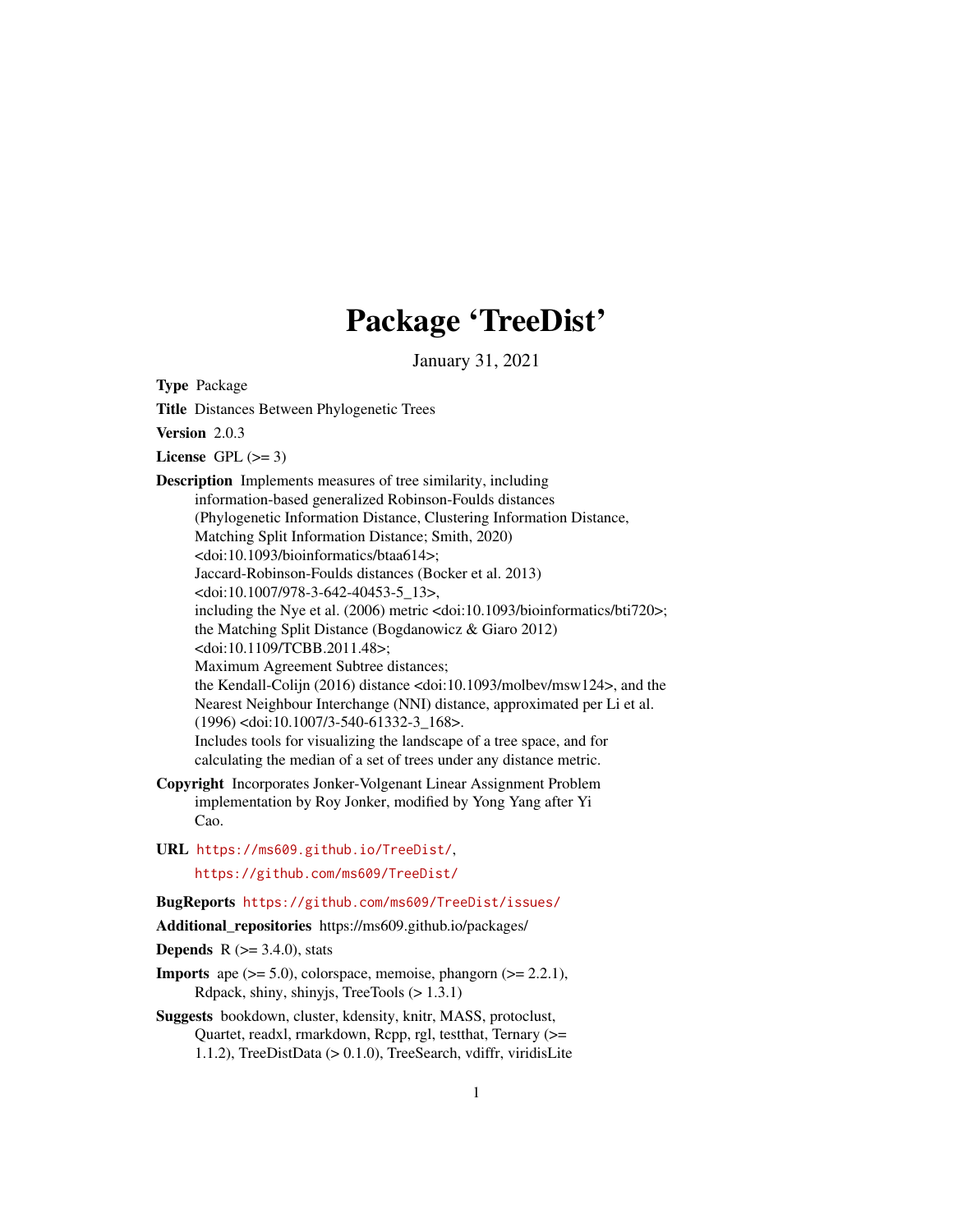# Package 'TreeDist'

January 31, 2021

**Type** Package

**Title** Distances Between Phylogenetic Trees

**Version** 2.0.3

**License** GPL (>= 3)

**Description** Implements measures of tree similarity, including information-based generalized Robinson-Foulds distances (Phylogenetic Information Distance, Clustering Information Distance, Matching Split Information Distance; Smith, 2020) <doi:10.1093/bioinformatics/btaa614>; Jaccard-Robinson-Foulds distances (Bocker et al. 2013) <doi:10.1007/978-3-642-40453-5_13>, including the Nye et al. (2006) metric <doi:10.1093/bioinformatics/bti720>; the Matching Split Distance (Bogdanowicz & Giaro 2012) <doi:10.1109/TCBB.2011.48>; Maximum Agreement Subtree distances; the Kendall-Colijn (2016) distance <doi:10.1093/molbev/msw124>, and the Nearest Neighbour Interchange (NNI) distance, approximated per Li et al. (1996) <doi:10.1007/3-540-61332-3_168>. Includes tools for visualizing the landscape of a tree space, and for calculating the median of a set of trees under any distance metric.

**Copyright** Incorporates Jonker-Volgenant Linear Assignment Problem implementation by Roy Jonker, modified by Yong Yang after Yi Cao.

**URL** https://ms609.github.io/TreeDist/, https://github.com/ms609/TreeDist/

**BugReports** https://github.com/ms609/TreeDist/issues/

**Additional_repositories** https://ms609.github.io/packages/

**Depends** R (>= 3.4.0), stats

**Imports** ape (>= 5.0), colorspace, memoise, phangorn (>= 2.2.1), Rdpack, shiny, shinyjs, TreeTools (> 1.3.1)

**Suggests** bookdown, cluster, kdensity, knitr, MASS, protoclust, Quartet, readxl, rmarkdown, Rcpp, rgl, testthat, Ternary (>= 1.1.2), TreeDistData (> 0.1.0), TreeSearch, vdiffr, viridisLite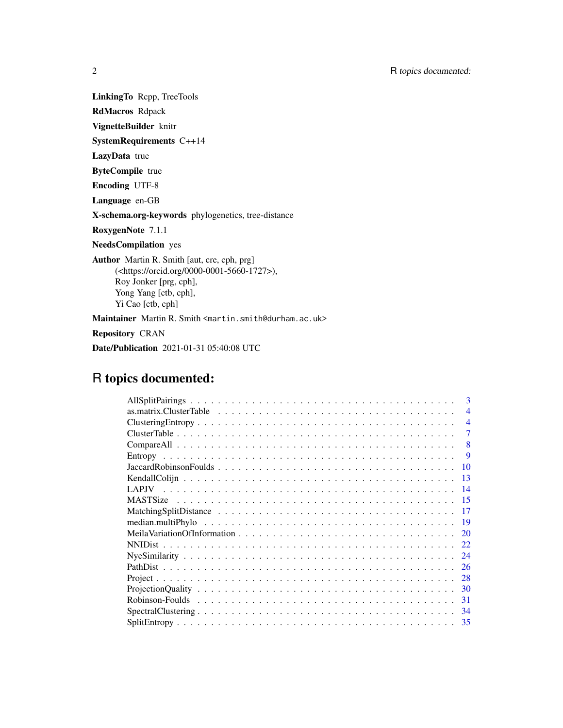**LinkingTo** Rcpp, TreeTools

**RdMacros** Rdpack

**VignetteBuilder** knitr

**SystemRequirements** C++14

**LazyData** true

**ByteCompile** true

**Encoding** UTF-8

**Language** en-GB

**X-schema.org-keywords** phylogenetics, tree-distance

**RoxygenNote** 7.1.1

**NeedsCompilation** yes

**Author** Martin R. Smith [aut, cre, cph, prg] (<https://orcid.org/0000-0001-5660-1727>), Roy Jonker [prg, cph], Yong Yang [ctb, cph], Yi Cao [ctb, cph]

**Maintainer** Martin R. Smith <martin.smith@durham.ac.uk>

**Repository** CRAN

**Date/Publication** 2021-01-31 05:40:08 UTC

## R topics documented:

| | |
|---|---|
| AllSplitPairings | 3 |
| as.matrix.ClusterTable | 4 |
| ClusteringEntropy | 4 |
| ClusterTable | 7 |
| CompareAll | 8 |
| Entropy | 9 |
| JaccardRobinsonFoulds | 10 |
| KendallColijn | 13 |
| LAPJV | 14 |
| MASTSize | 15 |
| MatchingSplitDistance | 17 |
| median.multiPhylo | 19 |
| MeilaVariationOfInformation | 20 |
| NNIDist | 22 |
| NyeSimilarity | 24 |
| PathDist | 26 |
| Project | 28 |
| ProjectionQuality | 30 |
| Robinson-Foulds | 31 |
| SpectralClustering | 34 |
| SplitEntropy | 35 |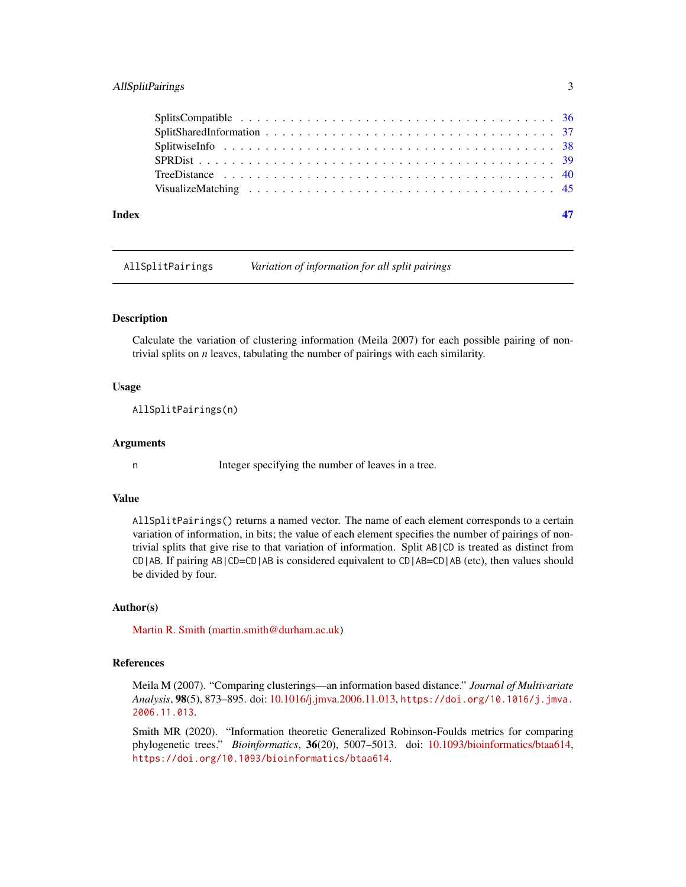| | |
|---|---|
| SplitsCompatible | 36 |
| SplitSharedInformation | 37 |
| SplitwiseInfo | 38 |
| SPRDist | 39 |
| TreeDistance | 40 |
| VisualizeMatching | 45 |

**Index** **47**

---

`AllSplitPairings` *Variation of information for all split pairings*

---

## Description

Calculate the variation of clustering information (Meila 2007) for each possible pairing of non-trivial splits on *n* leaves, tabulating the number of pairings with each similarity.

## Usage

```
AllSplitPairings(n)
```

## Arguments

| | |
|---|---|
| `n` | Integer specifying the number of leaves in a tree. |

## Value

`AllSplitPairings()` returns a named vector. The name of each element corresponds to a certain variation of information, in bits; the value of each element specifies the number of pairings of non-trivial splits that give rise to that variation of information. Split `AB|CD` is treated as distinct from `CD|AB`. If pairing `AB|CD=CD|AB` is considered equivalent to `CD|AB=CD|AB` (etc), then values should be divided by four.

## Author(s)

Martin R. Smith (martin.smith@durham.ac.uk)

## References

Meila M (2007). "Comparing clusterings—an information based distance." *Journal of Multivariate Analysis*, **98**(5), 873–895. doi: 10.1016/j.jmva.2006.11.013, `https://doi.org/10.1016/j.jmva.2006.11.013`.

Smith MR (2020). "Information theoretic Generalized Robinson-Foulds metrics for comparing phylogenetic trees." *Bioinformatics*, **36**(20), 5007–5013. doi: 10.1093/bioinformatics/btaa614, `https://doi.org/10.1093/bioinformatics/btaa614`.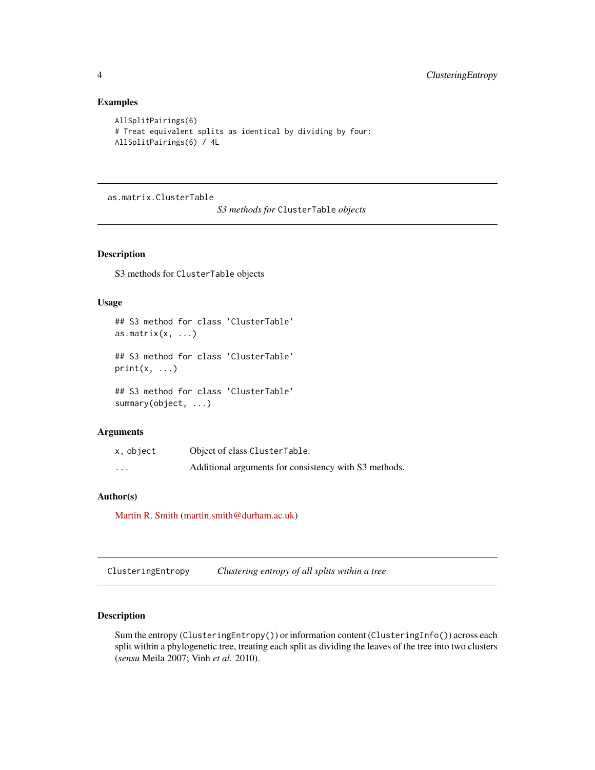## Examples

```
AllSplitPairings(6)
# Treat equivalent splits as identical by dividing by four:
AllSplitPairings(6) / 4L
```

---

as.matrix.ClusterTable — *S3 methods for* `ClusterTable` *objects*

---

### Description

S3 methods for `ClusterTable` objects

### Usage

```
## S3 method for class 'ClusterTable'
as.matrix(x, ...)

## S3 method for class 'ClusterTable'
print(x, ...)

## S3 method for class 'ClusterTable'
summary(object, ...)
```

### Arguments

| | |
|---|---|
| `x, object` | Object of class `ClusterTable`. |
| `...` | Additional arguments for consistency with S3 methods. |

### Author(s)

Martin R. Smith (martin.smith@durham.ac.uk)

---

ClusteringEntropy — *Clustering entropy of all splits within a tree*

---

### Description

Sum the entropy (`ClusteringEntropy()`) or information content (`ClusteringInfo()`) across each split within a phylogenetic tree, treating each split as dividing the leaves of the tree into two clusters (*sensu* Meila 2007; Vinh *et al.* 2010).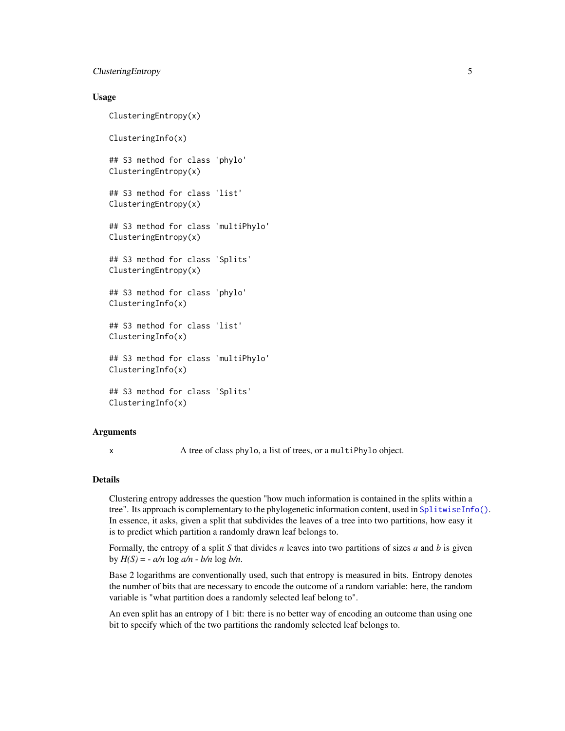### Usage

```
ClusteringEntropy(x)

ClusteringInfo(x)

## S3 method for class 'phylo'
ClusteringEntropy(x)

## S3 method for class 'list'
ClusteringEntropy(x)

## S3 method for class 'multiPhylo'
ClusteringEntropy(x)

## S3 method for class 'Splits'
ClusteringEntropy(x)

## S3 method for class 'phylo'
ClusteringInfo(x)

## S3 method for class 'list'
ClusteringInfo(x)

## S3 method for class 'multiPhylo'
ClusteringInfo(x)

## S3 method for class 'Splits'
ClusteringInfo(x)
```

### Arguments

| | |
|---|---|
| x | A tree of class phylo, a list of trees, or a multiPhylo object. |

### Details

Clustering entropy addresses the question "how much information is contained in the splits within a tree". Its approach is complementary to the phylogenetic information content, used in SplitwiseInfo(). In essence, it asks, given a split that subdivides the leaves of a tree into two partitions, how easy it is to predict which partition a randomly drawn leaf belongs to.

Formally, the entropy of a split $S$ that divides $n$ leaves into two partitions of sizes $a$ and $b$ is given by $H(S) = - a/n \log a/n - b/n \log b/n$.

Base 2 logarithms are conventionally used, such that entropy is measured in bits. Entropy denotes the number of bits that are necessary to encode the outcome of a random variable: here, the random variable is "what partition does a randomly selected leaf belong to".

An even split has an entropy of 1 bit: there is no better way of encoding an outcome than using one bit to specify which of the two partitions the randomly selected leaf belongs to.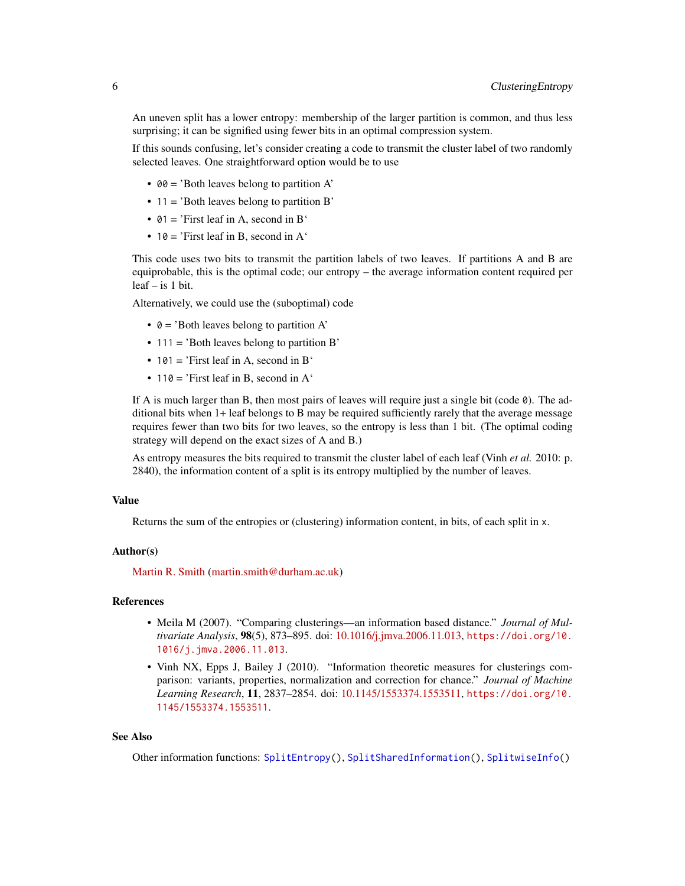An uneven split has a lower entropy: membership of the larger partition is common, and thus less surprising; it can be signified using fewer bits in an optimal compression system.

If this sounds confusing, let's consider creating a code to transmit the cluster label of two randomly selected leaves. One straightforward option would be to use

- `00` = 'Both leaves belong to partition A'
- `11` = 'Both leaves belong to partition B'
- `01` = 'First leaf in A, second in B'
- `10` = 'First leaf in B, second in A'

This code uses two bits to transmit the partition labels of two leaves. If partitions A and B are equiprobable, this is the optimal code; our entropy – the average information content required per leaf – is 1 bit.

Alternatively, we could use the (suboptimal) code

- `0` = 'Both leaves belong to partition A'
- `111` = 'Both leaves belong to partition B'
- `101` = 'First leaf in A, second in B'
- `110` = 'First leaf in B, second in A'

If A is much larger than B, then most pairs of leaves will require just a single bit (code `0`). The additional bits when 1+ leaf belongs to B may be required sufficiently rarely that the average message requires fewer than two bits for two leaves, so the entropy is less than 1 bit. (The optimal coding strategy will depend on the exact sizes of A and B.)

As entropy measures the bits required to transmit the cluster label of each leaf (Vinh *et al.* 2010: p. 2840), the information content of a split is its entropy multiplied by the number of leaves.

## Value

Returns the sum of the entropies or (clustering) information content, in bits, of each split in `x`.

## Author(s)

Martin R. Smith (martin.smith@durham.ac.uk)

## References

- Meila M (2007). "Comparing clusterings—an information based distance." *Journal of Multivariate Analysis*, **98**(5), 873–895. doi: 10.1016/j.jmva.2006.11.013, `https://doi.org/10.1016/j.jmva.2006.11.013`.
- Vinh NX, Epps J, Bailey J (2010). "Information theoretic measures for clusterings comparison: variants, properties, normalization and correction for chance." *Journal of Machine Learning Research*, **11**, 2837–2854. doi: 10.1145/1553374.1553511, `https://doi.org/10.1145/1553374.1553511`.

## See Also

Other information functions: `SplitEntropy()`, `SplitSharedInformation()`, `SplitwiseInfo()`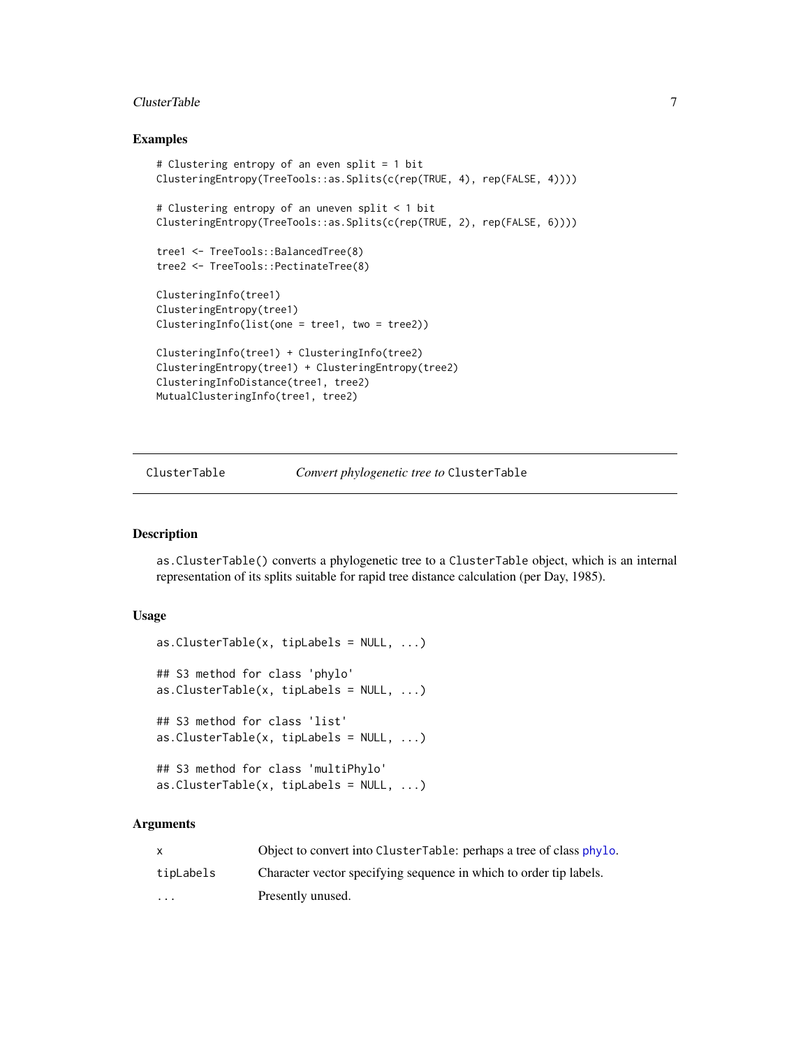### Examples

```
# Clustering entropy of an even split = 1 bit
ClusteringEntropy(TreeTools::as.Splits(c(rep(TRUE, 4), rep(FALSE, 4))))

# Clustering entropy of an uneven split < 1 bit
ClusteringEntropy(TreeTools::as.Splits(c(rep(TRUE, 2), rep(FALSE, 6))))

tree1 <- TreeTools::BalancedTree(8)
tree2 <- TreeTools::PectinateTree(8)

ClusteringInfo(tree1)
ClusteringEntropy(tree1)
ClusteringInfo(list(one = tree1, two = tree2))

ClusteringInfo(tree1) + ClusteringInfo(tree2)
ClusteringEntropy(tree1) + ClusteringEntropy(tree2)
ClusteringInfoDistance(tree1, tree2)
MutualClusteringInfo(tree1, tree2)
```

---

## ClusterTable — *Convert phylogenetic tree to* `ClusterTable`

### Description

`as.ClusterTable()` converts a phylogenetic tree to a `ClusterTable` object, which is an internal representation of its splits suitable for rapid tree distance calculation (per Day, 1985).

### Usage

```
as.ClusterTable(x, tipLabels = NULL, ...)

## S3 method for class 'phylo'
as.ClusterTable(x, tipLabels = NULL, ...)

## S3 method for class 'list'
as.ClusterTable(x, tipLabels = NULL, ...)

## S3 method for class 'multiPhylo'
as.ClusterTable(x, tipLabels = NULL, ...)
```

### Arguments

| | |
|---|---|
| `x` | Object to convert into `ClusterTable`: perhaps a tree of class `phylo`. |
| `tipLabels` | Character vector specifying sequence in which to order tip labels. |
| `...` | Presently unused. |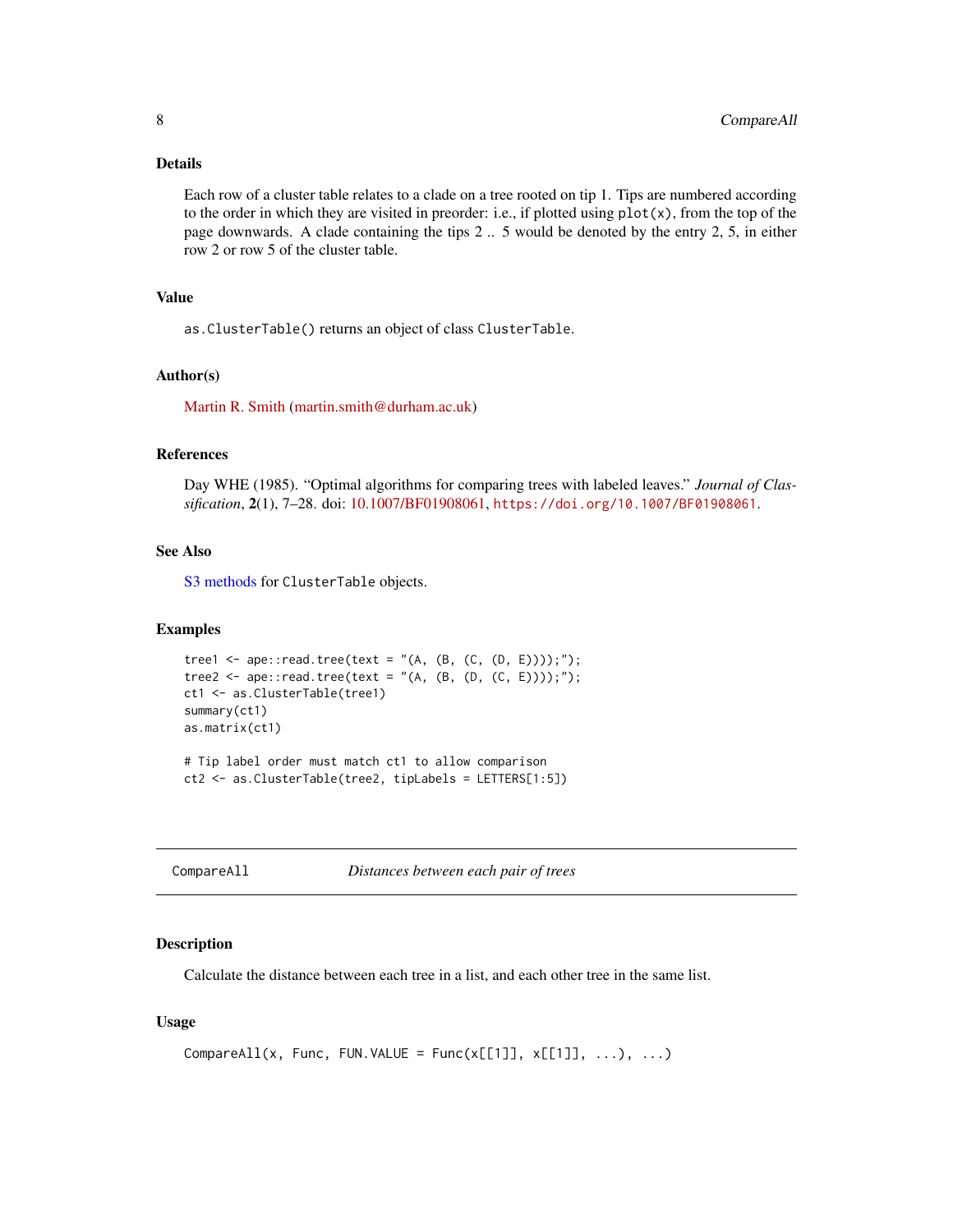### Details

Each row of a cluster table relates to a clade on a tree rooted on tip 1. Tips are numbered according to the order in which they are visited in preorder: i.e., if plotted using `plot(x)`, from the top of the page downwards. A clade containing the tips 2 .. 5 would be denoted by the entry 2, 5, in either row 2 or row 5 of the cluster table.

### Value

`as.ClusterTable()` returns an object of class `ClusterTable`.

### Author(s)

Martin R. Smith (martin.smith@durham.ac.uk)

### References

Day WHE (1985). "Optimal algorithms for comparing trees with labeled leaves." *Journal of Classification*, **2**(1), 7–28. doi: 10.1007/BF01908061, `https://doi.org/10.1007/BF01908061`.

### See Also

S3 methods for `ClusterTable` objects.

### Examples

```
tree1 <- ape::read.tree(text = "(A, (B, (C, (D, E))));");
tree2 <- ape::read.tree(text = "(A, (B, (D, (C, E))));");
ct1 <- as.ClusterTable(tree1)
summary(ct1)
as.matrix(ct1)

# Tip label order must match ct1 to allow comparison
ct2 <- as.ClusterTable(tree2, tipLabels = LETTERS[1:5])
```

---

## CompareAll — *Distances between each pair of trees*

### Description

Calculate the distance between each tree in a list, and each other tree in the same list.

### Usage

```
CompareAll(x, Func, FUN.VALUE = Func(x[[1]], x[[1]], ...), ...)
```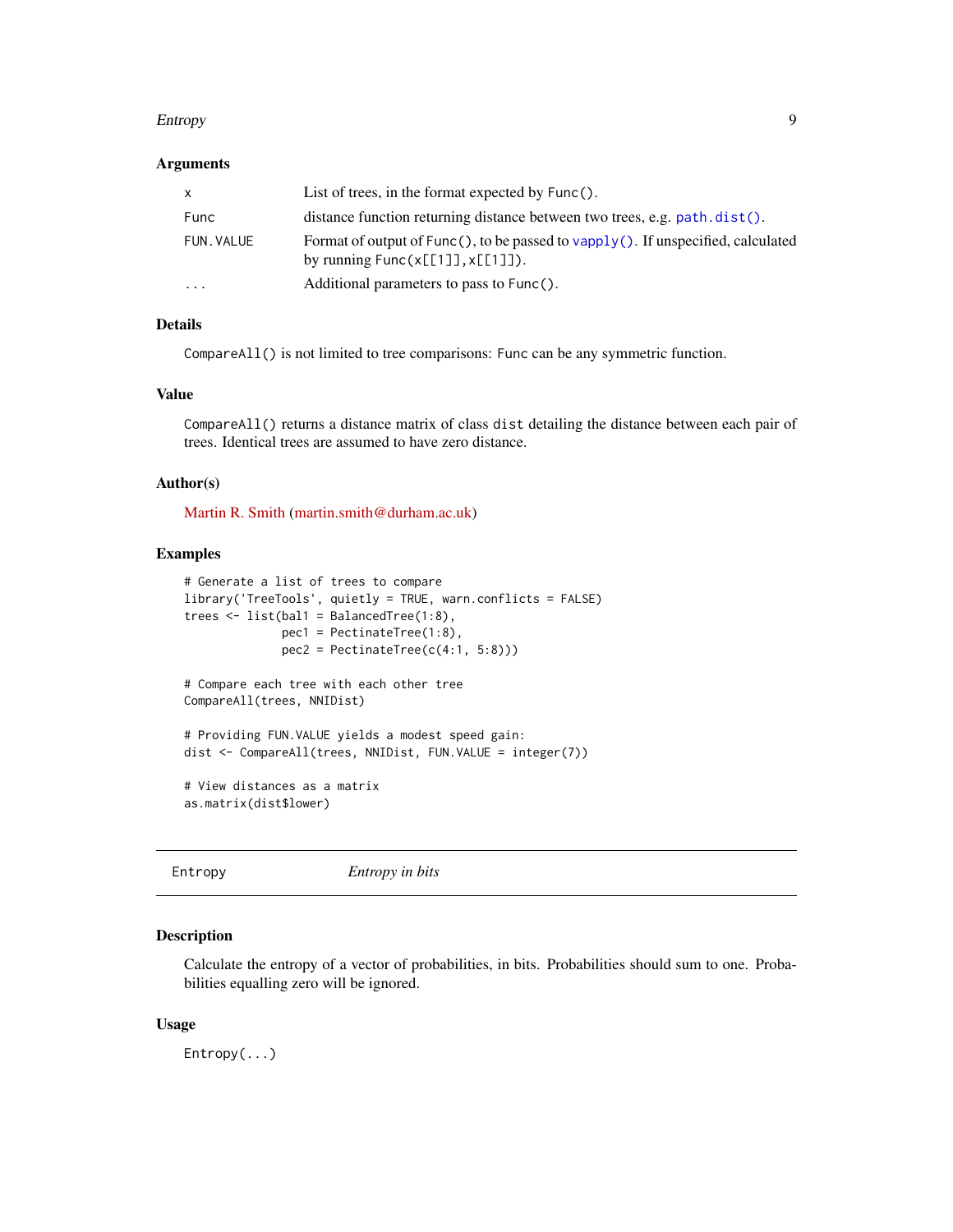### Arguments

| | |
|---|---|
| `x` | List of trees, in the format expected by `Func()`. |
| `Func` | distance function returning distance between two trees, e.g. `path.dist()`. |
| `FUN.VALUE` | Format of output of `Func()`, to be passed to `vapply()`. If unspecified, calculated by running `Func(x[[1]],x[[1]])`. |
| `...` | Additional parameters to pass to `Func()`. |

### Details

`CompareAll()` is not limited to tree comparisons: `Func` can be any symmetric function.

### Value

`CompareAll()` returns a distance matrix of class `dist` detailing the distance between each pair of trees. Identical trees are assumed to have zero distance.

### Author(s)

Martin R. Smith (martin.smith@durham.ac.uk)

### Examples

```
# Generate a list of trees to compare
library('TreeTools', quietly = TRUE, warn.conflicts = FALSE)
trees <- list(bal1 = BalancedTree(1:8),
              pec1 = PectinateTree(1:8),
              pec2 = PectinateTree(c(4:1, 5:8)))

# Compare each tree with each other tree
CompareAll(trees, NNIDist)

# Providing FUN.VALUE yields a modest speed gain:
dist <- CompareAll(trees, NNIDist, FUN.VALUE = integer(7))

# View distances as a matrix
as.matrix(dist$lower)
```

---

## Entropy *Entropy in bits*

### Description

Calculate the entropy of a vector of probabilities, in bits. Probabilities should sum to one. Probabilities equalling zero will be ignored.

### Usage

```
Entropy(...)
```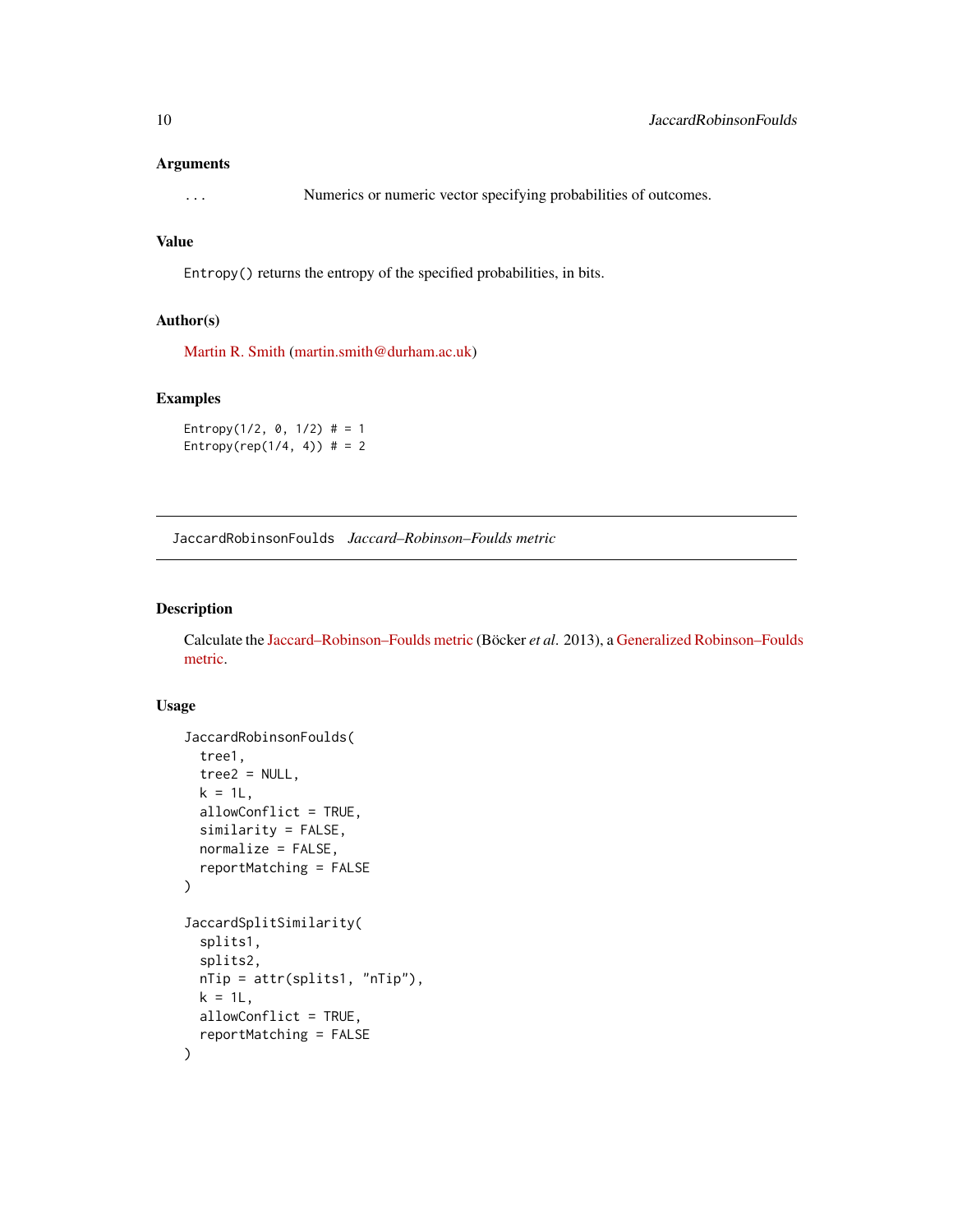## Arguments

`...` Numerics or numeric vector specifying probabilities of outcomes.

## Value

`Entropy()` returns the entropy of the specified probabilities, in bits.

## Author(s)

Martin R. Smith (martin.smith@durham.ac.uk)

## Examples

```
Entropy(1/2, 0, 1/2) # = 1
Entropy(rep(1/4, 4)) # = 2
```

---

# JaccardRobinsonFoulds *Jaccard–Robinson–Foulds metric*

## Description

Calculate the Jaccard–Robinson–Foulds metric (Böcker *et al.* 2013), a Generalized Robinson–Foulds metric.

## Usage

```
JaccardRobinsonFoulds(
  tree1,
  tree2 = NULL,
  k = 1L,
  allowConflict = TRUE,
  similarity = FALSE,
  normalize = FALSE,
  reportMatching = FALSE
)

JaccardSplitSimilarity(
  splits1,
  splits2,
  nTip = attr(splits1, "nTip"),
  k = 1L,
  allowConflict = TRUE,
  reportMatching = FALSE
)
```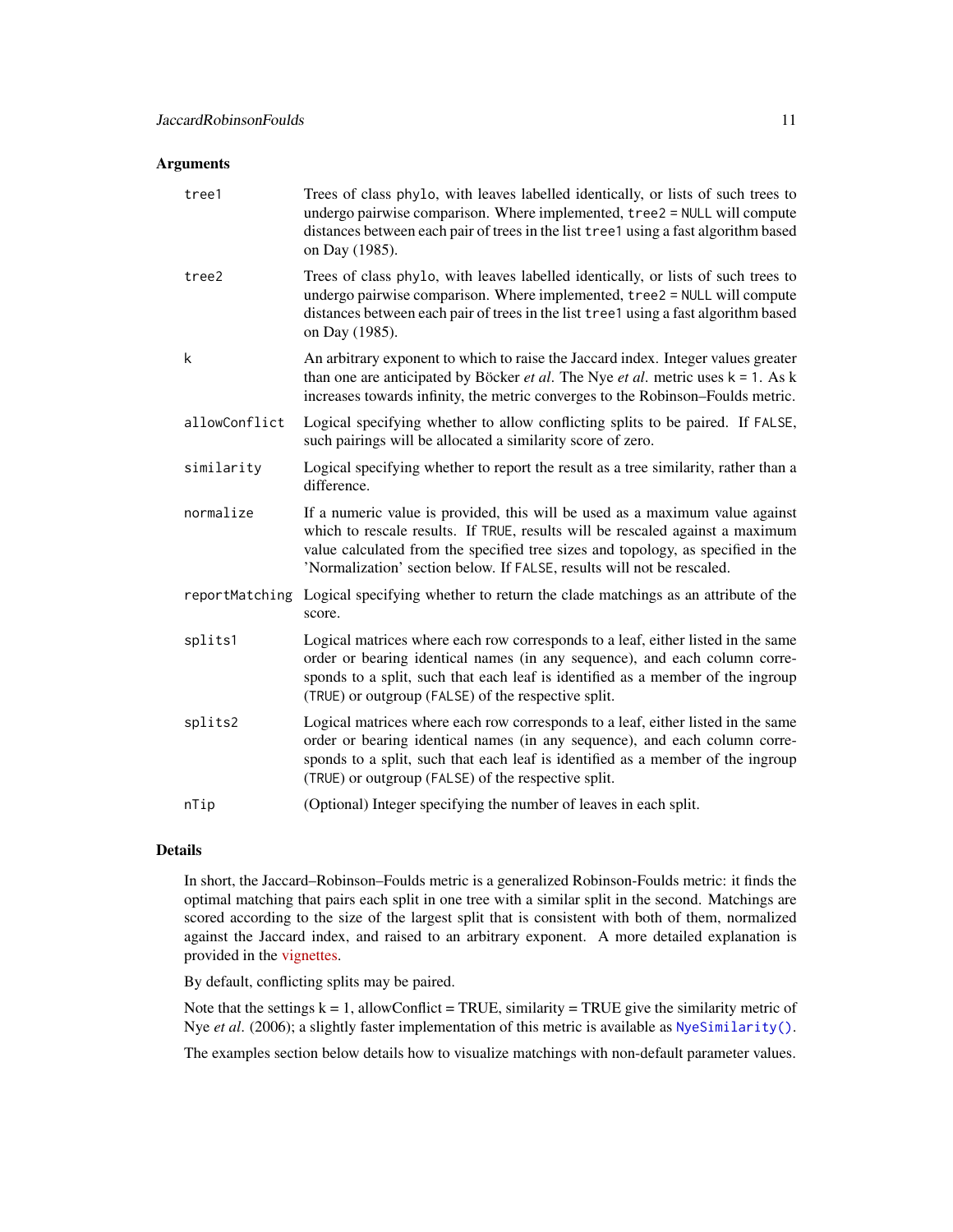## Arguments

| | |
|---|---|
| `tree1` | Trees of class `phylo`, with leaves labelled identically, or lists of such trees to undergo pairwise comparison. Where implemented, `tree2 = NULL` will compute distances between each pair of trees in the list `tree1` using a fast algorithm based on Day (1985). |
| `tree2` | Trees of class `phylo`, with leaves labelled identically, or lists of such trees to undergo pairwise comparison. Where implemented, `tree2 = NULL` will compute distances between each pair of trees in the list `tree1` using a fast algorithm based on Day (1985). |
| `k` | An arbitrary exponent to which to raise the Jaccard index. Integer values greater than one are anticipated by Böcker *et al*. The Nye *et al*. metric uses `k = 1`. As k increases towards infinity, the metric converges to the Robinson–Foulds metric. |
| `allowConflict` | Logical specifying whether to allow conflicting splits to be paired. If `FALSE`, such pairings will be allocated a similarity score of zero. |
| `similarity` | Logical specifying whether to report the result as a tree similarity, rather than a difference. |
| `normalize` | If a numeric value is provided, this will be used as a maximum value against which to rescale results. If `TRUE`, results will be rescaled against a maximum value calculated from the specified tree sizes and topology, as specified in the 'Normalization' section below. If `FALSE`, results will not be rescaled. |
| `reportMatching` | Logical specifying whether to return the clade matchings as an attribute of the score. |
| `splits1` | Logical matrices where each row corresponds to a leaf, either listed in the same order or bearing identical names (in any sequence), and each column corresponds to a split, such that each leaf is identified as a member of the ingroup (`TRUE`) or outgroup (`FALSE`) of the respective split. |
| `splits2` | Logical matrices where each row corresponds to a leaf, either listed in the same order or bearing identical names (in any sequence), and each column corresponds to a split, such that each leaf is identified as a member of the ingroup (`TRUE`) or outgroup (`FALSE`) of the respective split. |
| `nTip` | (Optional) Integer specifying the number of leaves in each split. |

## Details

In short, the Jaccard–Robinson–Foulds metric is a generalized Robinson-Foulds metric: it finds the optimal matching that pairs each split in one tree with a similar split in the second. Matchings are scored according to the size of the largest split that is consistent with both of them, normalized against the Jaccard index, and raised to an arbitrary exponent. A more detailed explanation is provided in the vignettes.

By default, conflicting splits may be paired.

Note that the settings k = 1, allowConflict = TRUE, similarity = TRUE give the similarity metric of Nye *et al*. (2006); a slightly faster implementation of this metric is available as `NyeSimilarity()`.

The examples section below details how to visualize matchings with non-default parameter values.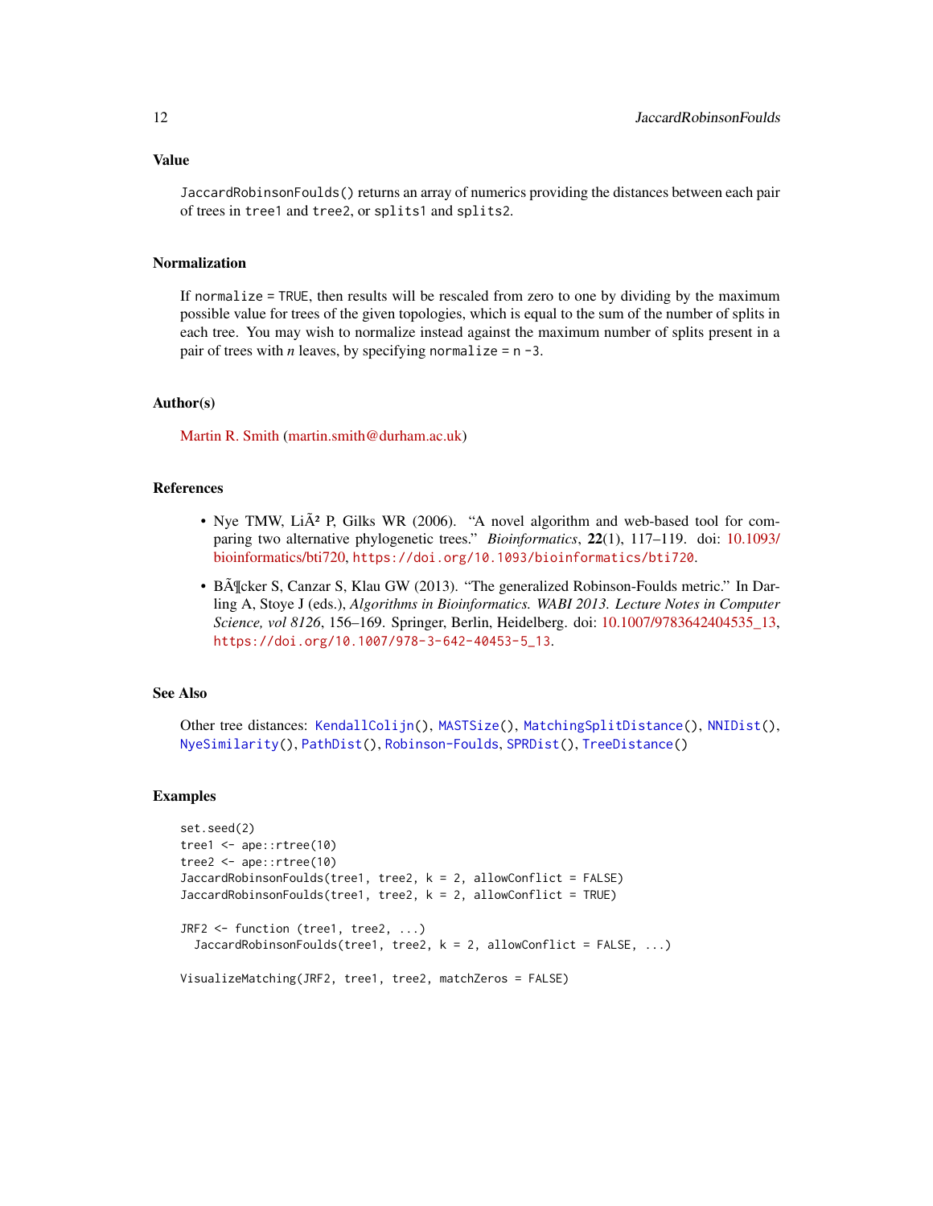### Value

`JaccardRobinsonFoulds()` returns an array of numerics providing the distances between each pair of trees in `tree1` and `tree2`, or `splits1` and `splits2`.

### Normalization

If `normalize = TRUE`, then results will be rescaled from zero to one by dividing by the maximum possible value for trees of the given topologies, which is equal to the sum of the number of splits in each tree. You may wish to normalize instead against the maximum number of splits present in a pair of trees with *n* leaves, by specifying `normalize = n - 3`.

### Author(s)

Martin R. Smith (martin.smith@durham.ac.uk)

### References

- Nye TMW, LiÃ² P, Gilks WR (2006). "A novel algorithm and web-based tool for comparing two alternative phylogenetic trees." *Bioinformatics*, **22**(1), 117–119. doi: 10.1093/bioinformatics/bti720, `https://doi.org/10.1093/bioinformatics/bti720`.
- BÃ¶cker S, Canzar S, Klau GW (2013). "The generalized Robinson-Foulds metric." In Darling A, Stoye J (eds.), *Algorithms in Bioinformatics. WABI 2013. Lecture Notes in Computer Science, vol 8126*, 156–169. Springer, Berlin, Heidelberg. doi: 10.1007/9783642404535_13, `https://doi.org/10.1007/978-3-642-40453-5_13`.

### See Also

Other tree distances: `KendallColijn()`, `MASTSize()`, `MatchingSplitDistance()`, `NNIDist()`, `NyeSimilarity()`, `PathDist()`, `Robinson-Foulds`, `SPRDist()`, `TreeDistance()`

### Examples

```
set.seed(2)
tree1 <- ape::rtree(10)
tree2 <- ape::rtree(10)
JaccardRobinsonFoulds(tree1, tree2, k = 2, allowConflict = FALSE)
JaccardRobinsonFoulds(tree1, tree2, k = 2, allowConflict = TRUE)

JRF2 <- function (tree1, tree2, ...)
  JaccardRobinsonFoulds(tree1, tree2, k = 2, allowConflict = FALSE, ...)

VisualizeMatching(JRF2, tree1, tree2, matchZeros = FALSE)
```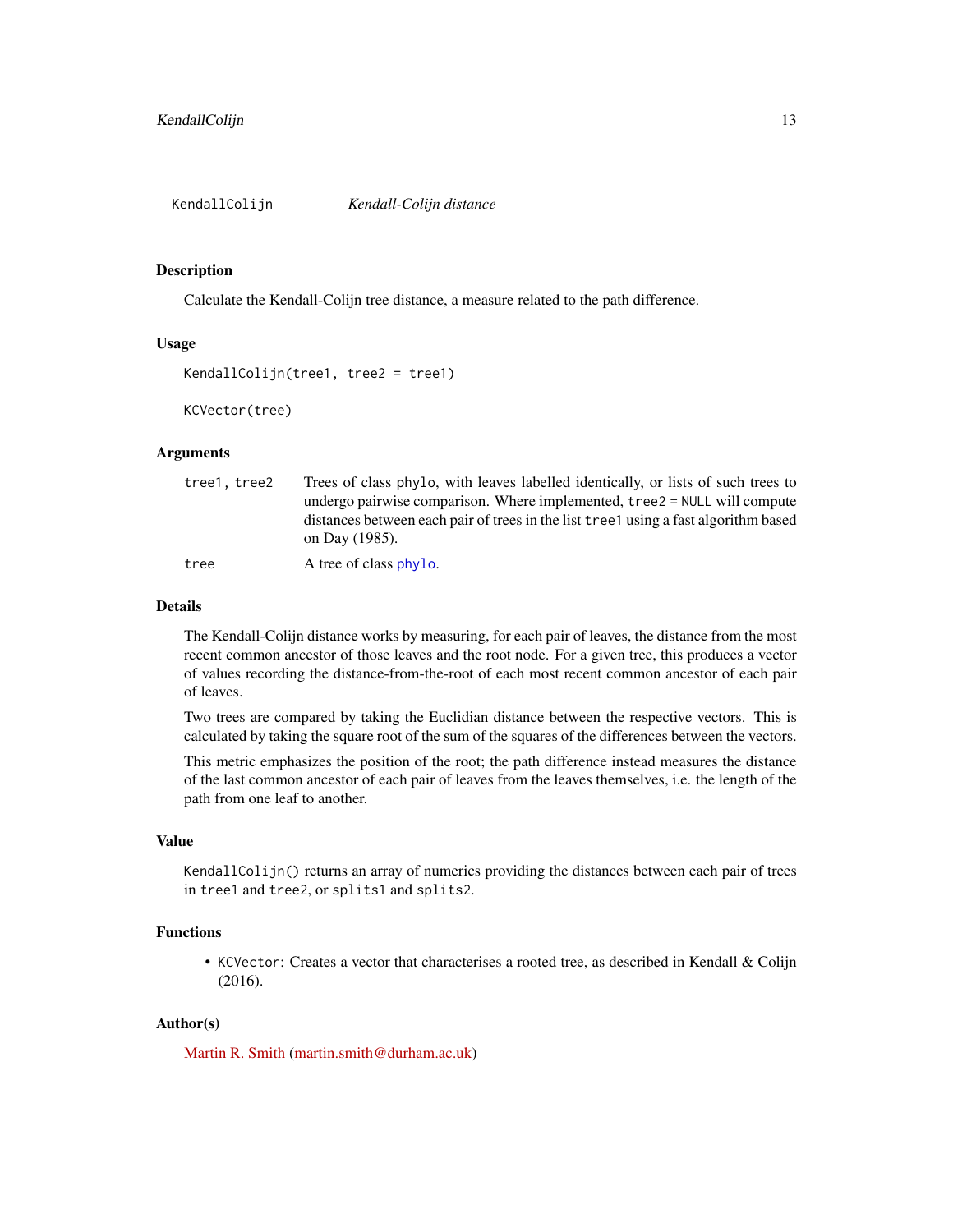## KendallColijn *Kendall-Colijn distance*

### Description

Calculate the Kendall-Colijn tree distance, a measure related to the path difference.

### Usage

```
KendallColijn(tree1, tree2 = tree1)

KCVector(tree)
```

### Arguments

| | |
|---|---|
| `tree1, tree2` | Trees of class `phylo`, with leaves labelled identically, or lists of such trees to undergo pairwise comparison. Where implemented, `tree2 = NULL` will compute distances between each pair of trees in the list `tree1` using a fast algorithm based on Day (1985). |
| `tree` | A tree of class `phylo`. |

### Details

The Kendall-Colijn distance works by measuring, for each pair of leaves, the distance from the most recent common ancestor of those leaves and the root node. For a given tree, this produces a vector of values recording the distance-from-the-root of each most recent common ancestor of each pair of leaves.

Two trees are compared by taking the Euclidian distance between the respective vectors. This is calculated by taking the square root of the sum of the squares of the differences between the vectors.

This metric emphasizes the position of the root; the path difference instead measures the distance of the last common ancestor of each pair of leaves from the leaves themselves, i.e. the length of the path from one leaf to another.

### Value

`KendallColijn()` returns an array of numerics providing the distances between each pair of trees in `tree1` and `tree2`, or `splits1` and `splits2`.

### Functions

- `KCVector`: Creates a vector that characterises a rooted tree, as described in Kendall & Colijn (2016).

### Author(s)

Martin R. Smith (martin.smith@durham.ac.uk)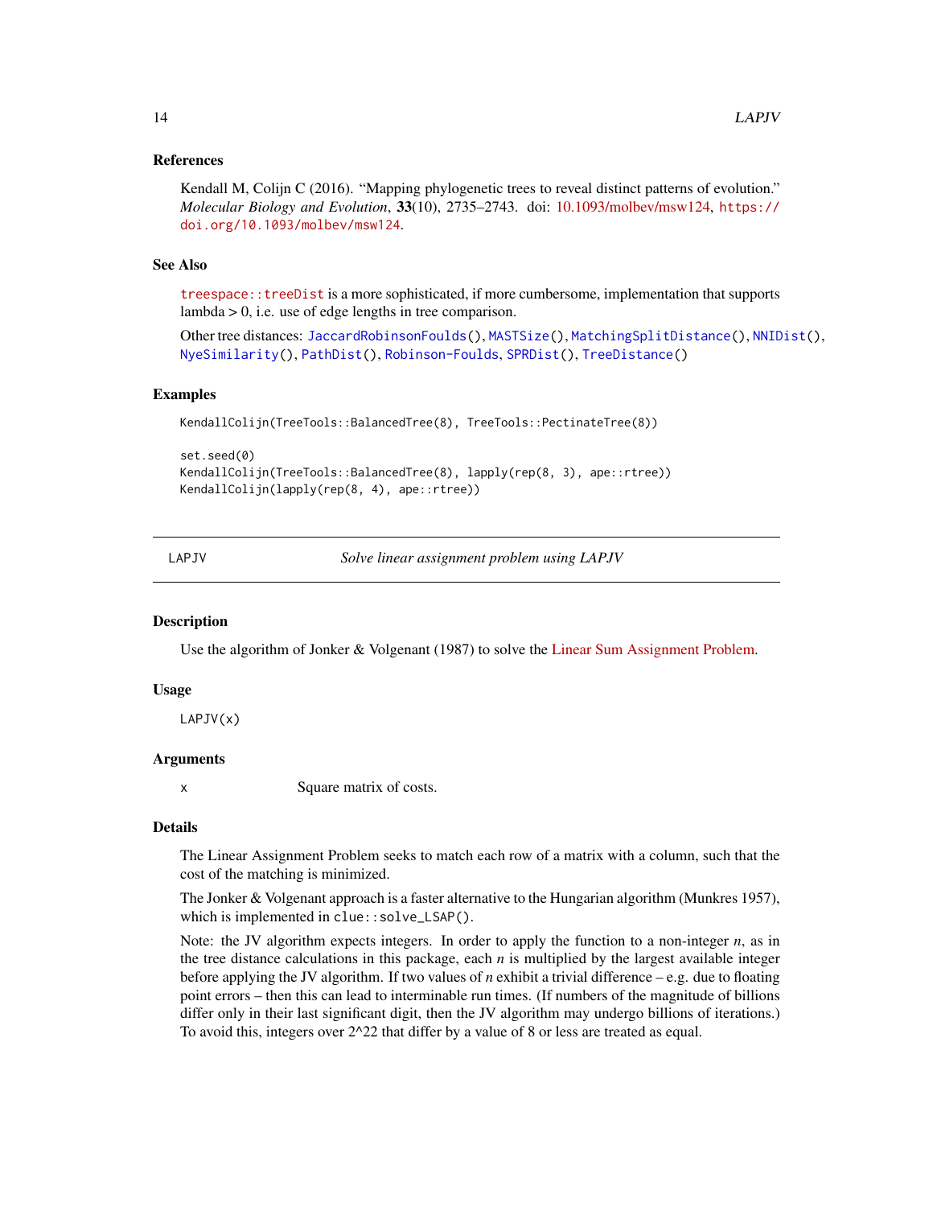### References

Kendall M, Colijn C (2016). "Mapping phylogenetic trees to reveal distinct patterns of evolution." *Molecular Biology and Evolution*, **33**(10), 2735–2743. doi: 10.1093/molbev/msw124, https://doi.org/10.1093/molbev/msw124.

### See Also

treespace::treeDist is a more sophisticated, if more cumbersome, implementation that supports lambda > 0, i.e. use of edge lengths in tree comparison.

Other tree distances: JaccardRobinsonFoulds(), MASTSize(), MatchingSplitDistance(), NNIDist(), NyeSimilarity(), PathDist(), Robinson-Foulds, SPRDist(), TreeDistance()

### Examples

```
KendallColijn(TreeTools::BalancedTree(8), TreeTools::PectinateTree(8))

set.seed(0)
KendallColijn(TreeTools::BalancedTree(8), lapply(rep(8, 3), ape::rtree))
KendallColijn(lapply(rep(8, 4), ape::rtree))
```

---

## LAPJV — *Solve linear assignment problem using LAPJV*

### Description

Use the algorithm of Jonker & Volgenant (1987) to solve the Linear Sum Assignment Problem.

### Usage

```
LAPJV(x)
```

### Arguments

| | |
|---|---|
| x | Square matrix of costs. |

### Details

The Linear Assignment Problem seeks to match each row of a matrix with a column, such that the cost of the matching is minimized.

The Jonker & Volgenant approach is a faster alternative to the Hungarian algorithm (Munkres 1957), which is implemented in `clue::solve_LSAP()`.

Note: the JV algorithm expects integers. In order to apply the function to a non-integer $n$, as in the tree distance calculations in this package, each $n$ is multiplied by the largest available integer before applying the JV algorithm. If two values of $n$ exhibit a trivial difference – e.g. due to floating point errors – then this can lead to interminable run times. (If numbers of the magnitude of billions differ only in their last significant digit, then the JV algorithm may undergo billions of iterations.) To avoid this, integers over 2^22 that differ by a value of 8 or less are treated as equal.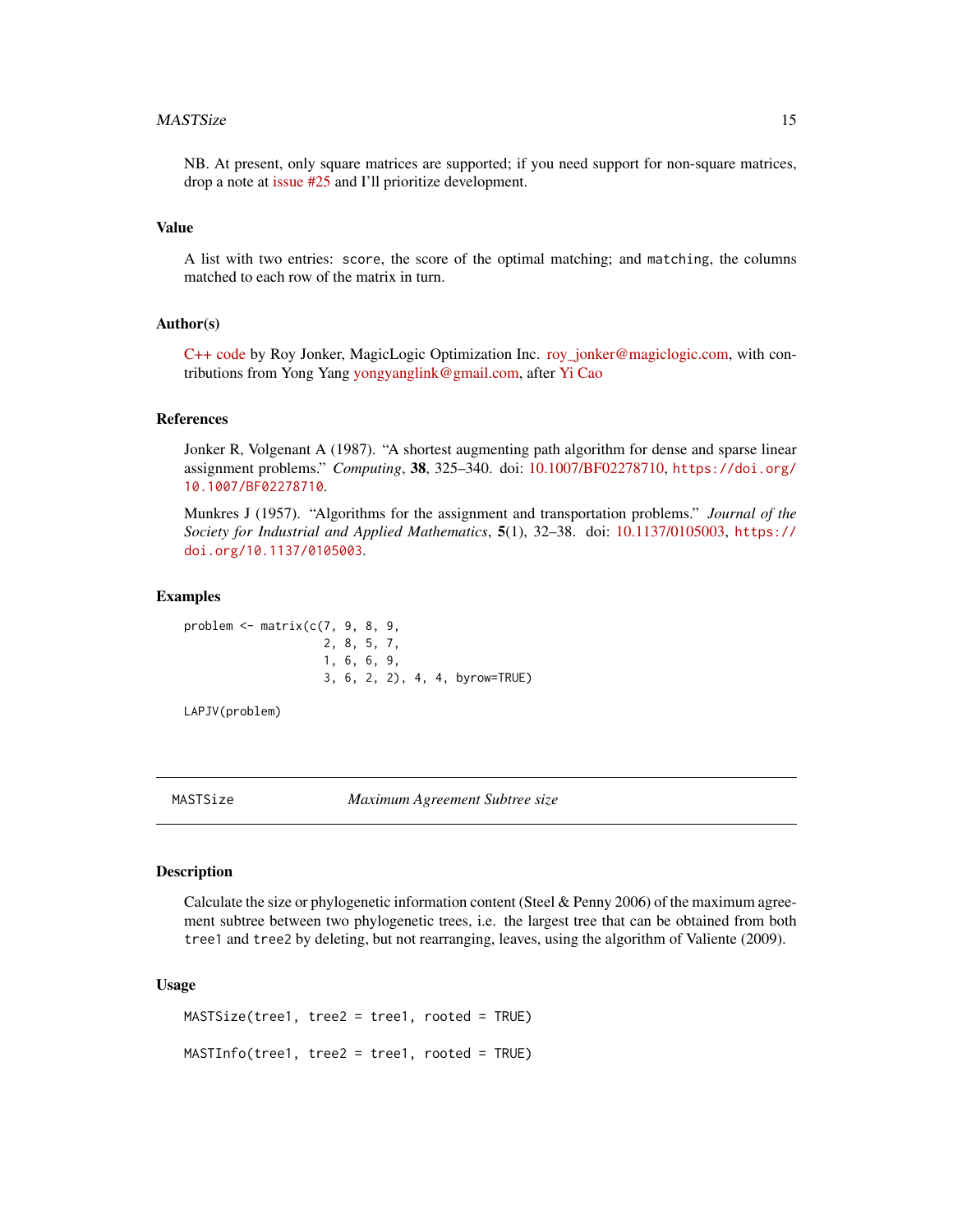NB. At present, only square matrices are supported; if you need support for non-square matrices, drop a note at issue #25 and I'll prioritize development.

### Value

A list with two entries: `score`, the score of the optimal matching; and `matching`, the columns matched to each row of the matrix in turn.

### Author(s)

C++ code by Roy Jonker, MagicLogic Optimization Inc. roy_jonker@magiclogic.com, with contributions from Yong Yang yongyanglink@gmail.com, after Yi Cao

### References

Jonker R, Volgenant A (1987). "A shortest augmenting path algorithm for dense and sparse linear assignment problems." *Computing*, **38**, 325–340. doi: 10.1007/BF02278710, https://doi.org/10.1007/BF02278710.

Munkres J (1957). "Algorithms for the assignment and transportation problems." *Journal of the Society for Industrial and Applied Mathematics*, **5**(1), 32–38. doi: 10.1137/0105003, https://doi.org/10.1137/0105003.

### Examples

```
problem <- matrix(c(7, 9, 8, 9,
                    2, 8, 5, 7,
                    1, 6, 6, 9,
                    3, 6, 2, 2), 4, 4, byrow=TRUE)

LAPJV(problem)
```

---

## MASTSize — *Maximum Agreement Subtree size*

---

### Description

Calculate the size or phylogenetic information content (Steel & Penny 2006) of the maximum agreement subtree between two phylogenetic trees, i.e. the largest tree that can be obtained from both `tree1` and `tree2` by deleting, but not rearranging, leaves, using the algorithm of Valiente (2009).

### Usage

```
MASTSize(tree1, tree2 = tree1, rooted = TRUE)

MASTInfo(tree1, tree2 = tree1, rooted = TRUE)
```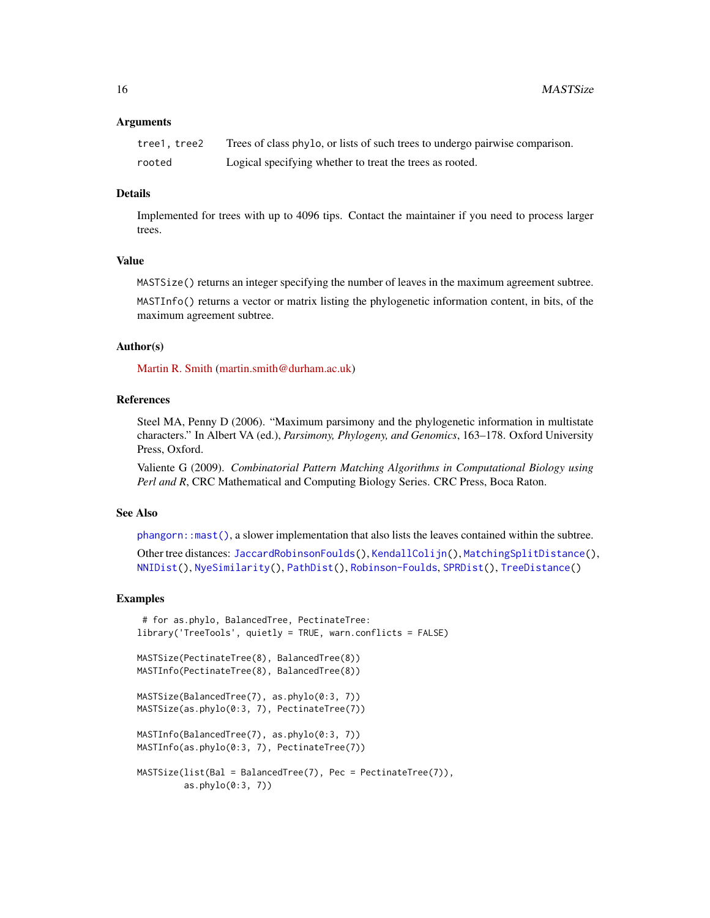### Arguments

| | |
|---|---|
| `tree1, tree2` | Trees of class phylo, or lists of such trees to undergo pairwise comparison. |
| `rooted` | Logical specifying whether to treat the trees as rooted. |

### Details

Implemented for trees with up to 4096 tips. Contact the maintainer if you need to process larger trees.

### Value

`MASTSize()` returns an integer specifying the number of leaves in the maximum agreement subtree.

`MASTInfo()` returns a vector or matrix listing the phylogenetic information content, in bits, of the maximum agreement subtree.

### Author(s)

Martin R. Smith (martin.smith@durham.ac.uk)

### References

Steel MA, Penny D (2006). "Maximum parsimony and the phylogenetic information in multistate characters." In Albert VA (ed.), *Parsimony, Phylogeny, and Genomics*, 163–178. Oxford University Press, Oxford.

Valiente G (2009). *Combinatorial Pattern Matching Algorithms in Computational Biology using Perl and R*, CRC Mathematical and Computing Biology Series. CRC Press, Boca Raton.

### See Also

`phangorn::mast()`, a slower implementation that also lists the leaves contained within the subtree.

Other tree distances: `JaccardRobinsonFoulds()`, `KendallColijn()`, `MatchingSplitDistance()`, `NNIDist()`, `NyeSimilarity()`, `PathDist()`, `Robinson-Foulds`, `SPRDist()`, `TreeDistance()`

### Examples

```
 # for as.phylo, BalancedTree, PectinateTree:
library('TreeTools', quietly = TRUE, warn.conflicts = FALSE)

MASTSize(PectinateTree(8), BalancedTree(8))
MASTInfo(PectinateTree(8), BalancedTree(8))

MASTSize(BalancedTree(7), as.phylo(0:3, 7))
MASTSize(as.phylo(0:3, 7), PectinateTree(7))

MASTInfo(BalancedTree(7), as.phylo(0:3, 7))
MASTInfo(as.phylo(0:3, 7), PectinateTree(7))

MASTSize(list(Bal = BalancedTree(7), Pec = PectinateTree(7)),
         as.phylo(0:3, 7))
```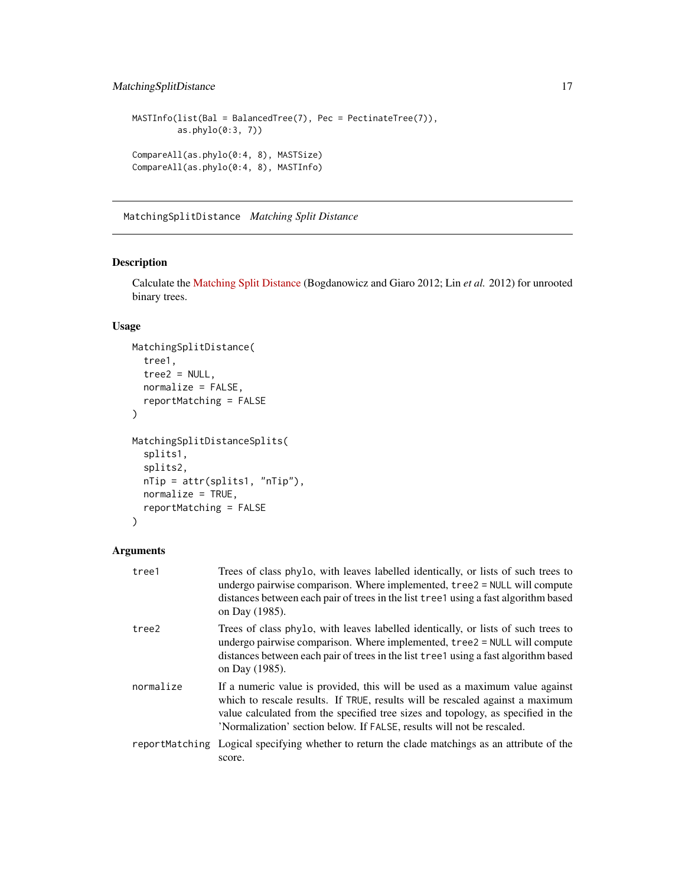```
MASTInfo(list(Bal = BalancedTree(7), Pec = PectinateTree(7)),
         as.phylo(0:3, 7))

CompareAll(as.phylo(0:4, 8), MASTSize)
CompareAll(as.phylo(0:4, 8), MASTInfo)
```

## MatchingSplitDistance *Matching Split Distance*

### Description

Calculate the Matching Split Distance (Bogdanowicz and Giaro 2012; Lin *et al.* 2012) for unrooted binary trees.

### Usage

```
MatchingSplitDistance(
  tree1,
  tree2 = NULL,
  normalize = FALSE,
  reportMatching = FALSE
)

MatchingSplitDistanceSplits(
  splits1,
  splits2,
  nTip = attr(splits1, "nTip"),
  normalize = TRUE,
  reportMatching = FALSE
)
```

### Arguments

| | |
|---|---|
| `tree1` | Trees of class `phylo`, with leaves labelled identically, or lists of such trees to undergo pairwise comparison. Where implemented, `tree2 = NULL` will compute distances between each pair of trees in the list `tree1` using a fast algorithm based on Day (1985). |
| `tree2` | Trees of class `phylo`, with leaves labelled identically, or lists of such trees to undergo pairwise comparison. Where implemented, `tree2 = NULL` will compute distances between each pair of trees in the list `tree1` using a fast algorithm based on Day (1985). |
| `normalize` | If a numeric value is provided, this will be used as a maximum value against which to rescale results. If `TRUE`, results will be rescaled against a maximum value calculated from the specified tree sizes and topology, as specified in the 'Normalization' section below. If `FALSE`, results will not be rescaled. |
| `reportMatching` | Logical specifying whether to return the clade matchings as an attribute of the score. |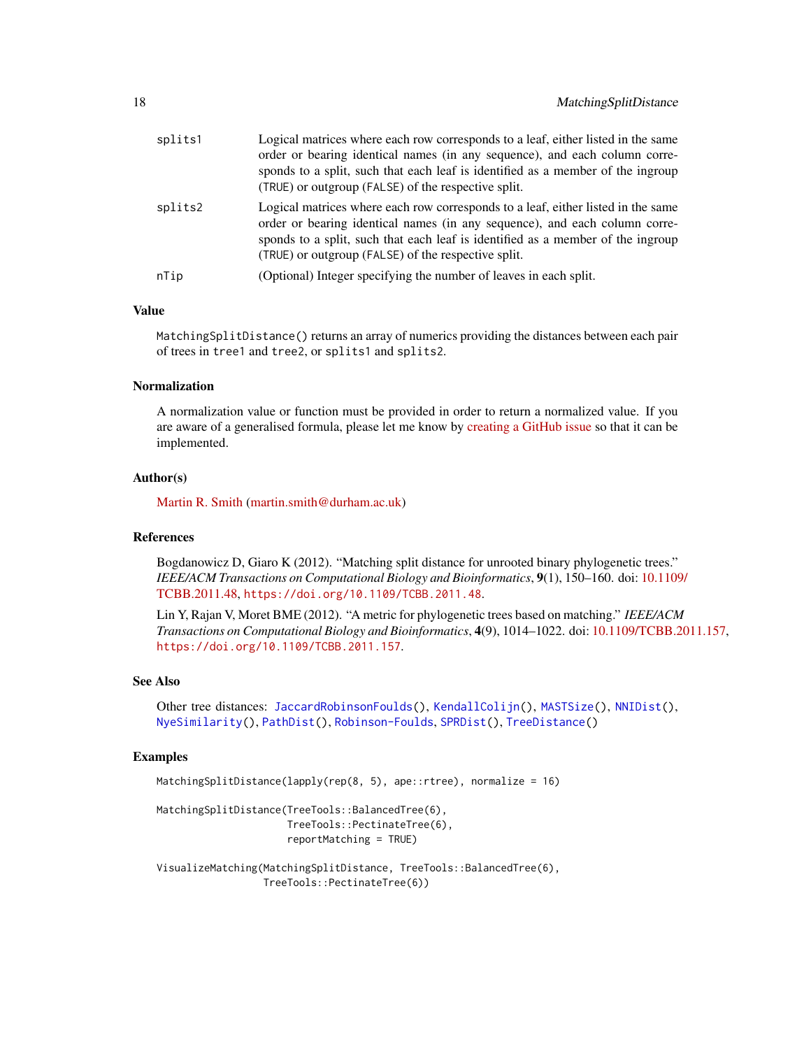| | |
|---|---|
| splits1 | Logical matrices where each row corresponds to a leaf, either listed in the same order or bearing identical names (in any sequence), and each column corresponds to a split, such that each leaf is identified as a member of the ingroup (TRUE) or outgroup (FALSE) of the respective split. |
| splits2 | Logical matrices where each row corresponds to a leaf, either listed in the same order or bearing identical names (in any sequence), and each column corresponds to a split, such that each leaf is identified as a member of the ingroup (TRUE) or outgroup (FALSE) of the respective split. |
| nTip | (Optional) Integer specifying the number of leaves in each split. |

## Value

MatchingSplitDistance() returns an array of numerics providing the distances between each pair of trees in tree1 and tree2, or splits1 and splits2.

## Normalization

A normalization value or function must be provided in order to return a normalized value. If you are aware of a generalised formula, please let me know by creating a GitHub issue so that it can be implemented.

## Author(s)

Martin R. Smith (martin.smith@durham.ac.uk)

## References

Bogdanowicz D, Giaro K (2012). "Matching split distance for unrooted binary phylogenetic trees." *IEEE/ACM Transactions on Computational Biology and Bioinformatics*, **9**(1), 150–160. doi: 10.1109/TCBB.2011.48, https://doi.org/10.1109/TCBB.2011.48.

Lin Y, Rajan V, Moret BME (2012). "A metric for phylogenetic trees based on matching." *IEEE/ACM Transactions on Computational Biology and Bioinformatics*, **4**(9), 1014–1022. doi: 10.1109/TCBB.2011.157, https://doi.org/10.1109/TCBB.2011.157.

## See Also

Other tree distances: JaccardRobinsonFoulds(), KendallColijn(), MASTSize(), NNIDist(), NyeSimilarity(), PathDist(), Robinson-Foulds, SPRDist(), TreeDistance()

## Examples

```
MatchingSplitDistance(lapply(rep(8, 5), ape::rtree), normalize = 16)

MatchingSplitDistance(TreeTools::BalancedTree(6),
                      TreeTools::PectinateTree(6),
                      reportMatching = TRUE)

VisualizeMatching(MatchingSplitDistance, TreeTools::BalancedTree(6),
                  TreeTools::PectinateTree(6))
```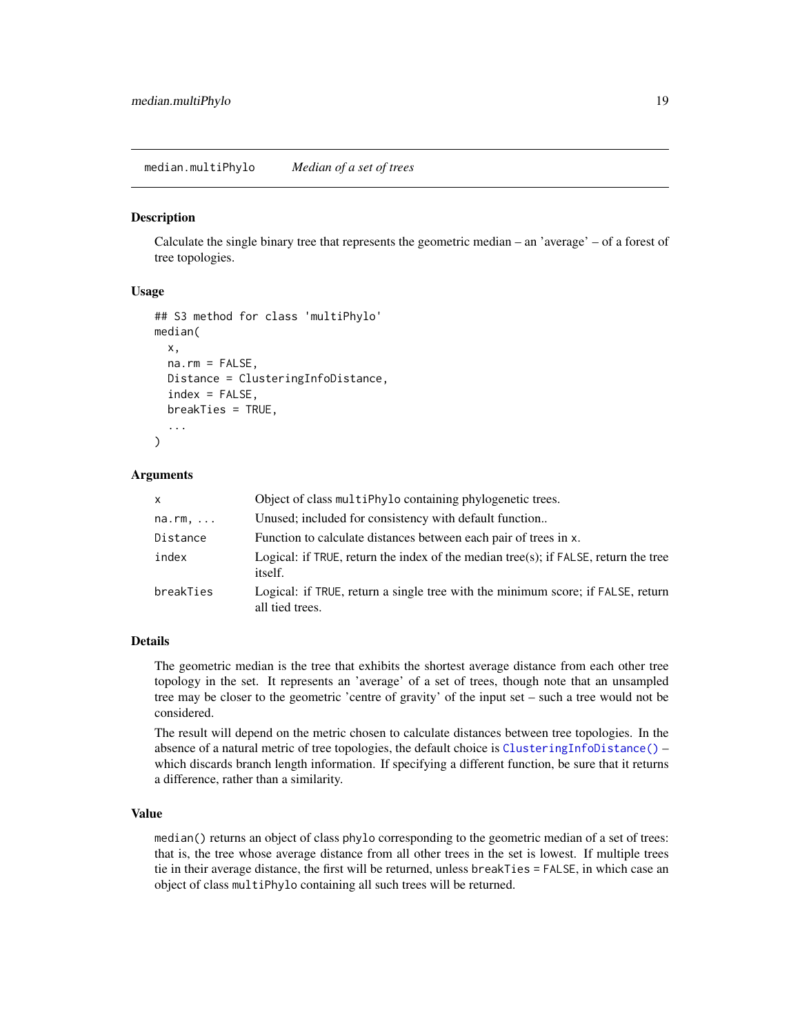## median.multiPhylo *Median of a set of trees*

### Description

Calculate the single binary tree that represents the geometric median – an 'average' – of a forest of tree topologies.

### Usage

```
## S3 method for class 'multiPhylo'
median(
  x,
  na.rm = FALSE,
  Distance = ClusteringInfoDistance,
  index = FALSE,
  breakTies = TRUE,
  ...
)
```

### Arguments

| | |
|---|---|
| `x` | Object of class `multiPhylo` containing phylogenetic trees. |
| `na.rm, ...` | Unused; included for consistency with default function.. |
| `Distance` | Function to calculate distances between each pair of trees in `x`. |
| `index` | Logical: if `TRUE`, return the index of the median tree(s); if `FALSE`, return the tree itself. |
| `breakTies` | Logical: if `TRUE`, return a single tree with the minimum score; if `FALSE`, return all tied trees. |

### Details

The geometric median is the tree that exhibits the shortest average distance from each other tree topology in the set. It represents an 'average' of a set of trees, though note that an unsampled tree may be closer to the geometric 'centre of gravity' of the input set – such a tree would not be considered.

The result will depend on the metric chosen to calculate distances between tree topologies. In the absence of a natural metric of tree topologies, the default choice is `ClusteringInfoDistance()` – which discards branch length information. If specifying a different function, be sure that it returns a difference, rather than a similarity.

### Value

`median()` returns an object of class `phylo` corresponding to the geometric median of a set of trees: that is, the tree whose average distance from all other trees in the set is lowest. If multiple trees tie in their average distance, the first will be returned, unless `breakTies = FALSE`, in which case an object of class `multiPhylo` containing all such trees will be returned.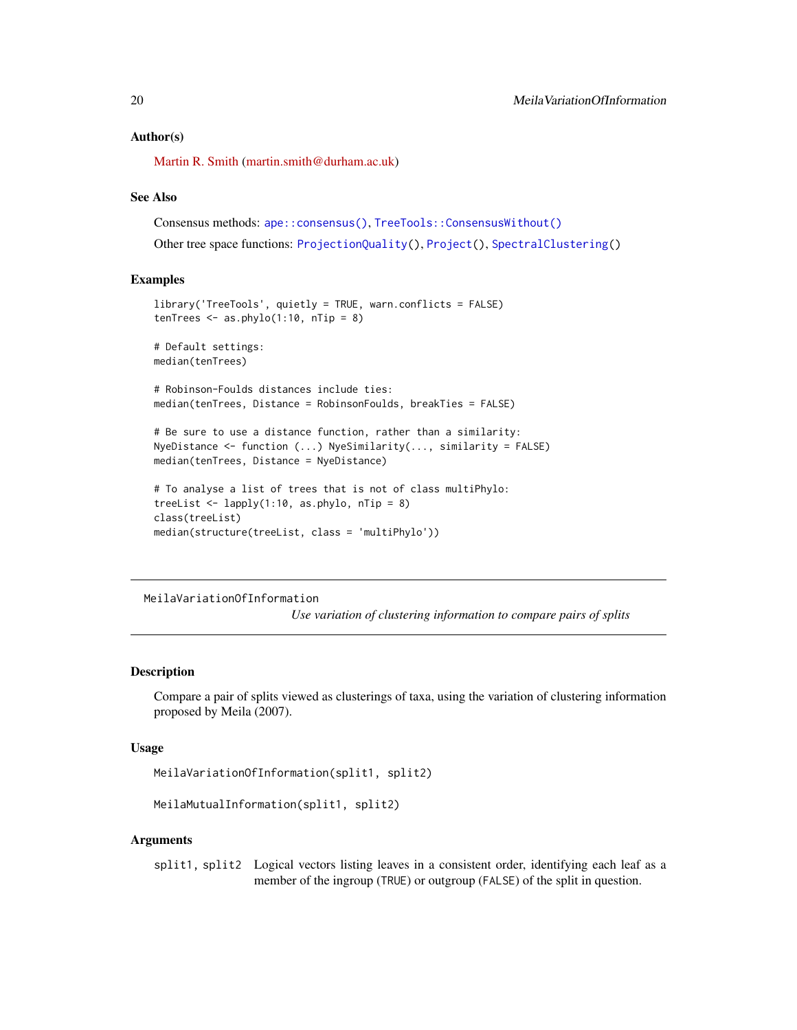### Author(s)

Martin R. Smith (martin.smith@durham.ac.uk)

### See Also

Consensus methods: `ape::consensus()`, `TreeTools::ConsensusWithout()`

Other tree space functions: `ProjectionQuality()`, `Project()`, `SpectralClustering()`

### Examples

```
library('TreeTools', quietly = TRUE, warn.conflicts = FALSE)
tenTrees <- as.phylo(1:10, nTip = 8)

# Default settings:
median(tenTrees)

# Robinson-Foulds distances include ties:
median(tenTrees, Distance = RobinsonFoulds, breakTies = FALSE)

# Be sure to use a distance function, rather than a similarity:
NyeDistance <- function (...) NyeSimilarity(..., similarity = FALSE)
median(tenTrees, Distance = NyeDistance)

# To analyse a list of trees that is not of class multiPhylo:
treeList <- lapply(1:10, as.phylo, nTip = 8)
class(treeList)
median(structure(treeList, class = 'multiPhylo'))
```

---

## MeilaVariationOfInformation

*Use variation of clustering information to compare pairs of splits*

### Description

Compare a pair of splits viewed as clusterings of taxa, using the variation of clustering information proposed by Meila (2007).

### Usage

```
MeilaVariationOfInformation(split1, split2)

MeilaMutualInformation(split1, split2)
```

### Arguments

`split1, split2` Logical vectors listing leaves in a consistent order, identifying each leaf as a member of the ingroup (`TRUE`) or outgroup (`FALSE`) of the split in question.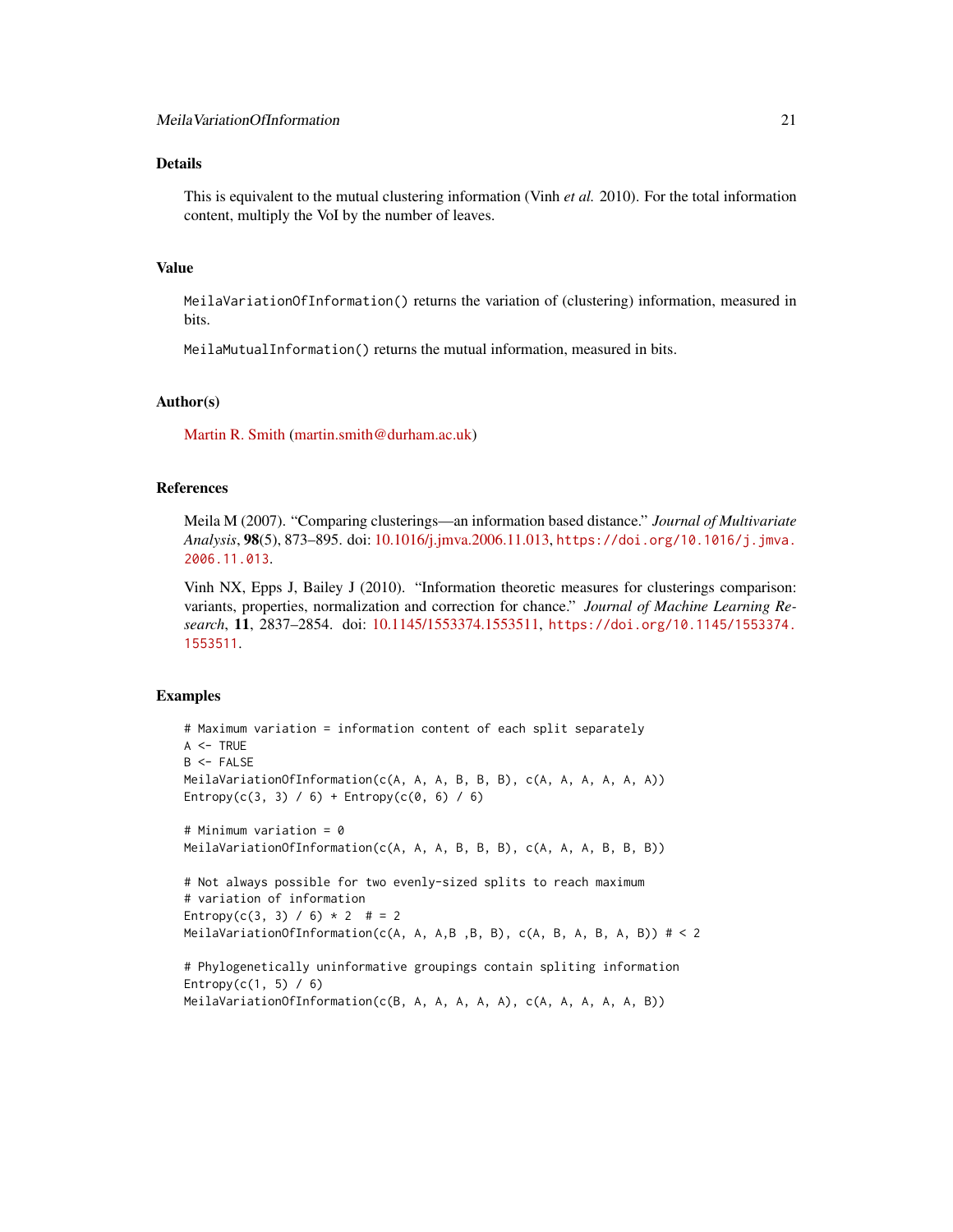## Details

This is equivalent to the mutual clustering information (Vinh *et al.* 2010). For the total information content, multiply the VoI by the number of leaves.

## Value

`MeilaVariationOfInformation()` returns the variation of (clustering) information, measured in bits.

`MeilaMutualInformation()` returns the mutual information, measured in bits.

## Author(s)

Martin R. Smith (martin.smith@durham.ac.uk)

## References

Meila M (2007). "Comparing clusterings—an information based distance." *Journal of Multivariate Analysis*, **98**(5), 873–895. doi: 10.1016/j.jmva.2006.11.013, https://doi.org/10.1016/j.jmva.2006.11.013.

Vinh NX, Epps J, Bailey J (2010). "Information theoretic measures for clusterings comparison: variants, properties, normalization and correction for chance." *Journal of Machine Learning Research*, **11**, 2837–2854. doi: 10.1145/1553374.1553511, https://doi.org/10.1145/1553374.1553511.

## Examples

```
# Maximum variation = information content of each split separately
A <- TRUE
B <- FALSE
MeilaVariationOfInformation(c(A, A, A, B, B, B), c(A, A, A, A, A, A))
Entropy(c(3, 3) / 6) + Entropy(c(0, 6) / 6)

# Minimum variation = 0
MeilaVariationOfInformation(c(A, A, A, B, B, B), c(A, A, A, B, B, B))

# Not always possible for two evenly-sized splits to reach maximum
# variation of information
Entropy(c(3, 3) / 6) * 2  # = 2
MeilaVariationOfInformation(c(A, A, A,B ,B, B), c(A, B, A, B, A, B)) # < 2

# Phylogenetically uninformative groupings contain spliting information
Entropy(c(1, 5) / 6)
MeilaVariationOfInformation(c(B, A, A, A, A, A), c(A, A, A, A, A, B))
```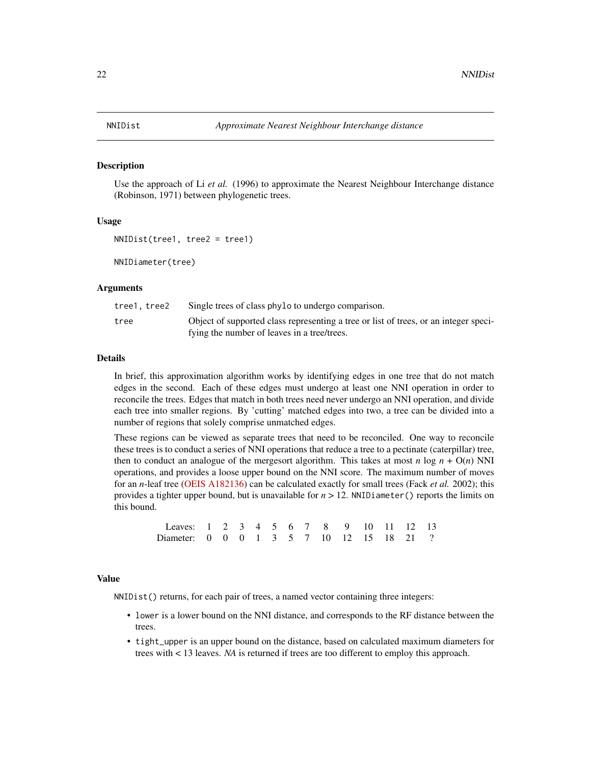## NNIDist — *Approximate Nearest Neighbour Interchange distance*

### Description

Use the approach of Li *et al.* (1996) to approximate the Nearest Neighbour Interchange distance (Robinson, 1971) between phylogenetic trees.

### Usage

```
NNIDist(tree1, tree2 = tree1)

NNIDiameter(tree)
```

### Arguments

| | |
|---|---|
| `tree1, tree2` | Single trees of class `phylo` to undergo comparison. |
| `tree` | Object of supported class representing a tree or list of trees, or an integer specifying the number of leaves in a tree/trees. |

### Details

In brief, this approximation algorithm works by identifying edges in one tree that do not match edges in the second. Each of these edges must undergo at least one NNI operation in order to reconcile the trees. Edges that match in both trees need never undergo an NNI operation, and divide each tree into smaller regions. By 'cutting' matched edges into two, a tree can be divided into a number of regions that solely comprise unmatched edges.

These regions can be viewed as separate trees that need to be reconciled. One way to reconcile these trees is to conduct a series of NNI operations that reduce a tree to a pectinate (caterpillar) tree, then to conduct an analogue of the mergesort algorithm. This takes at most $n \log n + O(n)$ NNI operations, and provides a loose upper bound on the NNI score. The maximum number of moves for an $n$-leaf tree (OEIS A182136) can be calculated exactly for small trees (Fack *et al.* 2002); this provides a tighter upper bound, but is unavailable for $n > 12$. `NNIDiameter()` reports the limits on this bound.

| Leaves: | 1 | 2 | 3 | 4 | 5 | 6 | 7 | 8 | 9 | 10 | 11 | 12 | 13 |
|---|---|---|---|---|---|---|---|---|---|---|---|---|---|
| Diameter: | 0 | 0 | 0 | 1 | 3 | 5 | 7 | 10 | 12 | 15 | 18 | 21 | ? |

### Value

`NNIDist()` returns, for each pair of trees, a named vector containing three integers:

- `lower` is a lower bound on the NNI distance, and corresponds to the RF distance between the trees.
- `tight_upper` is an upper bound on the distance, based on calculated maximum diameters for trees with < 13 leaves. *NA* is returned if trees are too different to employ this approach.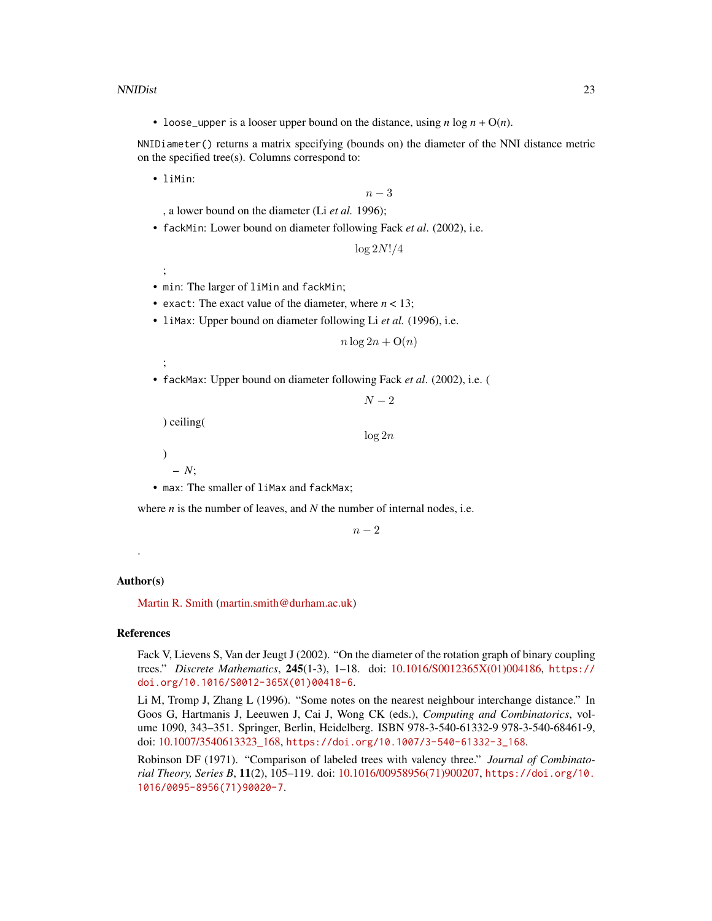- `loose_upper` is a looser upper bound on the distance, using $n \log n + O(n)$.

`NNIDiameter()` returns a matrix specifying (bounds on) the diameter of the NNI distance metric on the specified tree(s). Columns correspond to:

- `liMin`:

  $$n - 3$$

  , a lower bound on the diameter (Li *et al.* 1996);
- `fackMin`: Lower bound on diameter following Fack *et al*. (2002), i.e.

  $$\log 2N!/4$$

  ;
- `min`: The larger of `liMin` and `fackMin`;
- `exact`: The exact value of the diameter, where $n < 13$;
- `liMax`: Upper bound on diameter following Li *et al.* (1996), i.e.

  $$n \log 2n + O(n)$$

  ;
- `fackMax`: Upper bound on diameter following Fack *et al*. (2002), i.e. (

  $$N - 2$$

  ) ceiling(

  $$\log 2n$$

  )

  $- N$;
- `max`: The smaller of `liMax` and `fackMax`;

where $n$ is the number of leaves, and $N$ the number of internal nodes, i.e.

$$n - 2$$

.

## Author(s)

Martin R. Smith (martin.smith@durham.ac.uk)

## References

Fack V, Lievens S, Van der Jeugt J (2002). "On the diameter of the rotation graph of binary coupling trees." *Discrete Mathematics*, **245**(1-3), 1–18. doi: 10.1016/S0012365X(01)004186, `https://doi.org/10.1016/S0012-365X(01)00418-6`.

Li M, Tromp J, Zhang L (1996). "Some notes on the nearest neighbour interchange distance." In Goos G, Hartmanis J, Leeuwen J, Cai J, Wong CK (eds.), *Computing and Combinatorics*, volume 1090, 343–351. Springer, Berlin, Heidelberg. ISBN 978-3-540-61332-9 978-3-540-68461-9, doi: 10.1007/3540613323_168, `https://doi.org/10.1007/3-540-61332-3_168`.

Robinson DF (1971). "Comparison of labeled trees with valency three." *Journal of Combinatorial Theory, Series B*, **11**(2), 105–119. doi: 10.1016/00958956(71)900207, `https://doi.org/10.1016/0095-8956(71)90020-7`.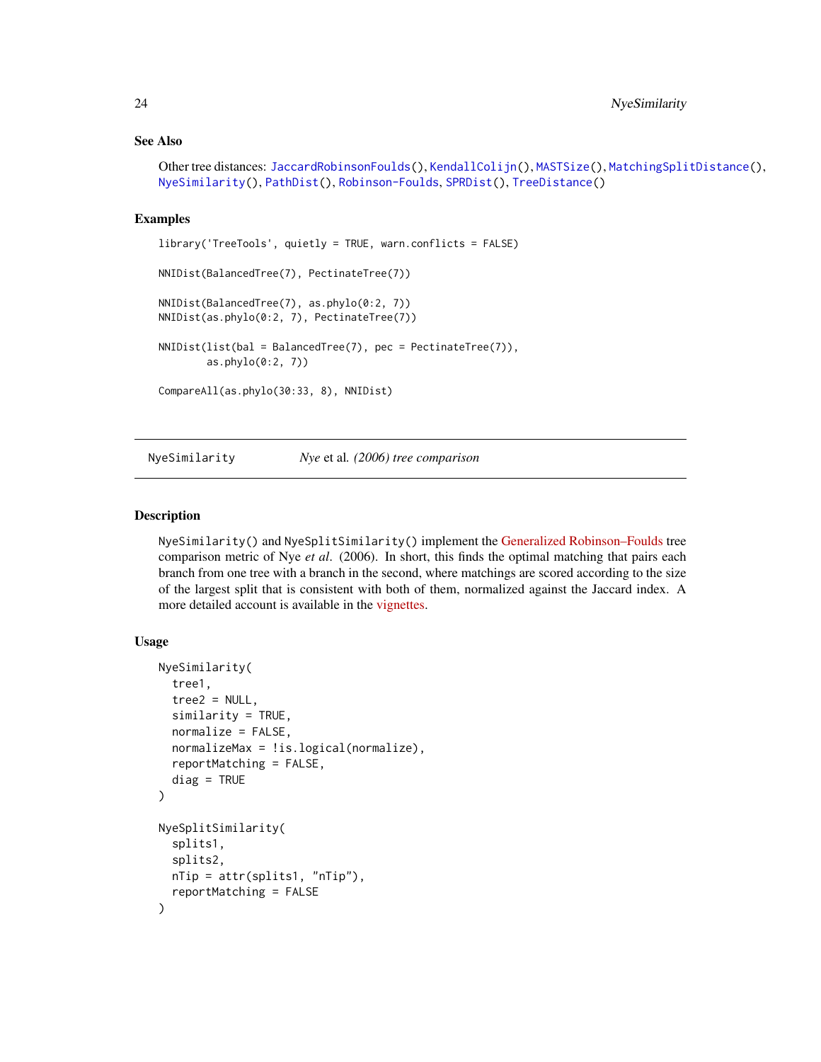### See Also

Other tree distances: `JaccardRobinsonFoulds()`, `KendallColijn()`, `MASTSize()`, `MatchingSplitDistance()`, `NyeSimilarity()`, `PathDist()`, `Robinson-Foulds`, `SPRDist()`, `TreeDistance()`

### Examples

```
library('TreeTools', quietly = TRUE, warn.conflicts = FALSE)

NNIDist(BalancedTree(7), PectinateTree(7))

NNIDist(BalancedTree(7), as.phylo(0:2, 7))
NNIDist(as.phylo(0:2, 7), PectinateTree(7))

NNIDist(list(bal = BalancedTree(7), pec = PectinateTree(7)),
        as.phylo(0:2, 7))

CompareAll(as.phylo(30:33, 8), NNIDist)
```

---

## NyeSimilarity — *Nye* et al. *(2006) tree comparison*

---

### Description

`NyeSimilarity()` and `NyeSplitSimilarity()` implement the Generalized Robinson–Foulds tree comparison metric of Nye *et al*. (2006). In short, this finds the optimal matching that pairs each branch from one tree with a branch in the second, where matchings are scored according to the size of the largest split that is consistent with both of them, normalized against the Jaccard index. A more detailed account is available in the vignettes.

### Usage

```
NyeSimilarity(
  tree1,
  tree2 = NULL,
  similarity = TRUE,
  normalize = FALSE,
  normalizeMax = !is.logical(normalize),
  reportMatching = FALSE,
  diag = TRUE
)

NyeSplitSimilarity(
  splits1,
  splits2,
  nTip = attr(splits1, "nTip"),
  reportMatching = FALSE
)
```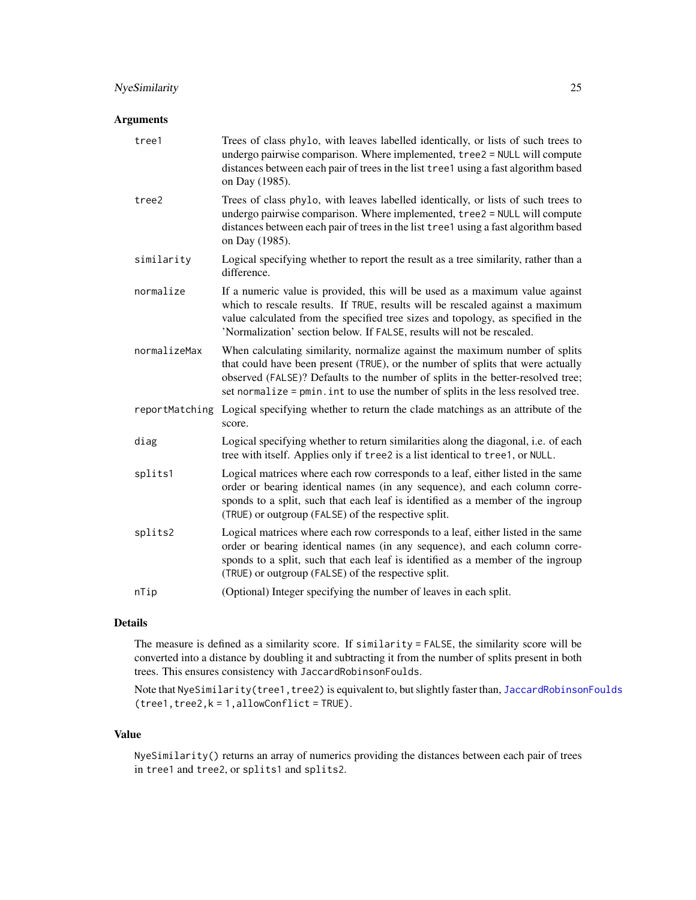## Arguments

| | |
|---|---|
| `tree1` | Trees of class `phylo`, with leaves labelled identically, or lists of such trees to undergo pairwise comparison. Where implemented, `tree2 = NULL` will compute distances between each pair of trees in the list `tree1` using a fast algorithm based on Day (1985). |
| `tree2` | Trees of class `phylo`, with leaves labelled identically, or lists of such trees to undergo pairwise comparison. Where implemented, `tree2 = NULL` will compute distances between each pair of trees in the list `tree1` using a fast algorithm based on Day (1985). |
| `similarity` | Logical specifying whether to report the result as a tree similarity, rather than a difference. |
| `normalize` | If a numeric value is provided, this will be used as a maximum value against which to rescale results. If `TRUE`, results will be rescaled against a maximum value calculated from the specified tree sizes and topology, as specified in the 'Normalization' section below. If `FALSE`, results will not be rescaled. |
| `normalizeMax` | When calculating similarity, normalize against the maximum number of splits that could have been present (`TRUE`), or the number of splits that were actually observed (`FALSE`)? Defaults to the number of splits in the better-resolved tree; set `normalize = pmin.int` to use the number of splits in the less resolved tree. |
| `reportMatching` | Logical specifying whether to return the clade matchings as an attribute of the score. |
| `diag` | Logical specifying whether to return similarities along the diagonal, i.e. of each tree with itself. Applies only if `tree2` is a list identical to `tree1`, or `NULL`. |
| `splits1` | Logical matrices where each row corresponds to a leaf, either listed in the same order or bearing identical names (in any sequence), and each column corresponds to a split, such that each leaf is identified as a member of the ingroup (`TRUE`) or outgroup (`FALSE`) of the respective split. |
| `splits2` | Logical matrices where each row corresponds to a leaf, either listed in the same order or bearing identical names (in any sequence), and each column corresponds to a split, such that each leaf is identified as a member of the ingroup (`TRUE`) or outgroup (`FALSE`) of the respective split. |
| `nTip` | (Optional) Integer specifying the number of leaves in each split. |

## Details

The measure is defined as a similarity score. If `similarity = FALSE`, the similarity score will be converted into a distance by doubling it and subtracting it from the number of splits present in both trees. This ensures consistency with `JaccardRobinsonFoulds`.

Note that `NyeSimilarity(tree1,tree2)` is equivalent to, but slightly faster than, `JaccardRobinsonFoulds(tree1,tree2,k = 1,allowConflict = TRUE)`.

## Value

`NyeSimilarity()` returns an array of numerics providing the distances between each pair of trees in `tree1` and `tree2`, or `splits1` and `splits2`.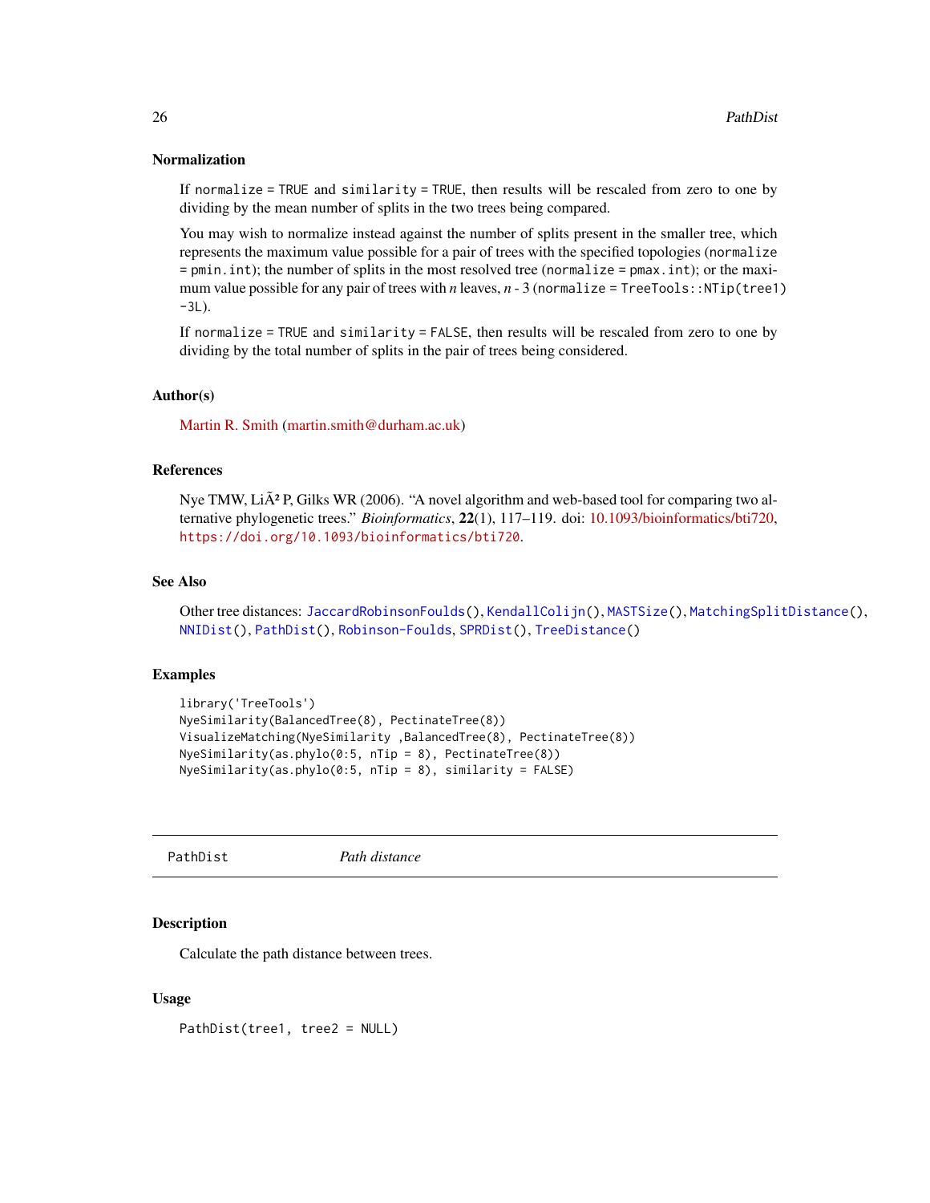### Normalization

If `normalize = TRUE` and `similarity = TRUE`, then results will be rescaled from zero to one by dividing by the mean number of splits in the two trees being compared.

You may wish to normalize instead against the number of splits present in the smaller tree, which represents the maximum value possible for a pair of trees with the specified topologies (`normalize = pmin.int`); the number of splits in the most resolved tree (`normalize = pmax.int`); or the maximum value possible for any pair of trees with $n$ leaves, $n$ - 3 (`normalize = TreeTools::NTip(tree1) -3L`).

If `normalize = TRUE` and `similarity = FALSE`, then results will be rescaled from zero to one by dividing by the total number of splits in the pair of trees being considered.

### Author(s)

Martin R. Smith (martin.smith@durham.ac.uk)

### References

Nye TMW, LiÃ² P, Gilks WR (2006). “A novel algorithm and web-based tool for comparing two alternative phylogenetic trees.” *Bioinformatics*, **22**(1), 117–119. doi: 10.1093/bioinformatics/bti720, https://doi.org/10.1093/bioinformatics/bti720.

### See Also

Other tree distances: `JaccardRobinsonFoulds()`, `KendallColijn()`, `MASTSize()`, `MatchingSplitDistance()`, `NNIDist()`, `PathDist()`, `Robinson-Foulds`, `SPRDist()`, `TreeDistance()`

### Examples

```
library('TreeTools')
NyeSimilarity(BalancedTree(8), PectinateTree(8))
VisualizeMatching(NyeSimilarity ,BalancedTree(8), PectinateTree(8))
NyeSimilarity(as.phylo(0:5, nTip = 8), PectinateTree(8))
NyeSimilarity(as.phylo(0:5, nTip = 8), similarity = FALSE)
```

---

## PathDist — *Path distance*

### Description

Calculate the path distance between trees.

### Usage

```
PathDist(tree1, tree2 = NULL)
```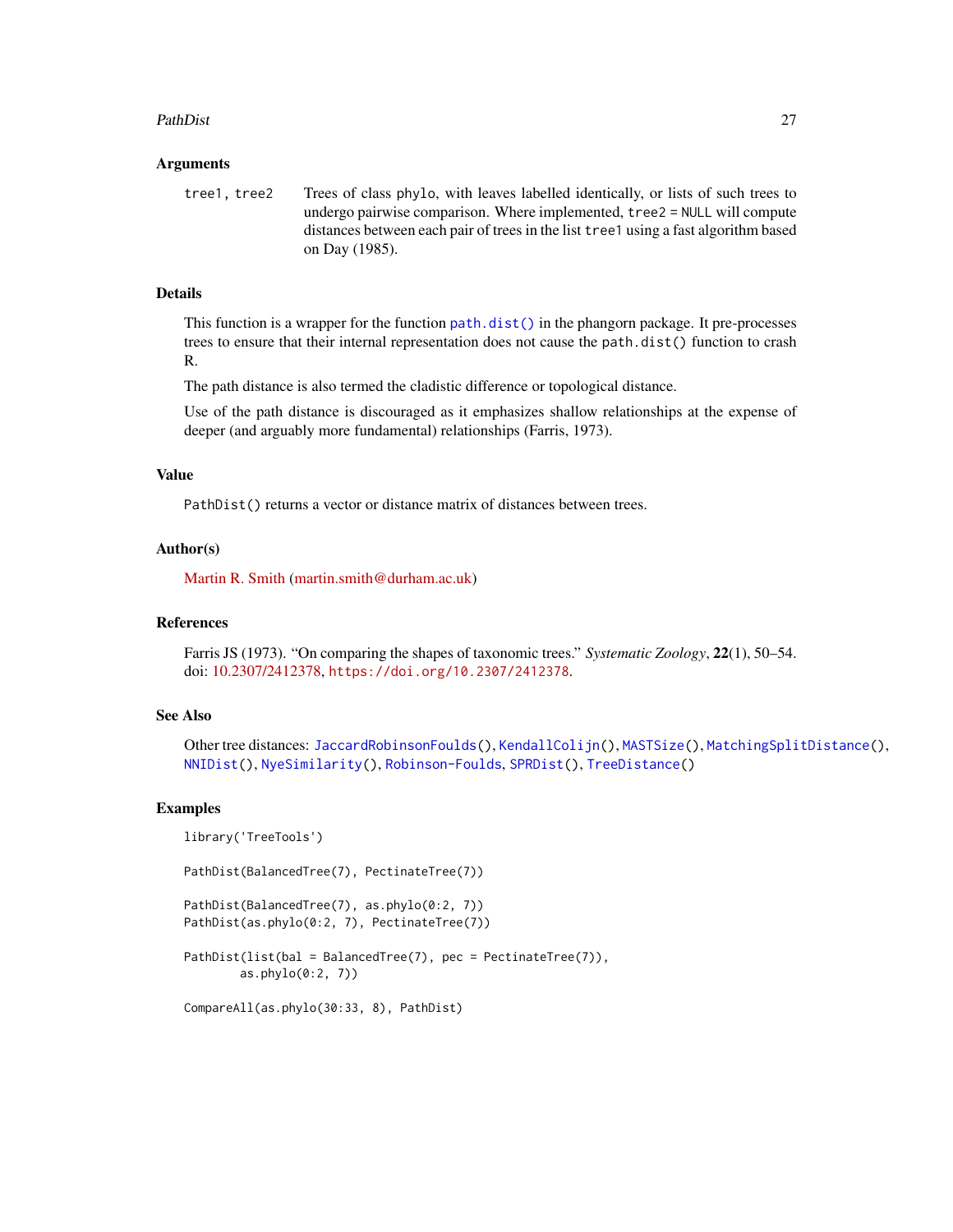### Arguments

`tree1, tree2` Trees of class `phylo`, with leaves labelled identically, or lists of such trees to undergo pairwise comparison. Where implemented, `tree2 = NULL` will compute distances between each pair of trees in the list `tree1` using a fast algorithm based on Day (1985).

### Details

This function is a wrapper for the function `path.dist()` in the phangorn package. It pre-processes trees to ensure that their internal representation does not cause the `path.dist()` function to crash R.

The path distance is also termed the cladistic difference or topological distance.

Use of the path distance is discouraged as it emphasizes shallow relationships at the expense of deeper (and arguably more fundamental) relationships (Farris, 1973).

### Value

`PathDist()` returns a vector or distance matrix of distances between trees.

### Author(s)

Martin R. Smith (martin.smith@durham.ac.uk)

### References

Farris JS (1973). "On comparing the shapes of taxonomic trees." *Systematic Zoology*, **22**(1), 50–54. doi: 10.2307/2412378, `https://doi.org/10.2307/2412378`.

### See Also

Other tree distances: `JaccardRobinsonFoulds()`, `KendallColijn()`, `MASTSize()`, `MatchingSplitDistance()`, `NNIDist()`, `NyeSimilarity()`, `Robinson-Foulds`, `SPRDist()`, `TreeDistance()`

### Examples

```
library('TreeTools')

PathDist(BalancedTree(7), PectinateTree(7))

PathDist(BalancedTree(7), as.phylo(0:2, 7))
PathDist(as.phylo(0:2, 7), PectinateTree(7))

PathDist(list(bal = BalancedTree(7), pec = PectinateTree(7)),
         as.phylo(0:2, 7))

CompareAll(as.phylo(30:33, 8), PathDist)
```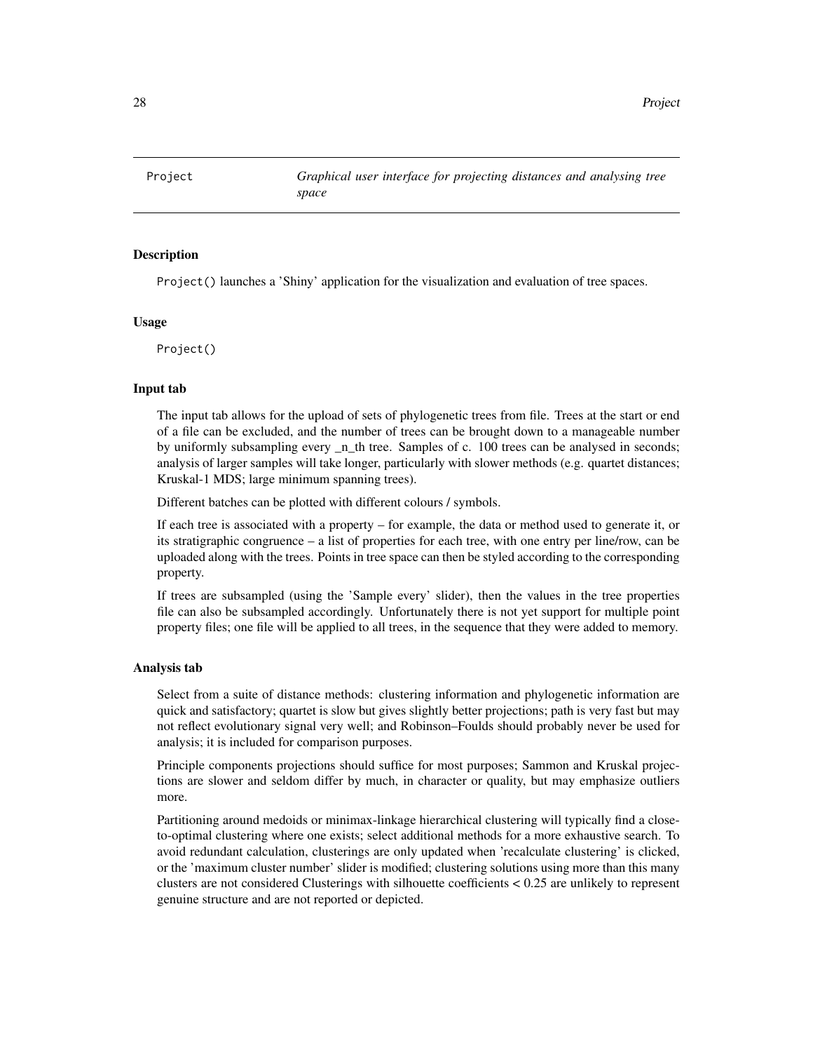# Project — *Graphical user interface for projecting distances and analysing tree space*

## Description

`Project()` launches a 'Shiny' application for the visualization and evaluation of tree spaces.

## Usage

```
Project()
```

## Input tab

The input tab allows for the upload of sets of phylogenetic trees from file. Trees at the start or end of a file can be excluded, and the number of trees can be brought down to a manageable number by uniformly subsampling every _n_th tree. Samples of c. 100 trees can be analysed in seconds; analysis of larger samples will take longer, particularly with slower methods (e.g. quartet distances; Kruskal-1 MDS; large minimum spanning trees).

Different batches can be plotted with different colours / symbols.

If each tree is associated with a property – for example, the data or method used to generate it, or its stratigraphic congruence – a list of properties for each tree, with one entry per line/row, can be uploaded along with the trees. Points in tree space can then be styled according to the corresponding property.

If trees are subsampled (using the 'Sample every' slider), then the values in the tree properties file can also be subsampled accordingly. Unfortunately there is not yet support for multiple point property files; one file will be applied to all trees, in the sequence that they were added to memory.

## Analysis tab

Select from a suite of distance methods: clustering information and phylogenetic information are quick and satisfactory; quartet is slow but gives slightly better projections; path is very fast but may not reflect evolutionary signal very well; and Robinson–Foulds should probably never be used for analysis; it is included for comparison purposes.

Principle components projections should suffice for most purposes; Sammon and Kruskal projections are slower and seldom differ by much, in character or quality, but may emphasize outliers more.

Partitioning around medoids or minimax-linkage hierarchical clustering will typically find a close-to-optimal clustering where one exists; select additional methods for a more exhaustive search. To avoid redundant calculation, clusterings are only updated when 'recalculate clustering' is clicked, or the 'maximum cluster number' slider is modified; clustering solutions using more than this many clusters are not considered Clusterings with silhouette coefficients < 0.25 are unlikely to represent genuine structure and are not reported or depicted.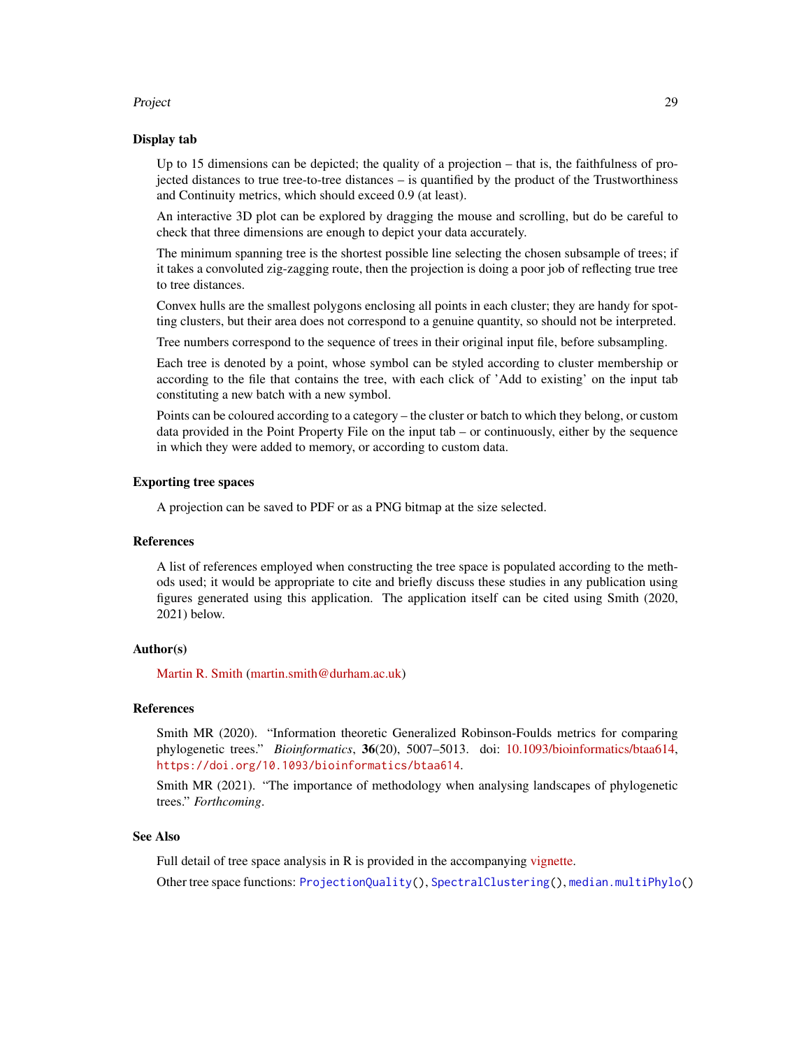### Display tab

Up to 15 dimensions can be depicted; the quality of a projection – that is, the faithfulness of projected distances to true tree-to-tree distances – is quantified by the product of the Trustworthiness and Continuity metrics, which should exceed 0.9 (at least).

An interactive 3D plot can be explored by dragging the mouse and scrolling, but do be careful to check that three dimensions are enough to depict your data accurately.

The minimum spanning tree is the shortest possible line selecting the chosen subsample of trees; if it takes a convoluted zig-zagging route, then the projection is doing a poor job of reflecting true tree to tree distances.

Convex hulls are the smallest polygons enclosing all points in each cluster; they are handy for spotting clusters, but their area does not correspond to a genuine quantity, so should not be interpreted.

Tree numbers correspond to the sequence of trees in their original input file, before subsampling.

Each tree is denoted by a point, whose symbol can be styled according to cluster membership or according to the file that contains the tree, with each click of 'Add to existing' on the input tab constituting a new batch with a new symbol.

Points can be coloured according to a category – the cluster or batch to which they belong, or custom data provided in the Point Property File on the input tab – or continuously, either by the sequence in which they were added to memory, or according to custom data.

### Exporting tree spaces

A projection can be saved to PDF or as a PNG bitmap at the size selected.

### References

A list of references employed when constructing the tree space is populated according to the methods used; it would be appropriate to cite and briefly discuss these studies in any publication using figures generated using this application. The application itself can be cited using Smith (2020, 2021) below.

### Author(s)

Martin R. Smith (martin.smith@durham.ac.uk)

### References

Smith MR (2020). "Information theoretic Generalized Robinson-Foulds metrics for comparing phylogenetic trees." *Bioinformatics*, **36**(20), 5007–5013. doi: 10.1093/bioinformatics/btaa614, `https://doi.org/10.1093/bioinformatics/btaa614`.

Smith MR (2021). "The importance of methodology when analysing landscapes of phylogenetic trees." *Forthcoming*.

### See Also

Full detail of tree space analysis in R is provided in the accompanying vignette.

Other tree space functions: `ProjectionQuality()`, `SpectralClustering()`, `median.multiPhylo()`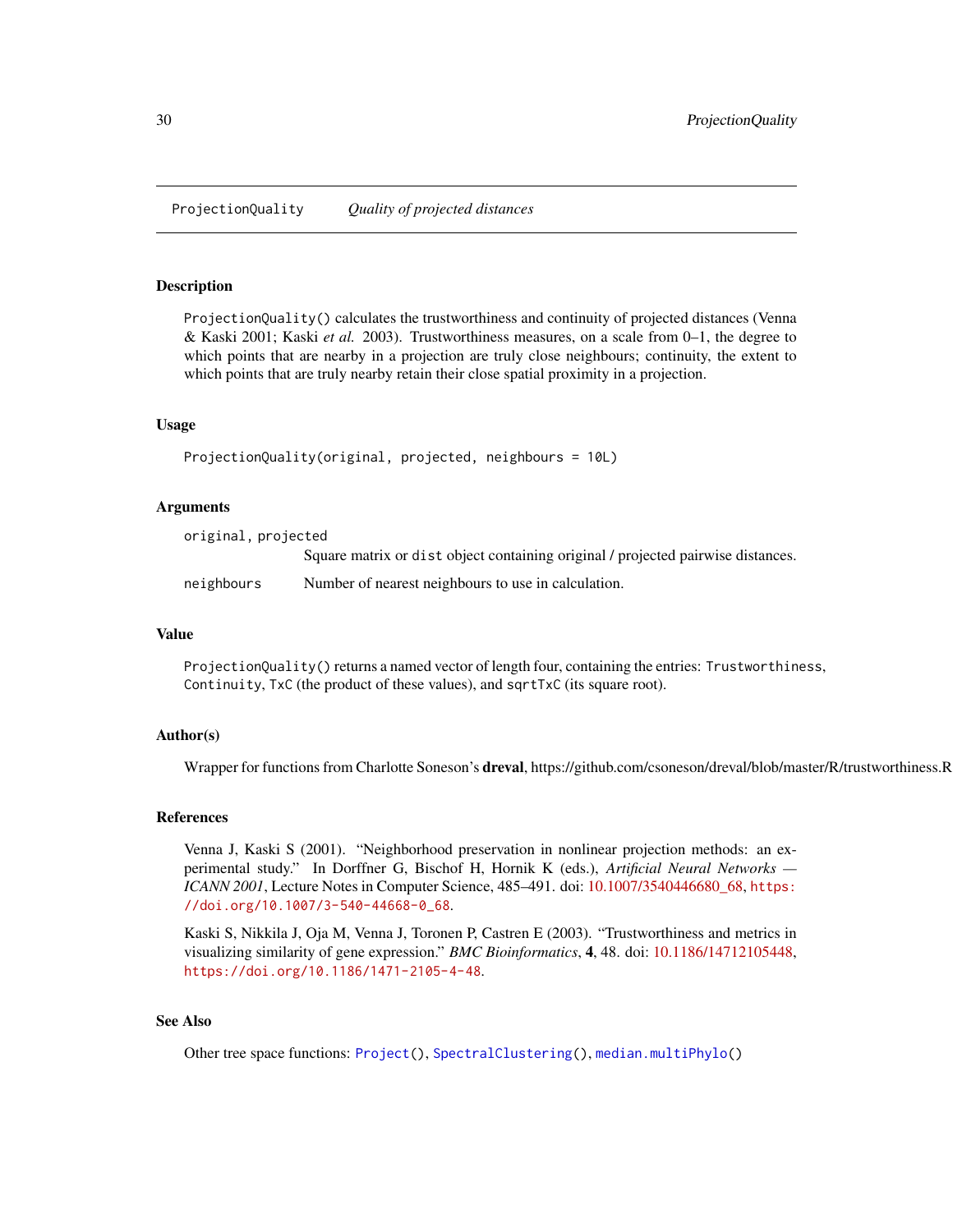## ProjectionQuality *Quality of projected distances*

### Description

`ProjectionQuality()` calculates the trustworthiness and continuity of projected distances (Venna & Kaski 2001; Kaski *et al.* 2003). Trustworthiness measures, on a scale from 0–1, the degree to which points that are nearby in a projection are truly close neighbours; continuity, the extent to which points that are truly nearby retain their close spatial proximity in a projection.

### Usage

```
ProjectionQuality(original, projected, neighbours = 10L)
```

### Arguments

| | |
|---|---|
| `original, projected` | Square matrix or `dist` object containing original / projected pairwise distances. |
| `neighbours` | Number of nearest neighbours to use in calculation. |

### Value

`ProjectionQuality()` returns a named vector of length four, containing the entries: `Trustworthiness`, `Continuity`, `TxC` (the product of these values), and `sqrtTxC` (its square root).

### Author(s)

Wrapper for functions from Charlotte Soneson's **dreval**, https://github.com/csoneson/dreval/blob/master/R/trustworthiness.R

### References

Venna J, Kaski S (2001). "Neighborhood preservation in nonlinear projection methods: an experimental study." In Dorffner G, Bischof H, Hornik K (eds.), *Artificial Neural Networks — ICANN 2001*, Lecture Notes in Computer Science, 485–491. doi: 10.1007/3540446680_68, https://doi.org/10.1007/3-540-44668-0_68.

Kaski S, Nikkila J, Oja M, Venna J, Toronen P, Castren E (2003). "Trustworthiness and metrics in visualizing similarity of gene expression." *BMC Bioinformatics*, **4**, 48. doi: 10.1186/14712105448, https://doi.org/10.1186/1471-2105-4-48.

### See Also

Other tree space functions: `Project()`, `SpectralClustering()`, `median.multiPhylo()`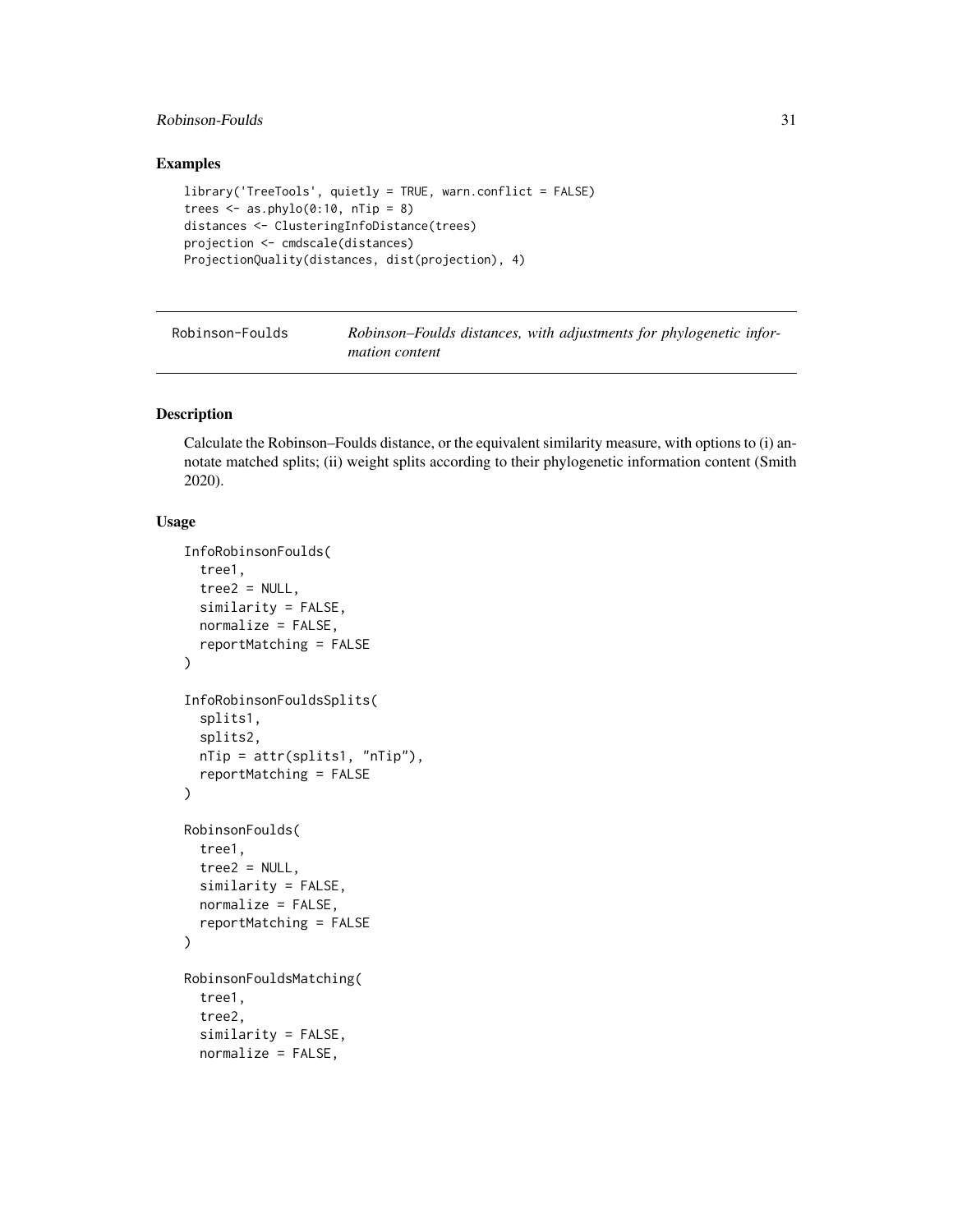## Examples

```
library('TreeTools', quietly = TRUE, warn.conflict = FALSE)
trees <- as.phylo(0:10, nTip = 8)
distances <- ClusteringInfoDistance(trees)
projection <- cmdscale(distances)
ProjectionQuality(distances, dist(projection), 4)
```

---

Robinson-Foulds    *Robinson–Foulds distances, with adjustments for phylogenetic information content*

---

## Description

Calculate the Robinson–Foulds distance, or the equivalent similarity measure, with options to (i) annotate matched splits; (ii) weight splits according to their phylogenetic information content (Smith 2020).

## Usage

```
InfoRobinsonFoulds(
  tree1,
  tree2 = NULL,
  similarity = FALSE,
  normalize = FALSE,
  reportMatching = FALSE
)

InfoRobinsonFouldsSplits(
  splits1,
  splits2,
  nTip = attr(splits1, "nTip"),
  reportMatching = FALSE
)

RobinsonFoulds(
  tree1,
  tree2 = NULL,
  similarity = FALSE,
  normalize = FALSE,
  reportMatching = FALSE
)

RobinsonFouldsMatching(
  tree1,
  tree2,
  similarity = FALSE,
  normalize = FALSE,
```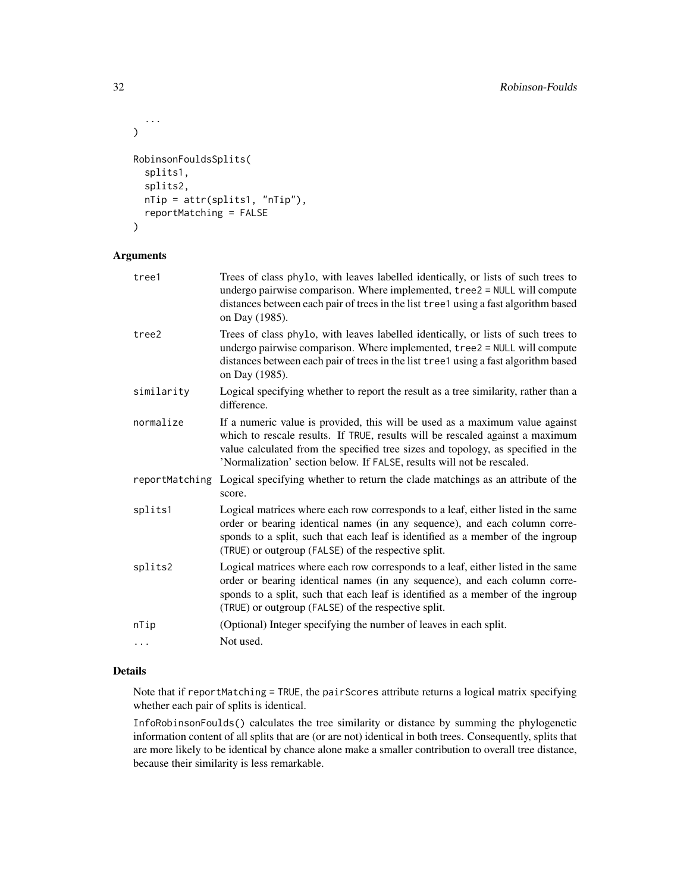```
  ...
)

RobinsonFouldsSplits(
  splits1,
  splits2,
  nTip = attr(splits1, "nTip"),
  reportMatching = FALSE
)
```

## Arguments

| | |
|---|---|
| tree1 | Trees of class phylo, with leaves labelled identically, or lists of such trees to undergo pairwise comparison. Where implemented, tree2 = NULL will compute distances between each pair of trees in the list tree1 using a fast algorithm based on Day (1985). |
| tree2 | Trees of class phylo, with leaves labelled identically, or lists of such trees to undergo pairwise comparison. Where implemented, tree2 = NULL will compute distances between each pair of trees in the list tree1 using a fast algorithm based on Day (1985). |
| similarity | Logical specifying whether to report the result as a tree similarity, rather than a difference. |
| normalize | If a numeric value is provided, this will be used as a maximum value against which to rescale results. If TRUE, results will be rescaled against a maximum value calculated from the specified tree sizes and topology, as specified in the 'Normalization' section below. If FALSE, results will not be rescaled. |
| reportMatching | Logical specifying whether to return the clade matchings as an attribute of the score. |
| splits1 | Logical matrices where each row corresponds to a leaf, either listed in the same order or bearing identical names (in any sequence), and each column corresponds to a split, such that each leaf is identified as a member of the ingroup (TRUE) or outgroup (FALSE) of the respective split. |
| splits2 | Logical matrices where each row corresponds to a leaf, either listed in the same order or bearing identical names (in any sequence), and each column corresponds to a split, such that each leaf is identified as a member of the ingroup (TRUE) or outgroup (FALSE) of the respective split. |
| nTip | (Optional) Integer specifying the number of leaves in each split. |
| ... | Not used. |

## Details

Note that if reportMatching = TRUE, the pairScores attribute returns a logical matrix specifying whether each pair of splits is identical.

InfoRobinsonFoulds() calculates the tree similarity or distance by summing the phylogenetic information content of all splits that are (or are not) identical in both trees. Consequently, splits that are more likely to be identical by chance alone make a smaller contribution to overall tree distance, because their similarity is less remarkable.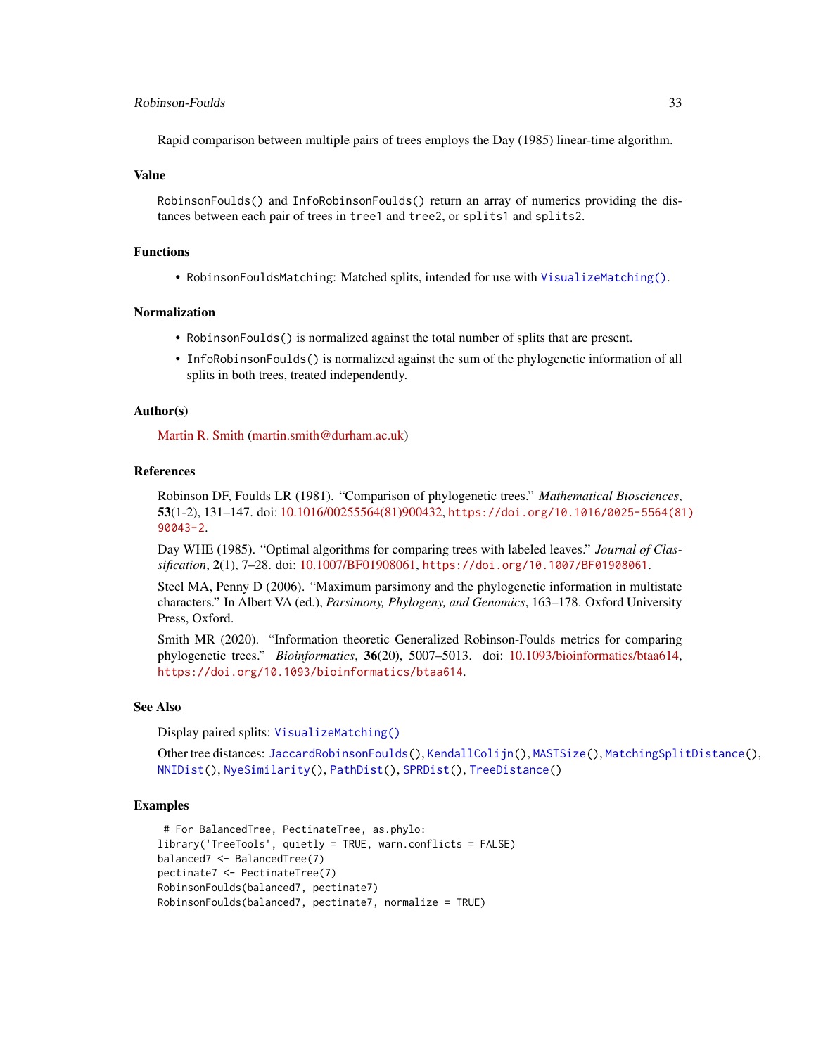Rapid comparison between multiple pairs of trees employs the Day (1985) linear-time algorithm.

### Value

`RobinsonFoulds()` and `InfoRobinsonFoulds()` return an array of numerics providing the distances between each pair of trees in `tree1` and `tree2`, or `splits1` and `splits2`.

### Functions

- `RobinsonFouldsMatching`: Matched splits, intended for use with `VisualizeMatching()`.

### Normalization

- `RobinsonFoulds()` is normalized against the total number of splits that are present.
- `InfoRobinsonFoulds()` is normalized against the sum of the phylogenetic information of all splits in both trees, treated independently.

### Author(s)

Martin R. Smith (martin.smith@durham.ac.uk)

### References

Robinson DF, Foulds LR (1981). "Comparison of phylogenetic trees." *Mathematical Biosciences*, **53**(1-2), 131–147. doi: 10.1016/00255564(81)900432, `https://doi.org/10.1016/0025-5564(81)90043-2`.

Day WHE (1985). "Optimal algorithms for comparing trees with labeled leaves." *Journal of Classification*, **2**(1), 7–28. doi: 10.1007/BF01908061, `https://doi.org/10.1007/BF01908061`.

Steel MA, Penny D (2006). "Maximum parsimony and the phylogenetic information in multistate characters." In Albert VA (ed.), *Parsimony, Phylogeny, and Genomics*, 163–178. Oxford University Press, Oxford.

Smith MR (2020). "Information theoretic Generalized Robinson-Foulds metrics for comparing phylogenetic trees." *Bioinformatics*, **36**(20), 5007–5013. doi: 10.1093/bioinformatics/btaa614, `https://doi.org/10.1093/bioinformatics/btaa614`.

### See Also

Display paired splits: `VisualizeMatching()`

Other tree distances: `JaccardRobinsonFoulds()`, `KendallColijn()`, `MASTSize()`, `MatchingSplitDistance()`, `NNIDist()`, `NyeSimilarity()`, `PathDist()`, `SPRDist()`, `TreeDistance()`

### Examples

```
 # For BalancedTree, PectinateTree, as.phylo:
library('TreeTools', quietly = TRUE, warn.conflicts = FALSE)
balanced7 <- BalancedTree(7)
pectinate7 <- PectinateTree(7)
RobinsonFoulds(balanced7, pectinate7)
RobinsonFoulds(balanced7, pectinate7, normalize = TRUE)
```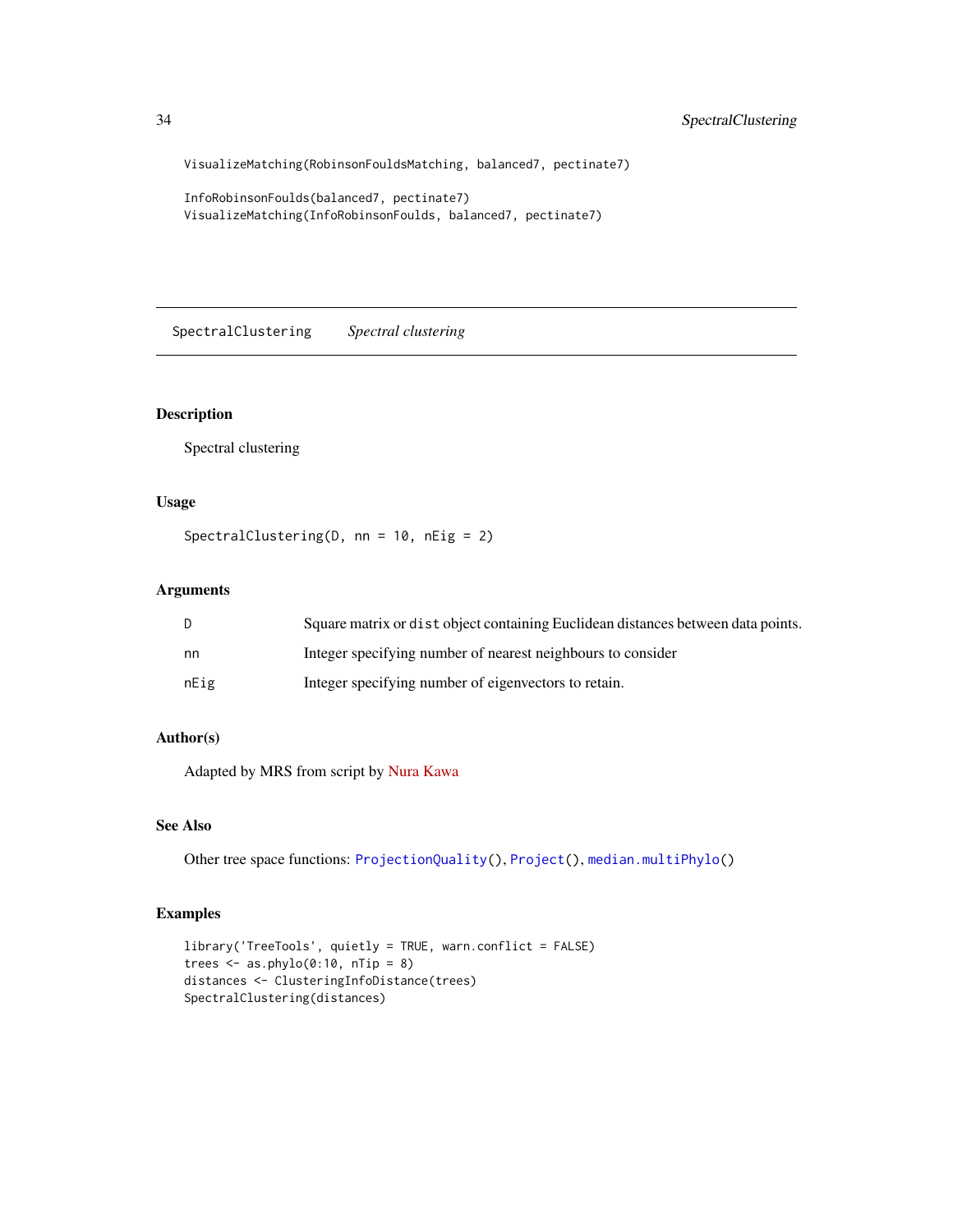```
VisualizeMatching(RobinsonFouldsMatching, balanced7, pectinate7)

InfoRobinsonFoulds(balanced7, pectinate7)
VisualizeMatching(InfoRobinsonFoulds, balanced7, pectinate7)
```

---

## SpectralClustering *Spectral clustering*

---

### Description

Spectral clustering

### Usage

```
SpectralClustering(D, nn = 10, nEig = 2)
```

### Arguments

| | |
|---|---|
| D | Square matrix or `dist` object containing Euclidean distances between data points. |
| nn | Integer specifying number of nearest neighbours to consider |
| nEig | Integer specifying number of eigenvectors to retain. |

### Author(s)

Adapted by MRS from script by Nura Kawa

### See Also

Other tree space functions: `ProjectionQuality()`, `Project()`, `median.multiPhylo()`

### Examples

```
library('TreeTools', quietly = TRUE, warn.conflict = FALSE)
trees <- as.phylo(0:10, nTip = 8)
distances <- ClusteringInfoDistance(trees)
SpectralClustering(distances)
```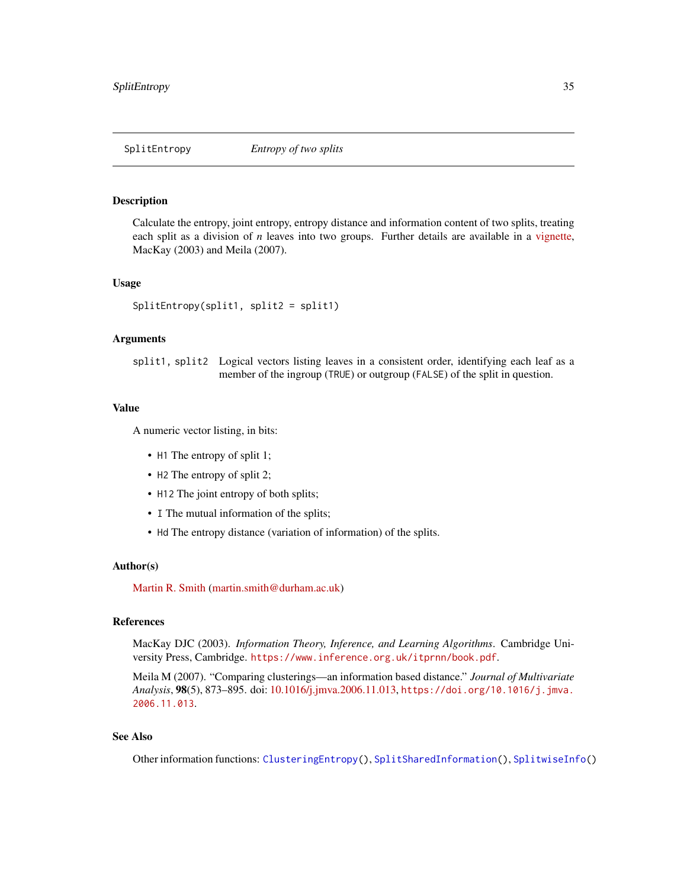## SplitEntropy — *Entropy of two splits*

### Description

Calculate the entropy, joint entropy, entropy distance and information content of two splits, treating each split as a division of $n$ leaves into two groups. Further details are available in a vignette, MacKay (2003) and Meila (2007).

### Usage

```
SplitEntropy(split1, split2 = split1)
```

### Arguments

`split1, split2` Logical vectors listing leaves in a consistent order, identifying each leaf as a member of the ingroup (`TRUE`) or outgroup (`FALSE`) of the split in question.

### Value

A numeric vector listing, in bits:

- `H1` The entropy of split 1;
- `H2` The entropy of split 2;
- `H12` The joint entropy of both splits;
- `I` The mutual information of the splits;
- `Hd` The entropy distance (variation of information) of the splits.

### Author(s)

Martin R. Smith (martin.smith@durham.ac.uk)

### References

MacKay DJC (2003). *Information Theory, Inference, and Learning Algorithms*. Cambridge University Press, Cambridge. https://www.inference.org.uk/itprnn/book.pdf.

Meila M (2007). "Comparing clusterings—an information based distance." *Journal of Multivariate Analysis*, **98**(5), 873–895. doi: 10.1016/j.jmva.2006.11.013, https://doi.org/10.1016/j.jmva.2006.11.013.

### See Also

Other information functions: `ClusteringEntropy()`, `SplitSharedInformation()`, `SplitwiseInfo()`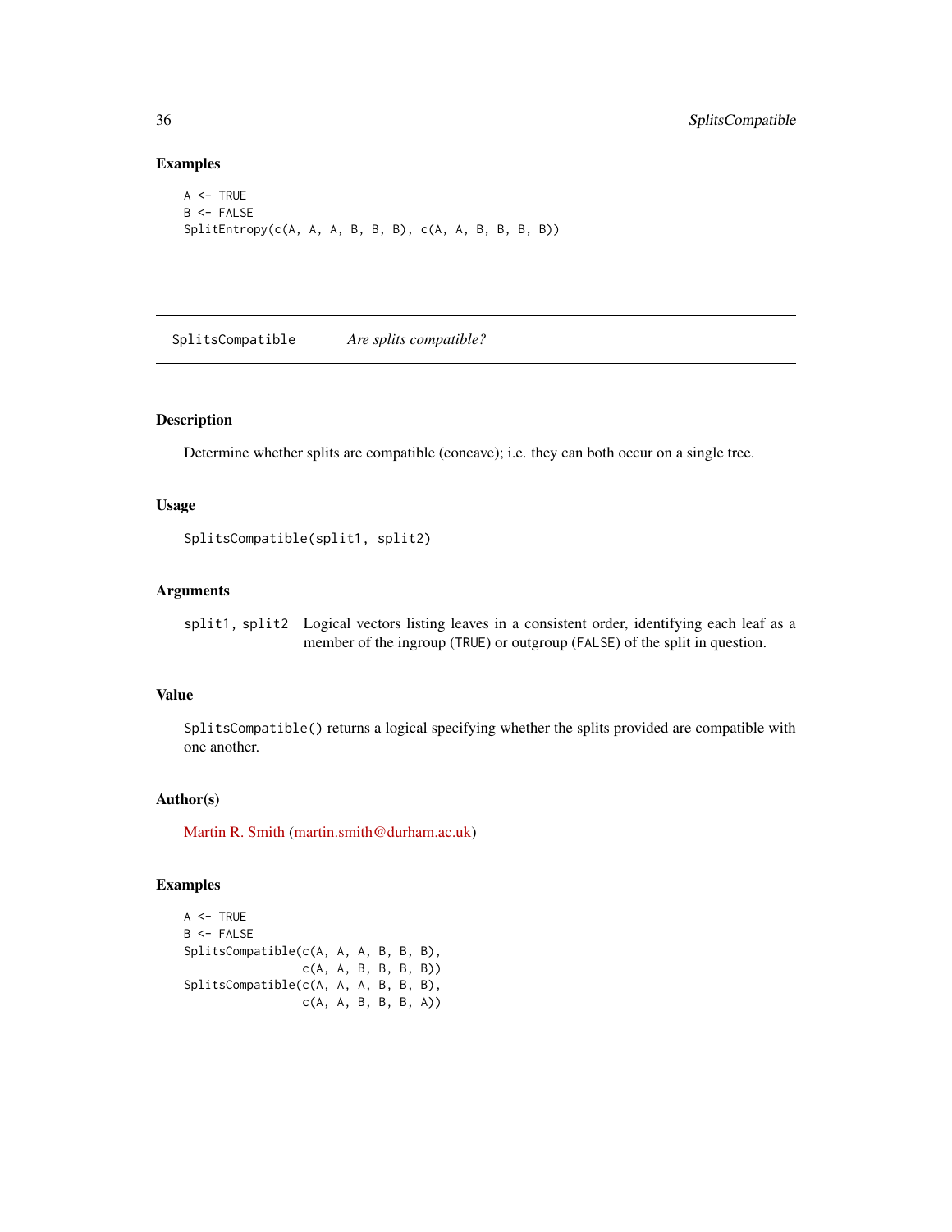### Examples

```
A <- TRUE
B <- FALSE
SplitEntropy(c(A, A, A, B, B, B), c(A, A, B, B, B, B))
```

---

## SplitsCompatible *Are splits compatible?*

---

### Description

Determine whether splits are compatible (concave); i.e. they can both occur on a single tree.

### Usage

```
SplitsCompatible(split1, split2)
```

### Arguments

| | |
|---|---|
| `split1, split2` | Logical vectors listing leaves in a consistent order, identifying each leaf as a member of the ingroup (`TRUE`) or outgroup (`FALSE`) of the split in question. |

### Value

`SplitsCompatible()` returns a logical specifying whether the splits provided are compatible with one another.

### Author(s)

Martin R. Smith (martin.smith@durham.ac.uk)

### Examples

```
A <- TRUE
B <- FALSE
SplitsCompatible(c(A, A, A, B, B, B),
                 c(A, A, B, B, B, B))
SplitsCompatible(c(A, A, A, B, B, B),
                 c(A, A, B, B, B, A))
```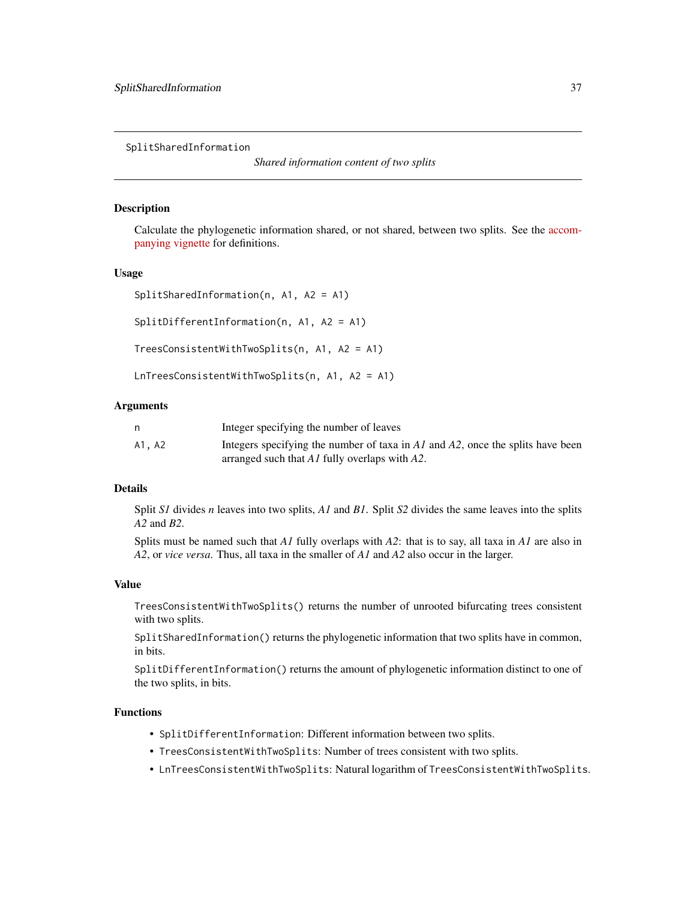# SplitSharedInformation

*Shared information content of two splits*

## Description

Calculate the phylogenetic information shared, or not shared, between two splits. See the accompanying vignette for definitions.

## Usage

```
SplitSharedInformation(n, A1, A2 = A1)

SplitDifferentInformation(n, A1, A2 = A1)

TreesConsistentWithTwoSplits(n, A1, A2 = A1)

LnTreesConsistentWithTwoSplits(n, A1, A2 = A1)
```

## Arguments

| | |
|---|---|
| n | Integer specifying the number of leaves |
| A1, A2 | Integers specifying the number of taxa in *A1* and *A2*, once the splits have been arranged such that *A1* fully overlaps with *A2*. |

## Details

Split *S1* divides *n* leaves into two splits, *A1* and *B1*. Split *S2* divides the same leaves into the splits *A2* and *B2*.

Splits must be named such that *A1* fully overlaps with *A2*: that is to say, all taxa in *A1* are also in *A2*, or *vice versa*. Thus, all taxa in the smaller of *A1* and *A2* also occur in the larger.

## Value

`TreesConsistentWithTwoSplits()` returns the number of unrooted bifurcating trees consistent with two splits.

`SplitSharedInformation()` returns the phylogenetic information that two splits have in common, in bits.

`SplitDifferentInformation()` returns the amount of phylogenetic information distinct to one of the two splits, in bits.

## Functions

- `SplitDifferentInformation`: Different information between two splits.
- `TreesConsistentWithTwoSplits`: Number of trees consistent with two splits.
- `LnTreesConsistentWithTwoSplits`: Natural logarithm of `TreesConsistentWithTwoSplits`.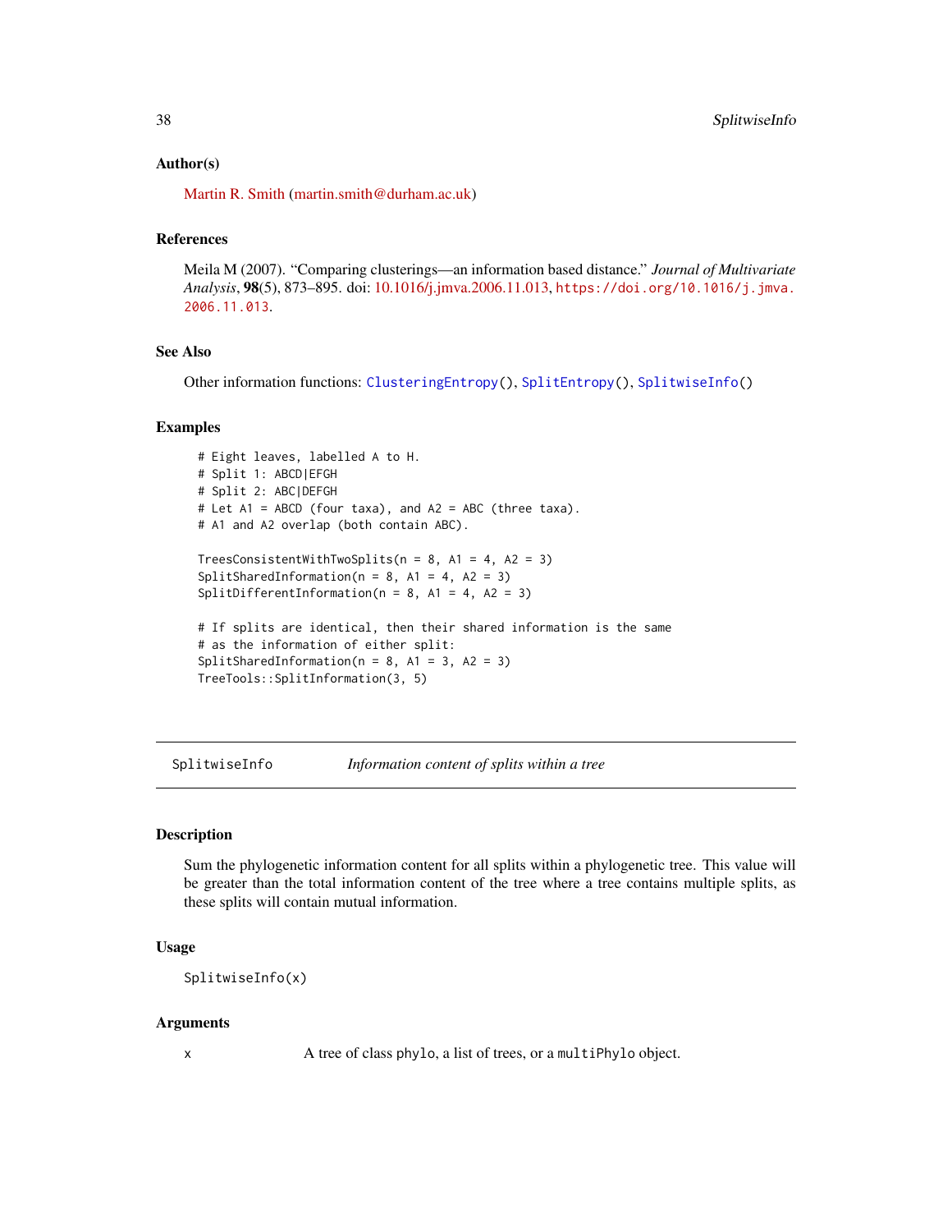## Author(s)

Martin R. Smith (martin.smith@durham.ac.uk)

## References

Meila M (2007). "Comparing clusterings—an information based distance." *Journal of Multivariate Analysis*, **98**(5), 873–895. doi: 10.1016/j.jmva.2006.11.013, https://doi.org/10.1016/j.jmva.2006.11.013.

## See Also

Other information functions: `ClusteringEntropy()`, `SplitEntropy()`, `SplitwiseInfo()`

## Examples

```
# Eight leaves, labelled A to H.
# Split 1: ABCD|EFGH
# Split 2: ABC|DEFGH
# Let A1 = ABCD (four taxa), and A2 = ABC (three taxa).
# A1 and A2 overlap (both contain ABC).

TreesConsistentWithTwoSplits(n = 8, A1 = 4, A2 = 3)
SplitSharedInformation(n = 8, A1 = 4, A2 = 3)
SplitDifferentInformation(n = 8, A1 = 4, A2 = 3)

# If splits are identical, then their shared information is the same
# as the information of either split:
SplitSharedInformation(n = 8, A1 = 3, A2 = 3)
TreeTools::SplitInformation(3, 5)
```

---

# SplitwiseInfo — *Information content of splits within a tree*

## Description

Sum the phylogenetic information content for all splits within a phylogenetic tree. This value will be greater than the total information content of the tree where a tree contains multiple splits, as these splits will contain mutual information.

## Usage

```
SplitwiseInfo(x)
```

## Arguments

| | |
|---|---|
| x | A tree of class `phylo`, a list of trees, or a `multiPhylo` object. |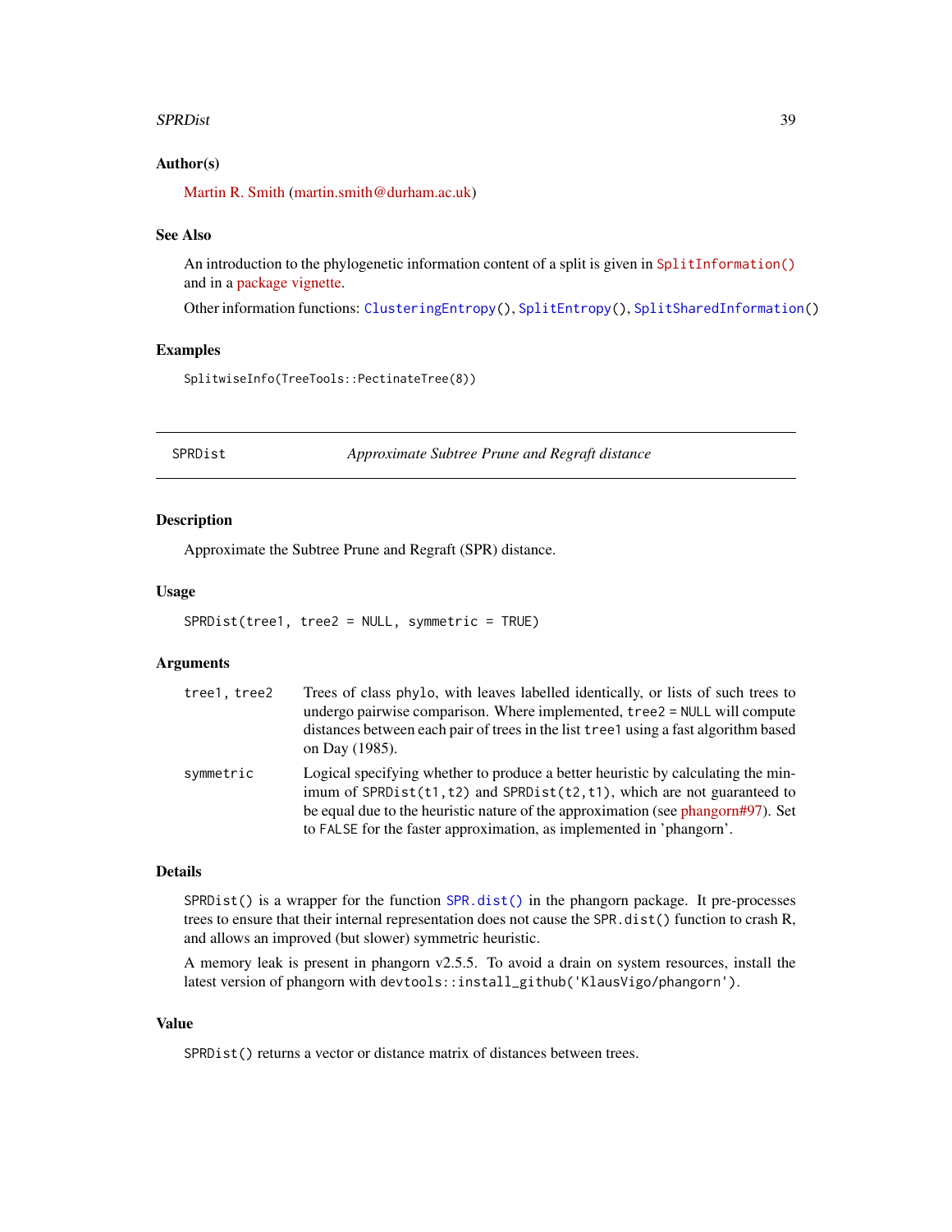### Author(s)

Martin R. Smith (martin.smith@durham.ac.uk)

### See Also

An introduction to the phylogenetic information content of a split is given in `SplitInformation()` and in a package vignette.

Other information functions: `ClusteringEntropy()`, `SplitEntropy()`, `SplitSharedInformation()`

### Examples

```
SplitwiseInfo(TreeTools::PectinateTree(8))
```

---

## SPRDist &nbsp;&nbsp;&nbsp;&nbsp; *Approximate Subtree Prune and Regraft distance*

---

### Description

Approximate the Subtree Prune and Regraft (SPR) distance.

### Usage

```
SPRDist(tree1, tree2 = NULL, symmetric = TRUE)
```

### Arguments

| | |
|---|---|
| `tree1, tree2` | Trees of class `phylo`, with leaves labelled identically, or lists of such trees to undergo pairwise comparison. Where implemented, `tree2 = NULL` will compute distances between each pair of trees in the list `tree1` using a fast algorithm based on Day (1985). |
| `symmetric` | Logical specifying whether to produce a better heuristic by calculating the minimum of `SPRDist(t1,t2)` and `SPRDist(t2,t1)`, which are not guaranteed to be equal due to the heuristic nature of the approximation (see phangorn#97). Set to `FALSE` for the faster approximation, as implemented in 'phangorn'. |

### Details

`SPRDist()` is a wrapper for the function `SPR.dist()` in the phangorn package. It pre-processes trees to ensure that their internal representation does not cause the `SPR.dist()` function to crash R, and allows an improved (but slower) symmetric heuristic.

A memory leak is present in phangorn v2.5.5. To avoid a drain on system resources, install the latest version of phangorn with `devtools::install_github('KlausVigo/phangorn')`.

### Value

`SPRDist()` returns a vector or distance matrix of distances between trees.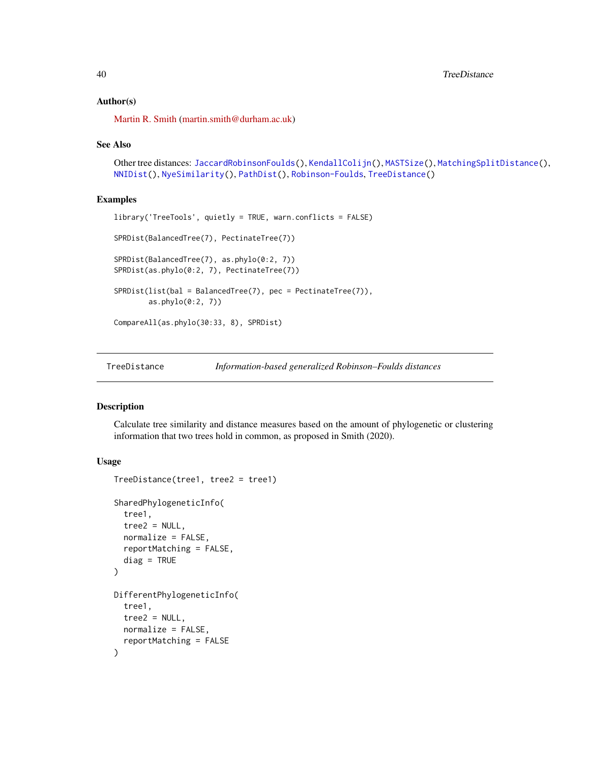### Author(s)

Martin R. Smith (martin.smith@durham.ac.uk)

### See Also

Other tree distances: `JaccardRobinsonFoulds()`, `KendallColijn()`, `MASTSize()`, `MatchingSplitDistance()`, `NNIDist()`, `NyeSimilarity()`, `PathDist()`, `Robinson-Foulds`, `TreeDistance()`

### Examples

```
library('TreeTools', quietly = TRUE, warn.conflicts = FALSE)

SPRDist(BalancedTree(7), PectinateTree(7))

SPRDist(BalancedTree(7), as.phylo(0:2, 7))
SPRDist(as.phylo(0:2, 7), PectinateTree(7))

SPRDist(list(bal = BalancedTree(7), pec = PectinateTree(7)),
        as.phylo(0:2, 7))

CompareAll(as.phylo(30:33, 8), SPRDist)
```

---

## TreeDistance — *Information-based generalized Robinson–Foulds distances*

### Description

Calculate tree similarity and distance measures based on the amount of phylogenetic or clustering information that two trees hold in common, as proposed in Smith (2020).

### Usage

```
TreeDistance(tree1, tree2 = tree1)

SharedPhylogeneticInfo(
  tree1,
  tree2 = NULL,
  normalize = FALSE,
  reportMatching = FALSE,
  diag = TRUE
)

DifferentPhylogeneticInfo(
  tree1,
  tree2 = NULL,
  normalize = FALSE,
  reportMatching = FALSE
)
```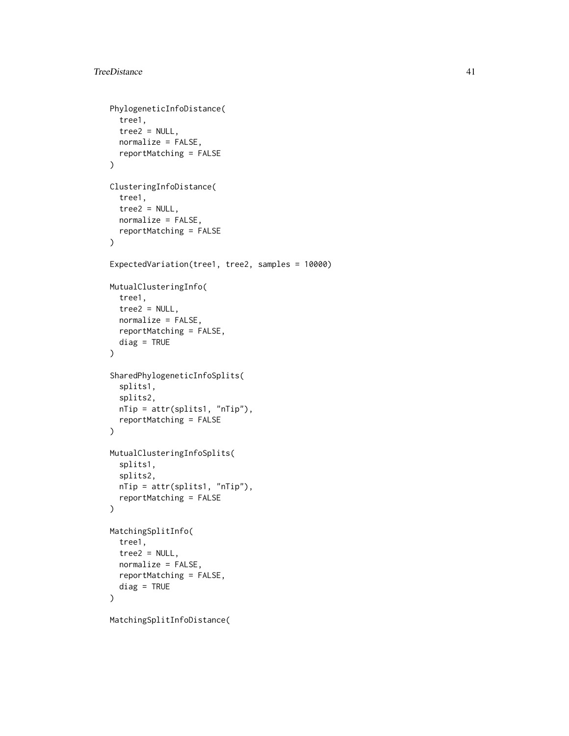```
PhylogeneticInfoDistance(
  tree1,
  tree2 = NULL,
  normalize = FALSE,
  reportMatching = FALSE
)

ClusteringInfoDistance(
  tree1,
  tree2 = NULL,
  normalize = FALSE,
  reportMatching = FALSE
)

ExpectedVariation(tree1, tree2, samples = 10000)

MutualClusteringInfo(
  tree1,
  tree2 = NULL,
  normalize = FALSE,
  reportMatching = FALSE,
  diag = TRUE
)

SharedPhylogeneticInfoSplits(
  splits1,
  splits2,
  nTip = attr(splits1, "nTip"),
  reportMatching = FALSE
)

MutualClusteringInfoSplits(
  splits1,
  splits2,
  nTip = attr(splits1, "nTip"),
  reportMatching = FALSE
)

MatchingSplitInfo(
  tree1,
  tree2 = NULL,
  normalize = FALSE,
  reportMatching = FALSE,
  diag = TRUE
)

MatchingSplitInfoDistance(
```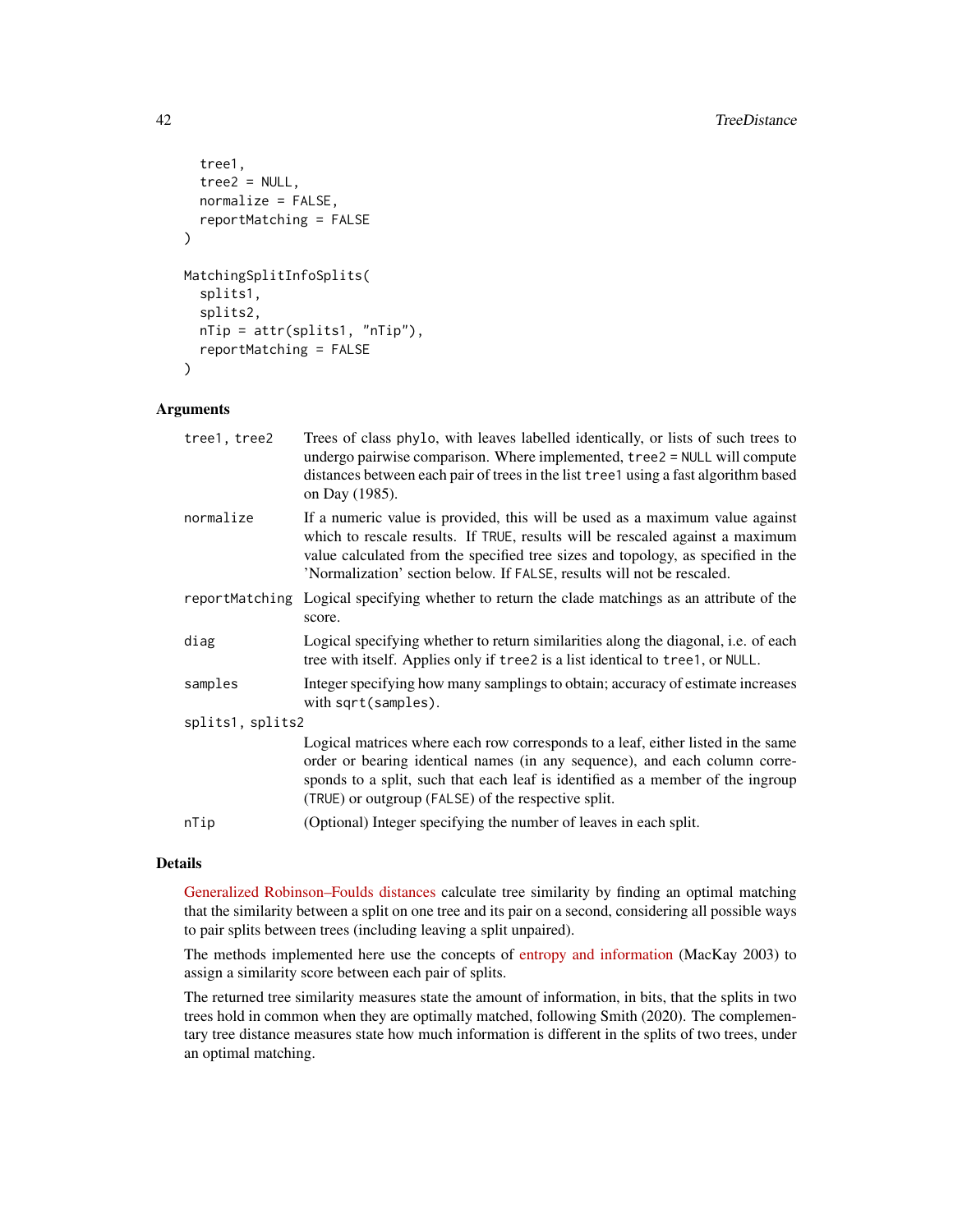```
  tree1,
  tree2 = NULL,
  normalize = FALSE,
  reportMatching = FALSE
)

MatchingSplitInfoSplits(
  splits1,
  splits2,
  nTip = attr(splits1, "nTip"),
  reportMatching = FALSE
)
```

### Arguments

| | |
|---|---|
| `tree1, tree2` | Trees of class `phylo`, with leaves labelled identically, or lists of such trees to undergo pairwise comparison. Where implemented, `tree2 = NULL` will compute distances between each pair of trees in the list `tree1` using a fast algorithm based on Day (1985). |
| `normalize` | If a numeric value is provided, this will be used as a maximum value against which to rescale results. If `TRUE`, results will be rescaled against a maximum value calculated from the specified tree sizes and topology, as specified in the 'Normalization' section below. If `FALSE`, results will not be rescaled. |
| `reportMatching` | Logical specifying whether to return the clade matchings as an attribute of the score. |
| `diag` | Logical specifying whether to return similarities along the diagonal, i.e. of each tree with itself. Applies only if `tree2` is a list identical to `tree1`, or `NULL`. |
| `samples` | Integer specifying how many samplings to obtain; accuracy of estimate increases with `sqrt(samples)`. |
| `splits1, splits2` | Logical matrices where each row corresponds to a leaf, either listed in the same order or bearing identical names (in any sequence), and each column corresponds to a split, such that each leaf is identified as a member of the ingroup (`TRUE`) or outgroup (`FALSE`) of the respective split. |
| `nTip` | (Optional) Integer specifying the number of leaves in each split. |

### Details

Generalized Robinson–Foulds distances calculate tree similarity by finding an optimal matching that the similarity between a split on one tree and its pair on a second, considering all possible ways to pair splits between trees (including leaving a split unpaired).

The methods implemented here use the concepts of entropy and information (MacKay 2003) to assign a similarity score between each pair of splits.

The returned tree similarity measures state the amount of information, in bits, that the splits in two trees hold in common when they are optimally matched, following Smith (2020). The complementary tree distance measures state how much information is different in the splits of two trees, under an optimal matching.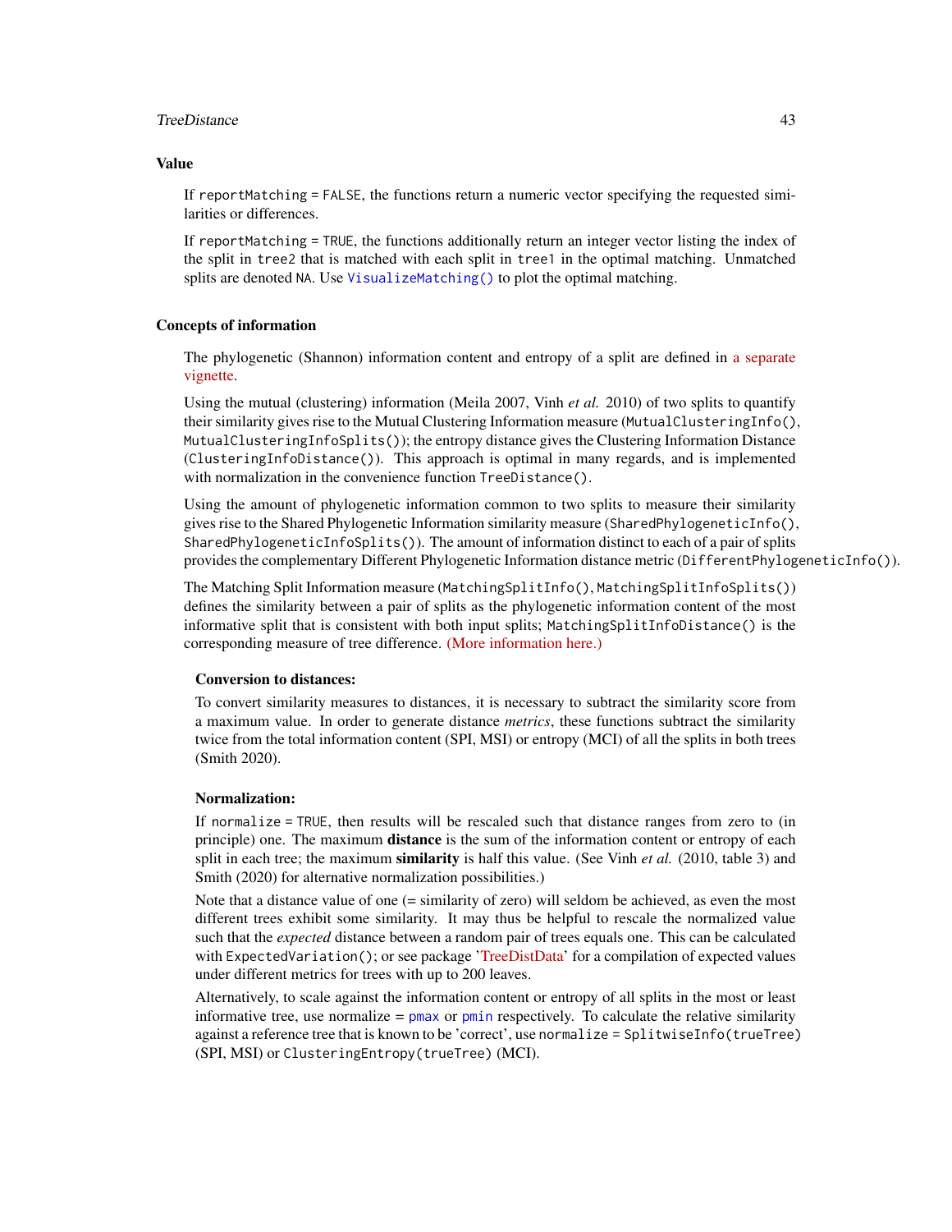## Value

If `reportMatching = FALSE`, the functions return a numeric vector specifying the requested similarities or differences.

If `reportMatching = TRUE`, the functions additionally return an integer vector listing the index of the split in `tree2` that is matched with each split in `tree1` in the optimal matching. Unmatched splits are denoted `NA`. Use `VisualizeMatching()` to plot the optimal matching.

## Concepts of information

The phylogenetic (Shannon) information content and entropy of a split are defined in a separate vignette.

Using the mutual (clustering) information (Meila 2007, Vinh *et al.* 2010) of two splits to quantify their similarity gives rise to the Mutual Clustering Information measure (`MutualClusteringInfo()`, `MutualClusteringInfoSplits()`); the entropy distance gives the Clustering Information Distance (`ClusteringInfoDistance()`). This approach is optimal in many regards, and is implemented with normalization in the convenience function `TreeDistance()`.

Using the amount of phylogenetic information common to two splits to measure their similarity gives rise to the Shared Phylogenetic Information similarity measure (`SharedPhylogeneticInfo()`, `SharedPhylogeneticInfoSplits()`). The amount of information distinct to each of a pair of splits provides the complementary Different Phylogenetic Information distance metric (`DifferentPhylogeneticInfo()`).

The Matching Split Information measure (`MatchingSplitInfo()`, `MatchingSplitInfoSplits()`) defines the similarity between a pair of splits as the phylogenetic information content of the most informative split that is consistent with both input splits; `MatchingSplitInfoDistance()` is the corresponding measure of tree difference. (More information here.)

### Conversion to distances:

To convert similarity measures to distances, it is necessary to subtract the similarity score from a maximum value. In order to generate distance *metrics*, these functions subtract the similarity twice from the total information content (SPI, MSI) or entropy (MCI) of all the splits in both trees (Smith 2020).

### Normalization:

If `normalize = TRUE`, then results will be rescaled such that distance ranges from zero to (in principle) one. The maximum **distance** is the sum of the information content or entropy of each split in each tree; the maximum **similarity** is half this value. (See Vinh *et al.* (2010, table 3) and Smith (2020) for alternative normalization possibilities.)

Note that a distance value of one (= similarity of zero) will seldom be achieved, as even the most different trees exhibit some similarity. It may thus be helpful to rescale the normalized value such that the *expected* distance between a random pair of trees equals one. This can be calculated with `ExpectedVariation()`; or see package 'TreeDistData' for a compilation of expected values under different metrics for trees with up to 200 leaves.

Alternatively, to scale against the information content or entropy of all splits in the most or least informative tree, use `normalize = pmax` or `pmin` respectively. To calculate the relative similarity against a reference tree that is known to be 'correct', use `normalize = SplitwiseInfo(trueTree)` (SPI, MSI) or `ClusteringEntropy(trueTree)` (MCI).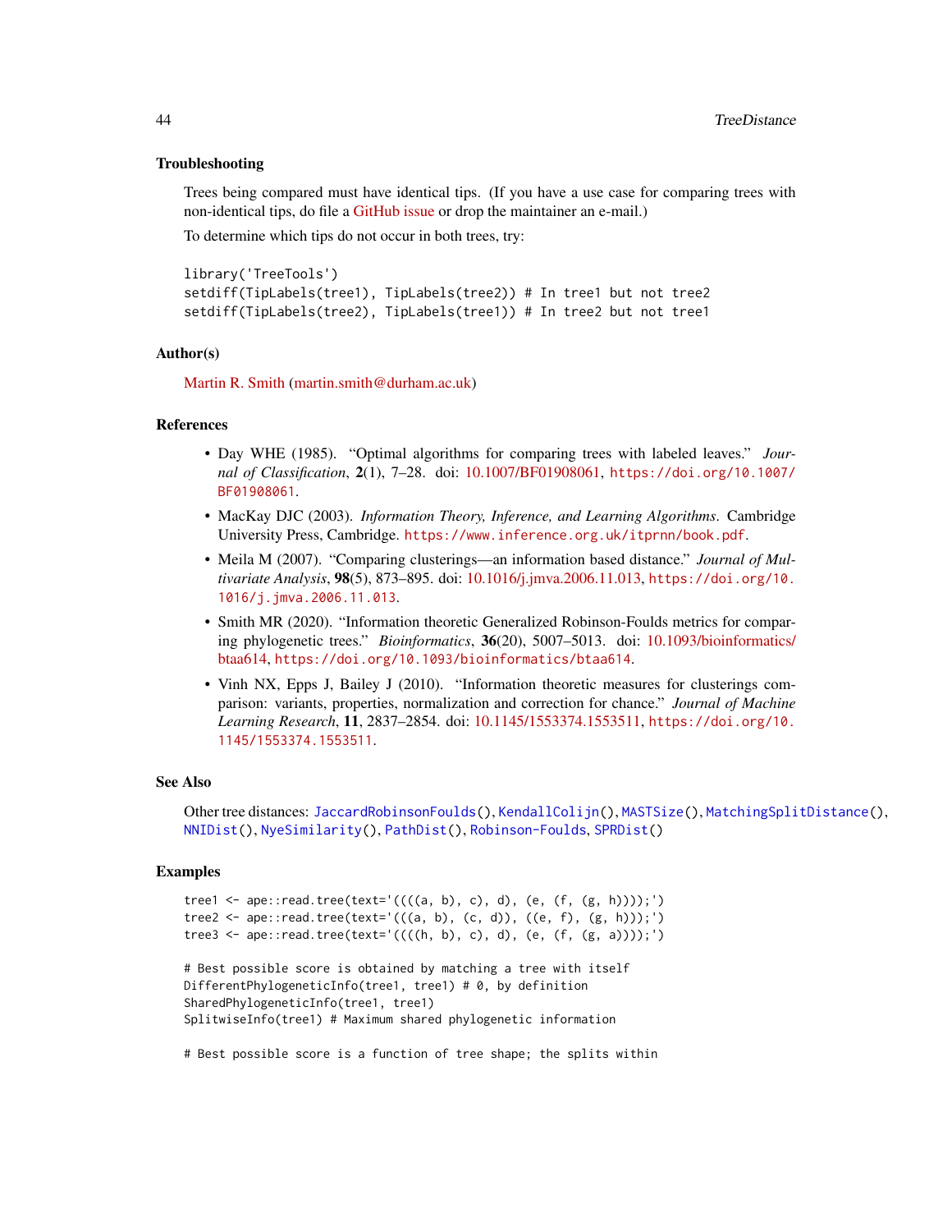### Troubleshooting

Trees being compared must have identical tips. (If you have a use case for comparing trees with non-identical tips, do file a GitHub issue or drop the maintainer an e-mail.)

To determine which tips do not occur in both trees, try:

```
library('TreeTools')
setdiff(TipLabels(tree1), TipLabels(tree2)) # In tree1 but not tree2
setdiff(TipLabels(tree2), TipLabels(tree1)) # In tree2 but not tree1
```

### Author(s)

Martin R. Smith (martin.smith@durham.ac.uk)

### References

- Day WHE (1985). "Optimal algorithms for comparing trees with labeled leaves." *Journal of Classification*, **2**(1), 7–28. doi: 10.1007/BF01908061, `https://doi.org/10.1007/BF01908061`.
- MacKay DJC (2003). *Information Theory, Inference, and Learning Algorithms*. Cambridge University Press, Cambridge. `https://www.inference.org.uk/itprnn/book.pdf`.
- Meila M (2007). "Comparing clusterings—an information based distance." *Journal of Multivariate Analysis*, **98**(5), 873–895. doi: 10.1016/j.jmva.2006.11.013, `https://doi.org/10.1016/j.jmva.2006.11.013`.
- Smith MR (2020). "Information theoretic Generalized Robinson-Foulds metrics for comparing phylogenetic trees." *Bioinformatics*, **36**(20), 5007–5013. doi: 10.1093/bioinformatics/btaa614, `https://doi.org/10.1093/bioinformatics/btaa614`.
- Vinh NX, Epps J, Bailey J (2010). "Information theoretic measures for clusterings comparison: variants, properties, normalization and correction for chance." *Journal of Machine Learning Research*, **11**, 2837–2854. doi: 10.1145/1553374.1553511, `https://doi.org/10.1145/1553374.1553511`.

### See Also

Other tree distances: `JaccardRobinsonFoulds()`, `KendallColijn()`, `MASTSize()`, `MatchingSplitDistance()`, `NNIDist()`, `NyeSimilarity()`, `PathDist()`, `Robinson-Foulds`, `SPRDist()`

### Examples

```
tree1 <- ape::read.tree(text='((((a, b), c), d), (e, (f, (g, h))));')
tree2 <- ape::read.tree(text='(((a, b), (c, d)), ((e, f), (g, h)));')
tree3 <- ape::read.tree(text='((((h, b), c), d), (e, (f, (g, a))));')

# Best possible score is obtained by matching a tree with itself
DifferentPhylogeneticInfo(tree1, tree1) # 0, by definition
SharedPhylogeneticInfo(tree1, tree1)
SplitwiseInfo(tree1) # Maximum shared phylogenetic information

# Best possible score is a function of tree shape; the splits within
```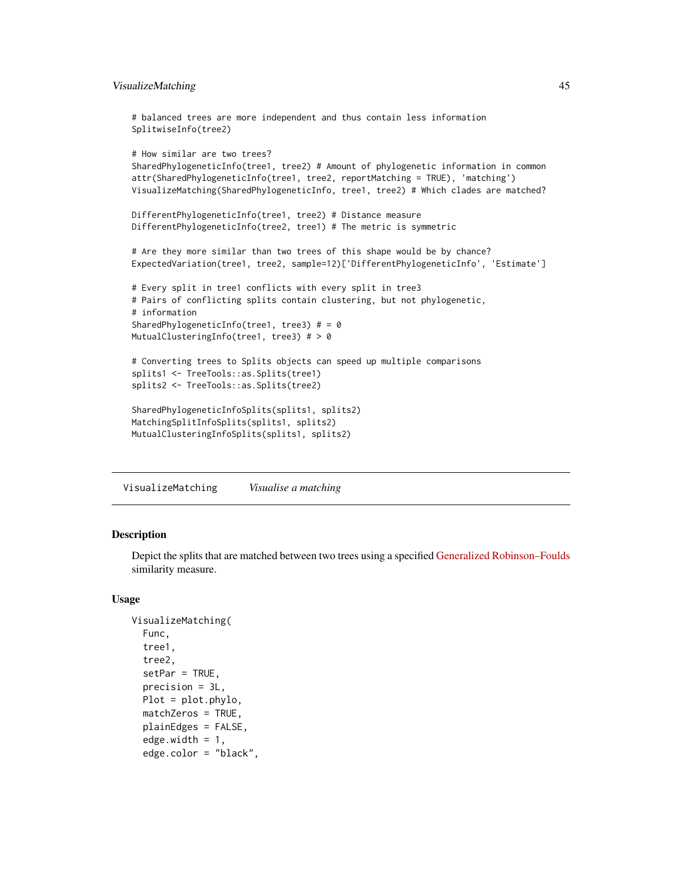```
# balanced trees are more independent and thus contain less information
SplitwiseInfo(tree2)

# How similar are two trees?
SharedPhylogeneticInfo(tree1, tree2) # Amount of phylogenetic information in common
attr(SharedPhylogeneticInfo(tree1, tree2, reportMatching = TRUE), 'matching')
VisualizeMatching(SharedPhylogeneticInfo, tree1, tree2) # Which clades are matched?

DifferentPhylogeneticInfo(tree1, tree2) # Distance measure
DifferentPhylogeneticInfo(tree2, tree1) # The metric is symmetric

# Are they more similar than two trees of this shape would be by chance?
ExpectedVariation(tree1, tree2, sample=12)['DifferentPhylogeneticInfo', 'Estimate']

# Every split in tree1 conflicts with every split in tree3
# Pairs of conflicting splits contain clustering, but not phylogenetic,
# information
SharedPhylogeneticInfo(tree1, tree3) # = 0
MutualClusteringInfo(tree1, tree3) # > 0

# Converting trees to Splits objects can speed up multiple comparisons
splits1 <- TreeTools::as.Splits(tree1)
splits2 <- TreeTools::as.Splits(tree2)

SharedPhylogeneticInfoSplits(splits1, splits2)
MatchingSplitInfoSplits(splits1, splits2)
MutualClusteringInfoSplits(splits1, splits2)
```

---

## VisualizeMatching &nbsp;&nbsp;&nbsp; *Visualise a matching*

---

### Description

Depict the splits that are matched between two trees using a specified Generalized Robinson–Foulds similarity measure.

### Usage

```
VisualizeMatching(
  Func,
  tree1,
  tree2,
  setPar = TRUE,
  precision = 3L,
  Plot = plot.phylo,
  matchZeros = TRUE,
  plainEdges = FALSE,
  edge.width = 1,
  edge.color = "black",
```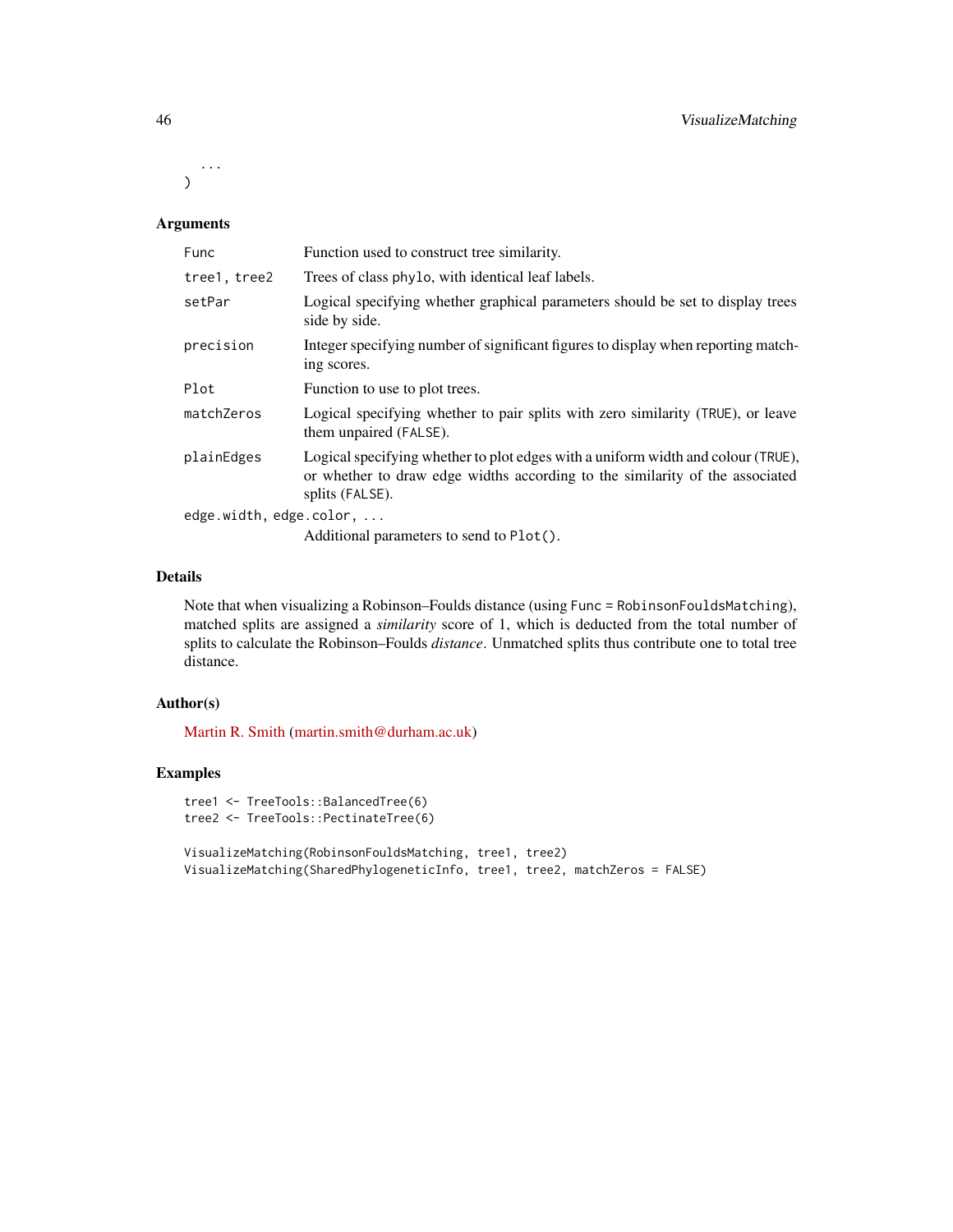```
  ...
)
```

## Arguments

- `Func` — Function used to construct tree similarity.
- `tree1, tree2` — Trees of class `phylo`, with identical leaf labels.
- `setPar` — Logical specifying whether graphical parameters should be set to display trees side by side.
- `precision` — Integer specifying number of significant figures to display when reporting matching scores.
- `Plot` — Function to use to plot trees.
- `matchZeros` — Logical specifying whether to pair splits with zero similarity (`TRUE`), or leave them unpaired (`FALSE`).
- `plainEdges` — Logical specifying whether to plot edges with a uniform width and colour (`TRUE`), or whether to draw edge widths according to the similarity of the associated splits (`FALSE`).
- `edge.width, edge.color, ...` — Additional parameters to send to `Plot()`.

## Details

Note that when visualizing a Robinson–Foulds distance (using `Func = RobinsonFouldsMatching`), matched splits are assigned a *similarity* score of 1, which is deducted from the total number of splits to calculate the Robinson–Foulds *distance*. Unmatched splits thus contribute one to total tree distance.

## Author(s)

Martin R. Smith (martin.smith@durham.ac.uk)

## Examples

```
tree1 <- TreeTools::BalancedTree(6)
tree2 <- TreeTools::PectinateTree(6)

VisualizeMatching(RobinsonFouldsMatching, tree1, tree2)
VisualizeMatching(SharedPhylogeneticInfo, tree1, tree2, matchZeros = FALSE)
```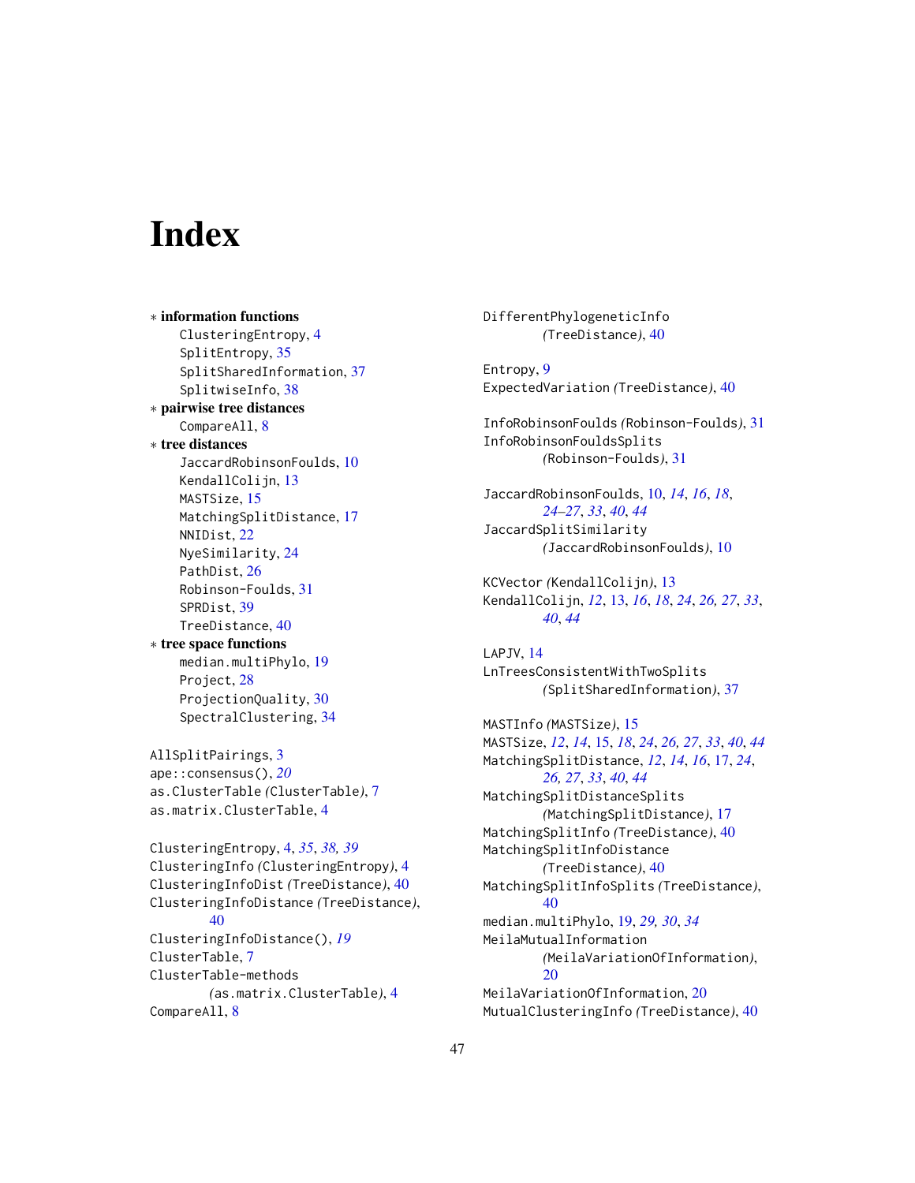# Index

* **information functions**
  - ClusteringEntropy, 4
  - SplitEntropy, 35
  - SplitSharedInformation, 37
  - SplitwiseInfo, 38
* **pairwise tree distances**
  - CompareAll, 8
* **tree distances**
  - JaccardRobinsonFoulds, 10
  - KendallColijn, 13
  - MASTSize, 15
  - MatchingSplitDistance, 17
  - NNIDist, 22
  - NyeSimilarity, 24
  - PathDist, 26
  - Robinson-Foulds, 31
  - SPRDist, 39
  - TreeDistance, 40
* **tree space functions**
  - median.multiPhylo, 19
  - Project, 28
  - ProjectionQuality, 30
  - SpectralClustering, 34

AllSplitPairings, 3
ape::consensus(), *20*
as.ClusterTable *(*ClusterTable*)*, 7
as.matrix.ClusterTable, 4

ClusteringEntropy, 4, *35*, *38, 39*
ClusteringInfo *(*ClusteringEntropy*)*, 4
ClusteringInfoDist *(*TreeDistance*)*, 40
ClusteringInfoDistance *(*TreeDistance*)*, 40
ClusteringInfoDistance(), *19*
ClusterTable, 7
ClusterTable-methods *(*as.matrix.ClusterTable*)*, 4
CompareAll, 8

DifferentPhylogeneticInfo *(*TreeDistance*)*, 40

Entropy, 9
ExpectedVariation *(*TreeDistance*)*, 40

InfoRobinsonFoulds *(*Robinson-Foulds*)*, 31
InfoRobinsonFouldsSplits *(*Robinson-Foulds*)*, 31

JaccardRobinsonFoulds, 10, *14*, *16*, *18*, *24–27*, *33*, *40*, *44*
JaccardSplitSimilarity *(*JaccardRobinsonFoulds*)*, 10

KCVector *(*KendallColijn*)*, 13
KendallColijn, *12*, 13, *16*, *18*, *24*, *26, 27*, *33*, *40*, *44*

LAPJV, 14
LnTreesConsistentWithTwoSplits *(*SplitSharedInformation*)*, 37

MASTInfo *(*MASTSize*)*, 15
MASTSize, *12*, *14*, 15, *18*, *24*, *26, 27*, *33*, *40*, *44*
MatchingSplitDistance, *12*, *14*, *16*, 17, *24*, *26, 27*, *33*, *40*, *44*
MatchingSplitDistanceSplits *(*MatchingSplitDistance*)*, 17
MatchingSplitInfo *(*TreeDistance*)*, 40
MatchingSplitInfoDistance *(*TreeDistance*)*, 40
MatchingSplitInfoSplits *(*TreeDistance*)*, 40
median.multiPhylo, 19, *29, 30*, *34*
MeilaMutualInformation *(*MeilaVariationOfInformation*)*, 20
MeilaVariationOfInformation, 20
MutualClusteringInfo *(*TreeDistance*)*, 40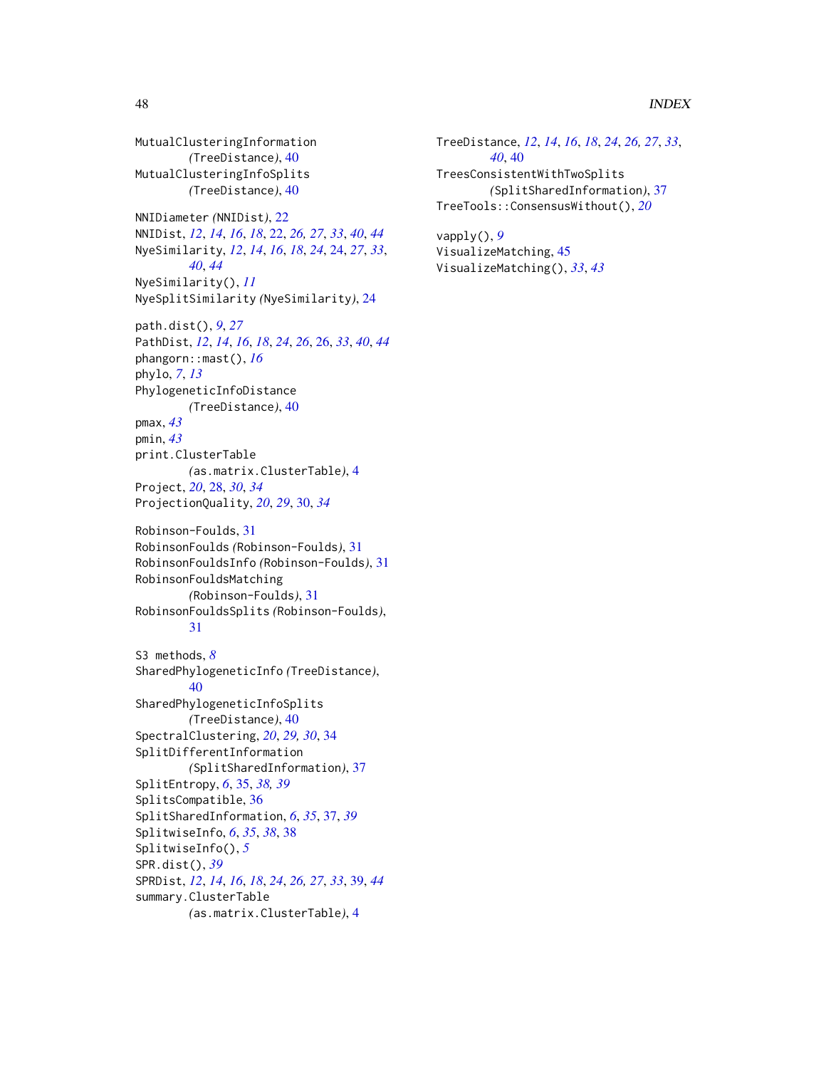MutualClusteringInformation
*(*TreeDistance*)*, 40
MutualClusteringInfoSplits
*(*TreeDistance*)*, 40

NNIDiameter *(*NNIDist*)*, 22
NNIDist, *12*, *14*, *16*, *18*, 22, *26, 27*, *33*, *40*, *44*
NyeSimilarity, *12*, *14*, *16*, *18*, *24*, 24, *27*, *33*, *40*, *44*
NyeSimilarity(), *11*
NyeSplitSimilarity *(*NyeSimilarity*)*, 24

path.dist(), *9*, *27*
PathDist, *12*, *14*, *16*, *18*, *24*, *26*, 26, *33*, *40*, *44*
phangorn::mast(), *16*
phylo, *7*, *13*
PhylogeneticInfoDistance
*(*TreeDistance*)*, 40
pmax, *43*
pmin, *43*
print.ClusterTable
*(*as.matrix.ClusterTable*)*, 4
Project, *20*, 28, *30*, *34*
ProjectionQuality, *20*, *29*, 30, *34*

Robinson-Foulds, 31
RobinsonFoulds *(*Robinson-Foulds*)*, 31
RobinsonFouldsInfo *(*Robinson-Foulds*)*, 31
RobinsonFouldsMatching
*(*Robinson-Foulds*)*, 31
RobinsonFouldsSplits *(*Robinson-Foulds*)*, 31

S3 methods, *8*
SharedPhylogeneticInfo *(*TreeDistance*)*, 40
SharedPhylogeneticInfoSplits
*(*TreeDistance*)*, 40
SpectralClustering, *20*, *29, 30*, 34
SplitDifferentInformation
*(*SplitSharedInformation*)*, 37
SplitEntropy, *6*, 35, *38, 39*
SplitsCompatible, 36
SplitSharedInformation, *6*, *35*, 37, *39*
SplitwiseInfo, *6*, *35*, *38*, 38
SplitwiseInfo(), *5*
SPR.dist(), *39*
SPRDist, *12*, *14*, *16*, *18*, *24*, *26, 27*, *33*, 39, *44*
summary.ClusterTable
*(*as.matrix.ClusterTable*)*, 4

TreeDistance, *12*, *14*, *16*, *18*, *24*, *26, 27*, *33*, *40*, 40
TreesConsistentWithTwoSplits
*(*SplitSharedInformation*)*, 37
TreeTools::ConsensusWithout(), *20*

vapply(), *9*
VisualizeMatching, 45
VisualizeMatching(), *33*, *43*